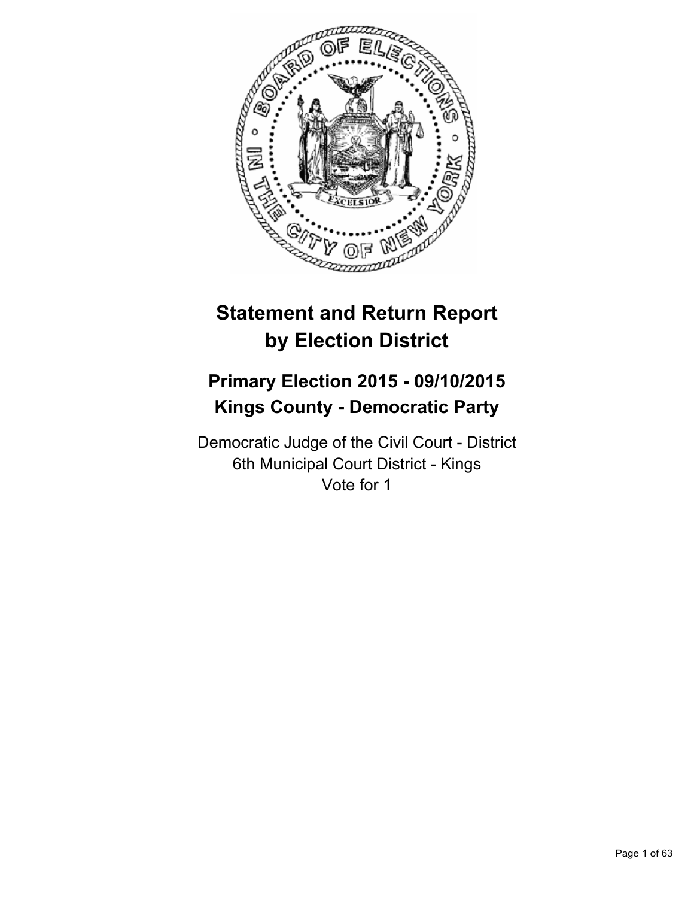# Statement and Return Report by Election District

## Primary Election 2015 - 09/10/2015
## Kings County - Democratic Party

Democratic Judge of the Civil Court - District
6th Municipal Court District - Kings
Vote for 1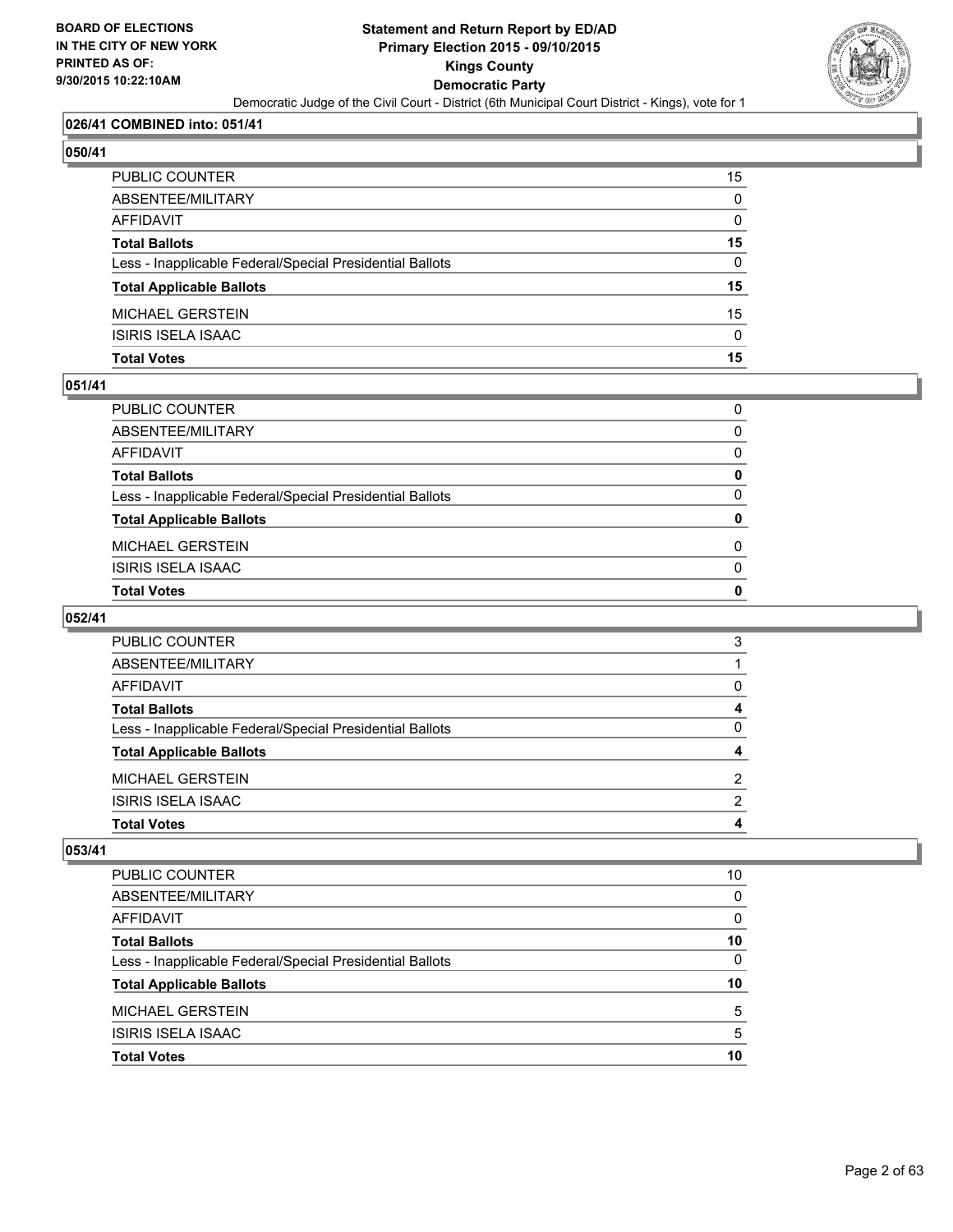**026/41 COMBINED into: 051/41**

**050/41**

| | |
|---|---|
| PUBLIC COUNTER | 15 |
| ABSENTEE/MILITARY | 0 |
| AFFIDAVIT | 0 |
| **Total Ballots** | **15** |
| Less - Inapplicable Federal/Special Presidential Ballots | 0 |
| **Total Applicable Ballots** | **15** |
| MICHAEL GERSTEIN | 15 |
| ISIRIS ISELA ISAAC | 0 |
| **Total Votes** | **15** |

**051/41**

| | |
|---|---|
| PUBLIC COUNTER | 0 |
| ABSENTEE/MILITARY | 0 |
| AFFIDAVIT | 0 |
| **Total Ballots** | **0** |
| Less - Inapplicable Federal/Special Presidential Ballots | 0 |
| **Total Applicable Ballots** | **0** |
| MICHAEL GERSTEIN | 0 |
| ISIRIS ISELA ISAAC | 0 |
| **Total Votes** | **0** |

**052/41**

| | |
|---|---|
| PUBLIC COUNTER | 3 |
| ABSENTEE/MILITARY | 1 |
| AFFIDAVIT | 0 |
| **Total Ballots** | **4** |
| Less - Inapplicable Federal/Special Presidential Ballots | 0 |
| **Total Applicable Ballots** | **4** |
| MICHAEL GERSTEIN | 2 |
| ISIRIS ISELA ISAAC | 2 |
| **Total Votes** | **4** |

**053/41**

| | |
|---|---|
| PUBLIC COUNTER | 10 |
| ABSENTEE/MILITARY | 0 |
| AFFIDAVIT | 0 |
| **Total Ballots** | **10** |
| Less - Inapplicable Federal/Special Presidential Ballots | 0 |
| **Total Applicable Ballots** | **10** |
| MICHAEL GERSTEIN | 5 |
| ISIRIS ISELA ISAAC | 5 |
| **Total Votes** | **10** |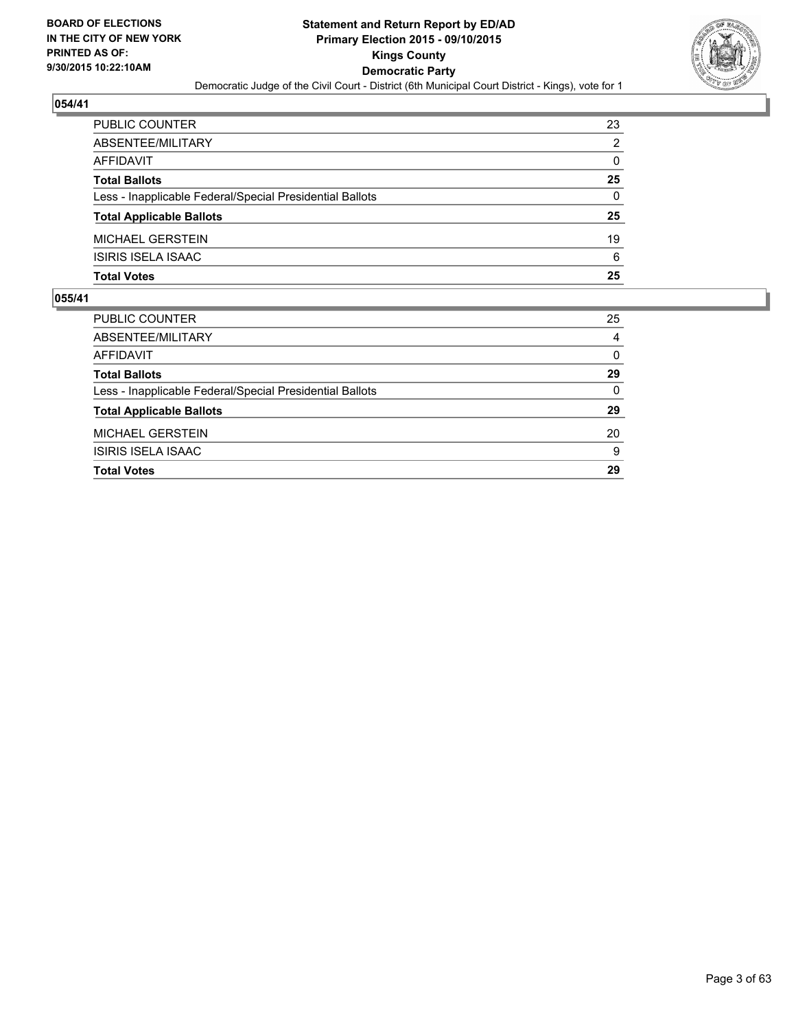## 054/41

| | |
|---|---|
| PUBLIC COUNTER | 23 |
| ABSENTEE/MILITARY | 2 |
| AFFIDAVIT | 0 |
| **Total Ballots** | **25** |
| Less - Inapplicable Federal/Special Presidential Ballots | 0 |
| **Total Applicable Ballots** | **25** |
| MICHAEL GERSTEIN | 19 |
| ISIRIS ISELA ISAAC | 6 |
| **Total Votes** | **25** |

## 055/41

| | |
|---|---|
| PUBLIC COUNTER | 25 |
| ABSENTEE/MILITARY | 4 |
| AFFIDAVIT | 0 |
| **Total Ballots** | **29** |
| Less - Inapplicable Federal/Special Presidential Ballots | 0 |
| **Total Applicable Ballots** | **29** |
| MICHAEL GERSTEIN | 20 |
| ISIRIS ISELA ISAAC | 9 |
| **Total Votes** | **29** |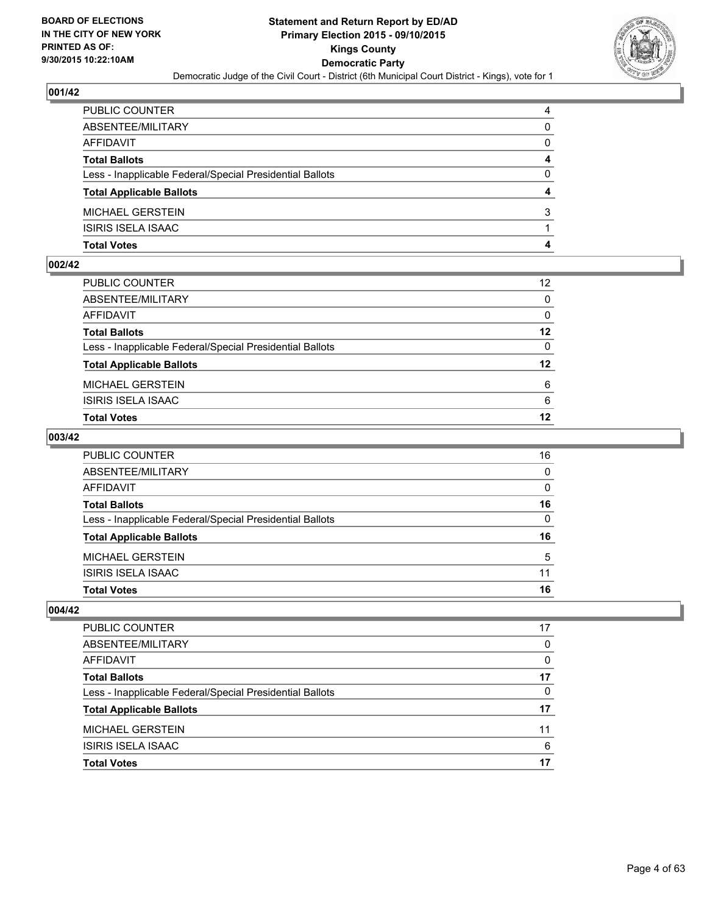BOARD OF ELECTIONS
IN THE CITY OF NEW YORK
PRINTED AS OF:
9/30/2015 10:22:10AM

**Statement and Return Report by ED/AD**
**Primary Election 2015 - 09/10/2015**
**Kings County**
**Democratic Party**
Democratic Judge of the Civil Court - District (6th Municipal Court District - Kings), vote for 1

### 001/42

| | |
|---|---|
| PUBLIC COUNTER | 4 |
| ABSENTEE/MILITARY | 0 |
| AFFIDAVIT | 0 |
| **Total Ballots** | **4** |
| Less - Inapplicable Federal/Special Presidential Ballots | 0 |
| **Total Applicable Ballots** | **4** |
| MICHAEL GERSTEIN | 3 |
| ISIRIS ISELA ISAAC | 1 |
| **Total Votes** | **4** |

### 002/42

| | |
|---|---|
| PUBLIC COUNTER | 12 |
| ABSENTEE/MILITARY | 0 |
| AFFIDAVIT | 0 |
| **Total Ballots** | **12** |
| Less - Inapplicable Federal/Special Presidential Ballots | 0 |
| **Total Applicable Ballots** | **12** |
| MICHAEL GERSTEIN | 6 |
| ISIRIS ISELA ISAAC | 6 |
| **Total Votes** | **12** |

### 003/42

| | |
|---|---|
| PUBLIC COUNTER | 16 |
| ABSENTEE/MILITARY | 0 |
| AFFIDAVIT | 0 |
| **Total Ballots** | **16** |
| Less - Inapplicable Federal/Special Presidential Ballots | 0 |
| **Total Applicable Ballots** | **16** |
| MICHAEL GERSTEIN | 5 |
| ISIRIS ISELA ISAAC | 11 |
| **Total Votes** | **16** |

### 004/42

| | |
|---|---|
| PUBLIC COUNTER | 17 |
| ABSENTEE/MILITARY | 0 |
| AFFIDAVIT | 0 |
| **Total Ballots** | **17** |
| Less - Inapplicable Federal/Special Presidential Ballots | 0 |
| **Total Applicable Ballots** | **17** |
| MICHAEL GERSTEIN | 11 |
| ISIRIS ISELA ISAAC | 6 |
| **Total Votes** | **17** |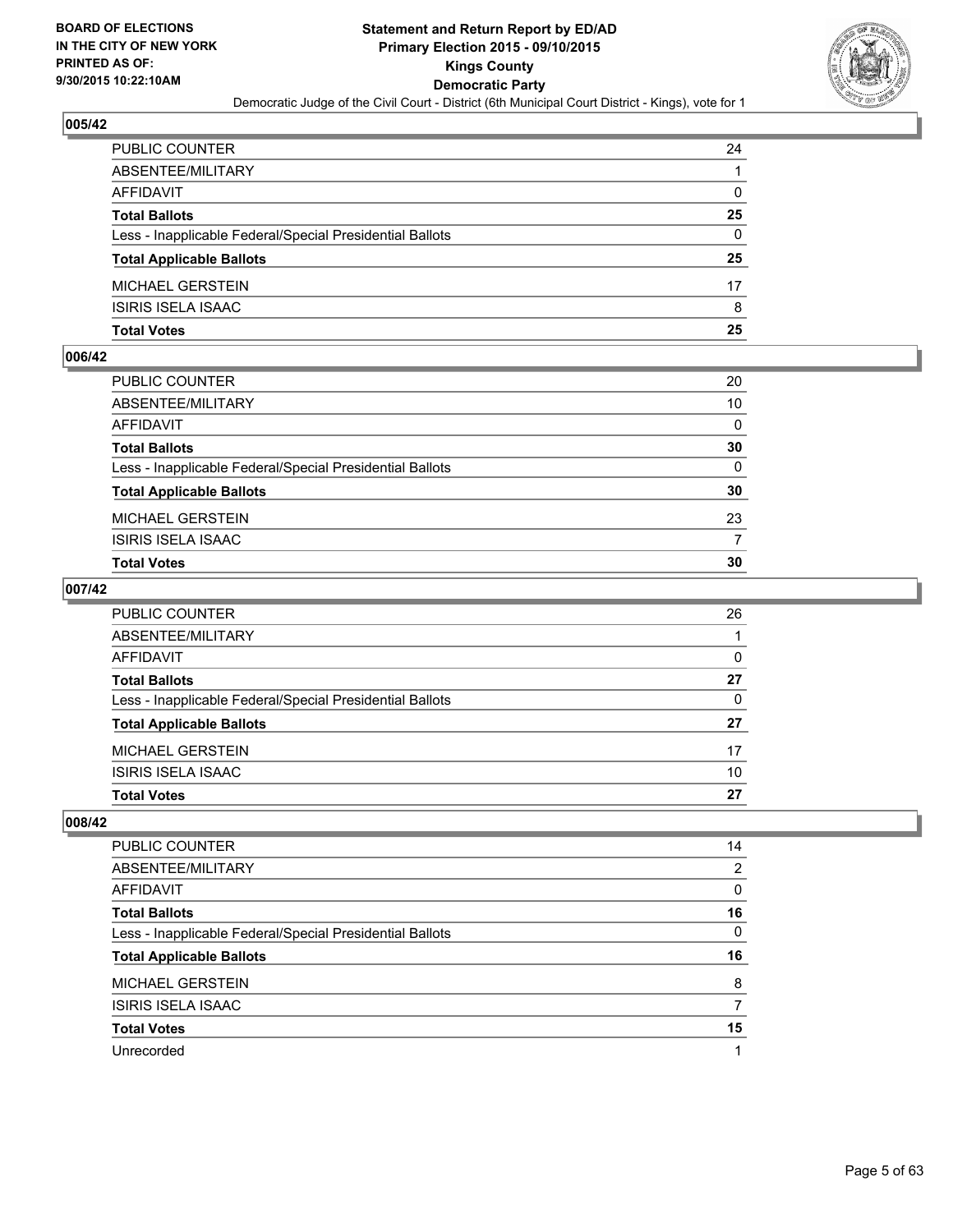## 005/42

| | |
|---|---|
| PUBLIC COUNTER | 24 |
| ABSENTEE/MILITARY | 1 |
| AFFIDAVIT | 0 |
| **Total Ballots** | **25** |
| Less - Inapplicable Federal/Special Presidential Ballots | 0 |
| **Total Applicable Ballots** | **25** |
| MICHAEL GERSTEIN | 17 |
| ISIRIS ISELA ISAAC | 8 |
| **Total Votes** | **25** |

## 006/42

| | |
|---|---|
| PUBLIC COUNTER | 20 |
| ABSENTEE/MILITARY | 10 |
| AFFIDAVIT | 0 |
| **Total Ballots** | **30** |
| Less - Inapplicable Federal/Special Presidential Ballots | 0 |
| **Total Applicable Ballots** | **30** |
| MICHAEL GERSTEIN | 23 |
| ISIRIS ISELA ISAAC | 7 |
| **Total Votes** | **30** |

## 007/42

| | |
|---|---|
| PUBLIC COUNTER | 26 |
| ABSENTEE/MILITARY | 1 |
| AFFIDAVIT | 0 |
| **Total Ballots** | **27** |
| Less - Inapplicable Federal/Special Presidential Ballots | 0 |
| **Total Applicable Ballots** | **27** |
| MICHAEL GERSTEIN | 17 |
| ISIRIS ISELA ISAAC | 10 |
| **Total Votes** | **27** |

## 008/42

| | |
|---|---|
| PUBLIC COUNTER | 14 |
| ABSENTEE/MILITARY | 2 |
| AFFIDAVIT | 0 |
| **Total Ballots** | **16** |
| Less - Inapplicable Federal/Special Presidential Ballots | 0 |
| **Total Applicable Ballots** | **16** |
| MICHAEL GERSTEIN | 8 |
| ISIRIS ISELA ISAAC | 7 |
| **Total Votes** | **15** |
| Unrecorded | 1 |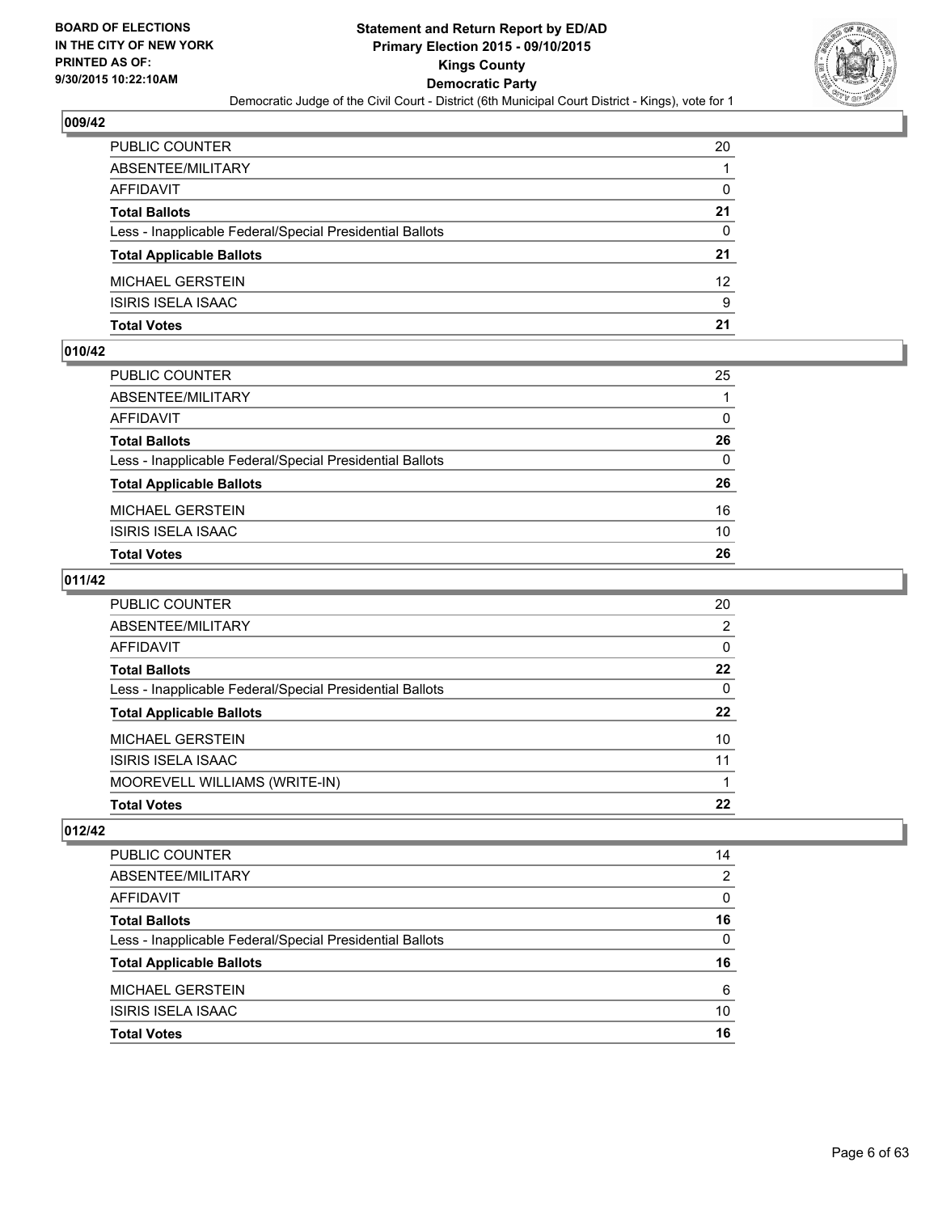## 009/42

| | |
|---|---|
| PUBLIC COUNTER | 20 |
| ABSENTEE/MILITARY | 1 |
| AFFIDAVIT | 0 |
| **Total Ballots** | **21** |
| Less - Inapplicable Federal/Special Presidential Ballots | 0 |
| **Total Applicable Ballots** | **21** |
| MICHAEL GERSTEIN | 12 |
| ISIRIS ISELA ISAAC | 9 |
| **Total Votes** | **21** |

## 010/42

| | |
|---|---|
| PUBLIC COUNTER | 25 |
| ABSENTEE/MILITARY | 1 |
| AFFIDAVIT | 0 |
| **Total Ballots** | **26** |
| Less - Inapplicable Federal/Special Presidential Ballots | 0 |
| **Total Applicable Ballots** | **26** |
| MICHAEL GERSTEIN | 16 |
| ISIRIS ISELA ISAAC | 10 |
| **Total Votes** | **26** |

## 011/42

| | |
|---|---|
| PUBLIC COUNTER | 20 |
| ABSENTEE/MILITARY | 2 |
| AFFIDAVIT | 0 |
| **Total Ballots** | **22** |
| Less - Inapplicable Federal/Special Presidential Ballots | 0 |
| **Total Applicable Ballots** | **22** |
| MICHAEL GERSTEIN | 10 |
| ISIRIS ISELA ISAAC | 11 |
| MOOREVELL WILLIAMS (WRITE-IN) | 1 |
| **Total Votes** | **22** |

## 012/42

| | |
|---|---|
| PUBLIC COUNTER | 14 |
| ABSENTEE/MILITARY | 2 |
| AFFIDAVIT | 0 |
| **Total Ballots** | **16** |
| Less - Inapplicable Federal/Special Presidential Ballots | 0 |
| **Total Applicable Ballots** | **16** |
| MICHAEL GERSTEIN | 6 |
| ISIRIS ISELA ISAAC | 10 |
| **Total Votes** | **16** |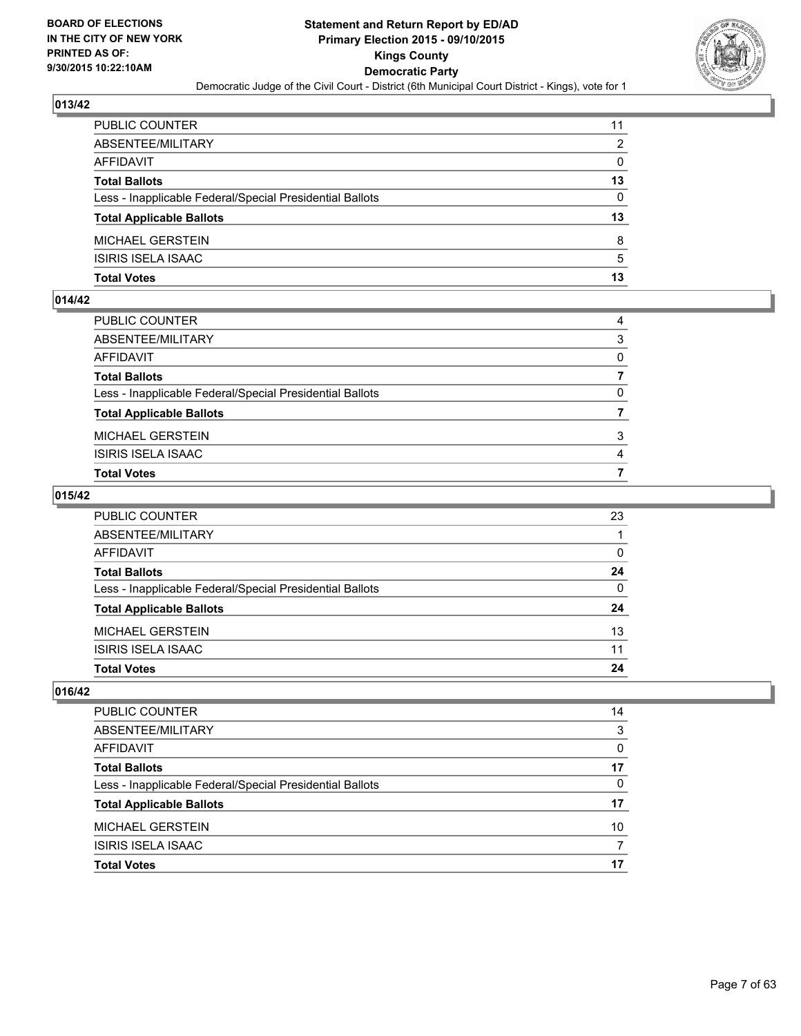## 013/42

| | |
|---|---|
| PUBLIC COUNTER | 11 |
| ABSENTEE/MILITARY | 2 |
| AFFIDAVIT | 0 |
| **Total Ballots** | **13** |
| Less - Inapplicable Federal/Special Presidential Ballots | 0 |
| **Total Applicable Ballots** | **13** |
| MICHAEL GERSTEIN | 8 |
| ISIRIS ISELA ISAAC | 5 |
| **Total Votes** | **13** |

## 014/42

| | |
|---|---|
| PUBLIC COUNTER | 4 |
| ABSENTEE/MILITARY | 3 |
| AFFIDAVIT | 0 |
| **Total Ballots** | **7** |
| Less - Inapplicable Federal/Special Presidential Ballots | 0 |
| **Total Applicable Ballots** | **7** |
| MICHAEL GERSTEIN | 3 |
| ISIRIS ISELA ISAAC | 4 |
| **Total Votes** | **7** |

## 015/42

| | |
|---|---|
| PUBLIC COUNTER | 23 |
| ABSENTEE/MILITARY | 1 |
| AFFIDAVIT | 0 |
| **Total Ballots** | **24** |
| Less - Inapplicable Federal/Special Presidential Ballots | 0 |
| **Total Applicable Ballots** | **24** |
| MICHAEL GERSTEIN | 13 |
| ISIRIS ISELA ISAAC | 11 |
| **Total Votes** | **24** |

## 016/42

| | |
|---|---|
| PUBLIC COUNTER | 14 |
| ABSENTEE/MILITARY | 3 |
| AFFIDAVIT | 0 |
| **Total Ballots** | **17** |
| Less - Inapplicable Federal/Special Presidential Ballots | 0 |
| **Total Applicable Ballots** | **17** |
| MICHAEL GERSTEIN | 10 |
| ISIRIS ISELA ISAAC | 7 |
| **Total Votes** | **17** |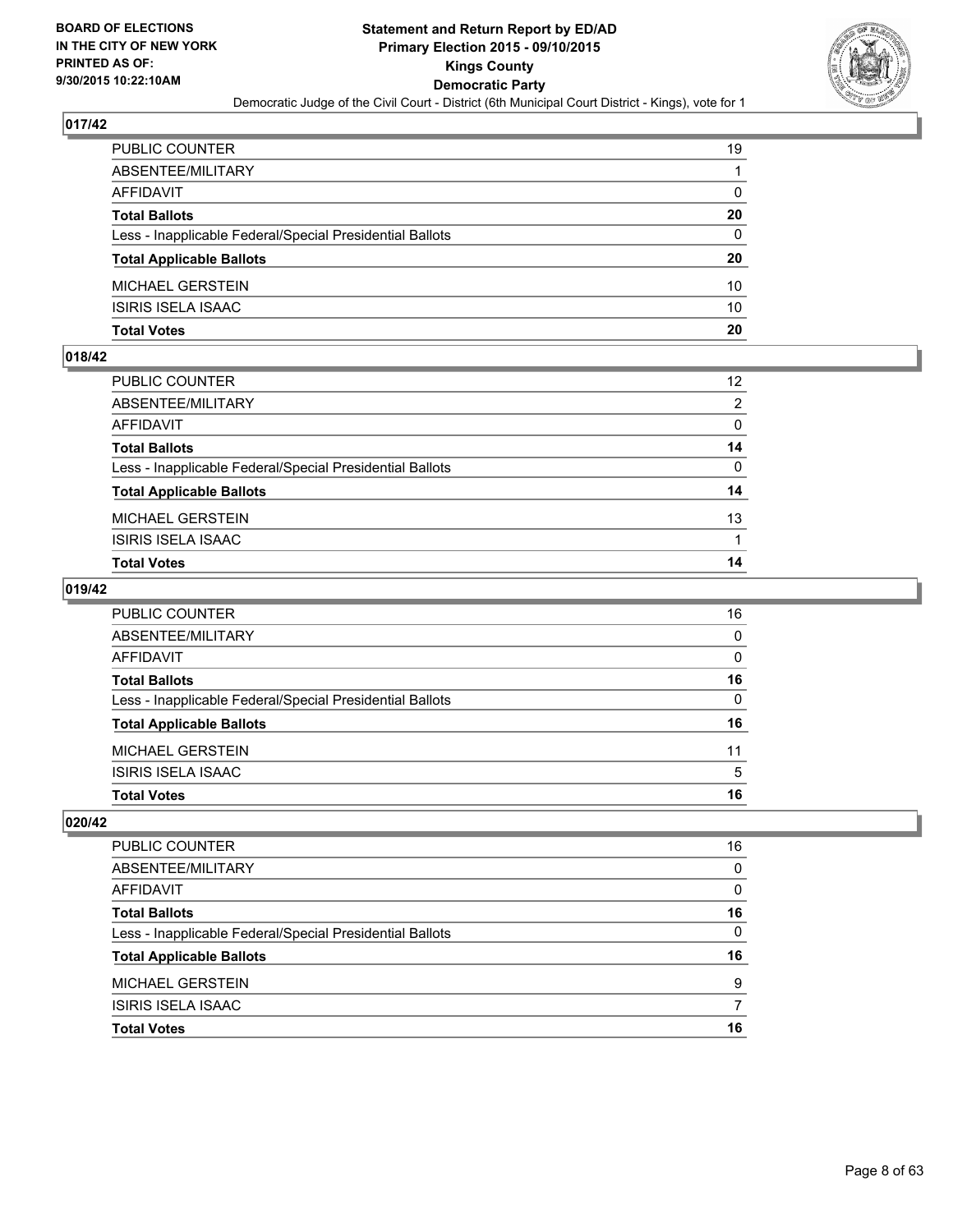BOARD OF ELECTIONS
IN THE CITY OF NEW YORK
PRINTED AS OF:
9/30/2015 10:22:10AM

# Statement and Return Report by ED/AD
## Primary Election 2015 - 09/10/2015
## Kings County
## Democratic Party
### Democratic Judge of the Civil Court - District (6th Municipal Court District - Kings), vote for 1

### 017/42

| | |
|---|---|
| PUBLIC COUNTER | 19 |
| ABSENTEE/MILITARY | 1 |
| AFFIDAVIT | 0 |
| **Total Ballots** | **20** |
| Less - Inapplicable Federal/Special Presidential Ballots | 0 |
| **Total Applicable Ballots** | **20** |
| MICHAEL GERSTEIN | 10 |
| ISIRIS ISELA ISAAC | 10 |
| **Total Votes** | **20** |

### 018/42

| | |
|---|---|
| PUBLIC COUNTER | 12 |
| ABSENTEE/MILITARY | 2 |
| AFFIDAVIT | 0 |
| **Total Ballots** | **14** |
| Less - Inapplicable Federal/Special Presidential Ballots | 0 |
| **Total Applicable Ballots** | **14** |
| MICHAEL GERSTEIN | 13 |
| ISIRIS ISELA ISAAC | 1 |
| **Total Votes** | **14** |

### 019/42

| | |
|---|---|
| PUBLIC COUNTER | 16 |
| ABSENTEE/MILITARY | 0 |
| AFFIDAVIT | 0 |
| **Total Ballots** | **16** |
| Less - Inapplicable Federal/Special Presidential Ballots | 0 |
| **Total Applicable Ballots** | **16** |
| MICHAEL GERSTEIN | 11 |
| ISIRIS ISELA ISAAC | 5 |
| **Total Votes** | **16** |

### 020/42

| | |
|---|---|
| PUBLIC COUNTER | 16 |
| ABSENTEE/MILITARY | 0 |
| AFFIDAVIT | 0 |
| **Total Ballots** | **16** |
| Less - Inapplicable Federal/Special Presidential Ballots | 0 |
| **Total Applicable Ballots** | **16** |
| MICHAEL GERSTEIN | 9 |
| ISIRIS ISELA ISAAC | 7 |
| **Total Votes** | **16** |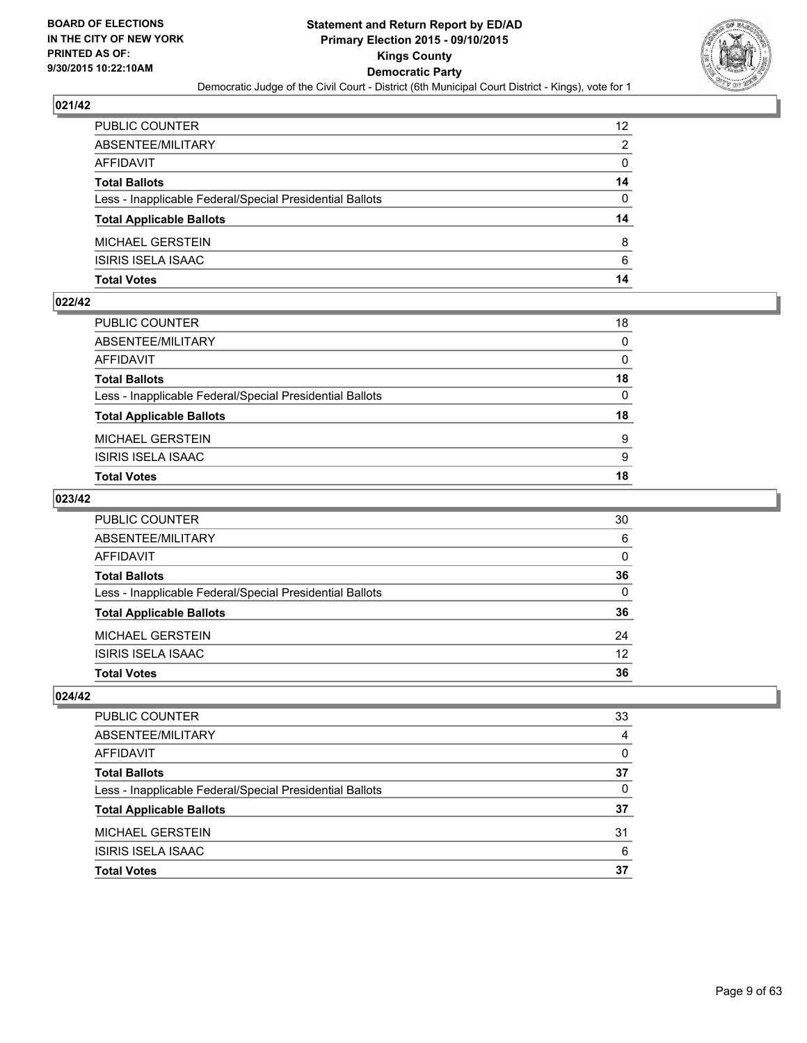## 021/42

| | |
|---|---|
| PUBLIC COUNTER | 12 |
| ABSENTEE/MILITARY | 2 |
| AFFIDAVIT | 0 |
| **Total Ballots** | **14** |
| Less - Inapplicable Federal/Special Presidential Ballots | 0 |
| **Total Applicable Ballots** | **14** |
| MICHAEL GERSTEIN | 8 |
| ISIRIS ISELA ISAAC | 6 |
| **Total Votes** | **14** |

## 022/42

| | |
|---|---|
| PUBLIC COUNTER | 18 |
| ABSENTEE/MILITARY | 0 |
| AFFIDAVIT | 0 |
| **Total Ballots** | **18** |
| Less - Inapplicable Federal/Special Presidential Ballots | 0 |
| **Total Applicable Ballots** | **18** |
| MICHAEL GERSTEIN | 9 |
| ISIRIS ISELA ISAAC | 9 |
| **Total Votes** | **18** |

## 023/42

| | |
|---|---|
| PUBLIC COUNTER | 30 |
| ABSENTEE/MILITARY | 6 |
| AFFIDAVIT | 0 |
| **Total Ballots** | **36** |
| Less - Inapplicable Federal/Special Presidential Ballots | 0 |
| **Total Applicable Ballots** | **36** |
| MICHAEL GERSTEIN | 24 |
| ISIRIS ISELA ISAAC | 12 |
| **Total Votes** | **36** |

## 024/42

| | |
|---|---|
| PUBLIC COUNTER | 33 |
| ABSENTEE/MILITARY | 4 |
| AFFIDAVIT | 0 |
| **Total Ballots** | **37** |
| Less - Inapplicable Federal/Special Presidential Ballots | 0 |
| **Total Applicable Ballots** | **37** |
| MICHAEL GERSTEIN | 31 |
| ISIRIS ISELA ISAAC | 6 |
| **Total Votes** | **37** |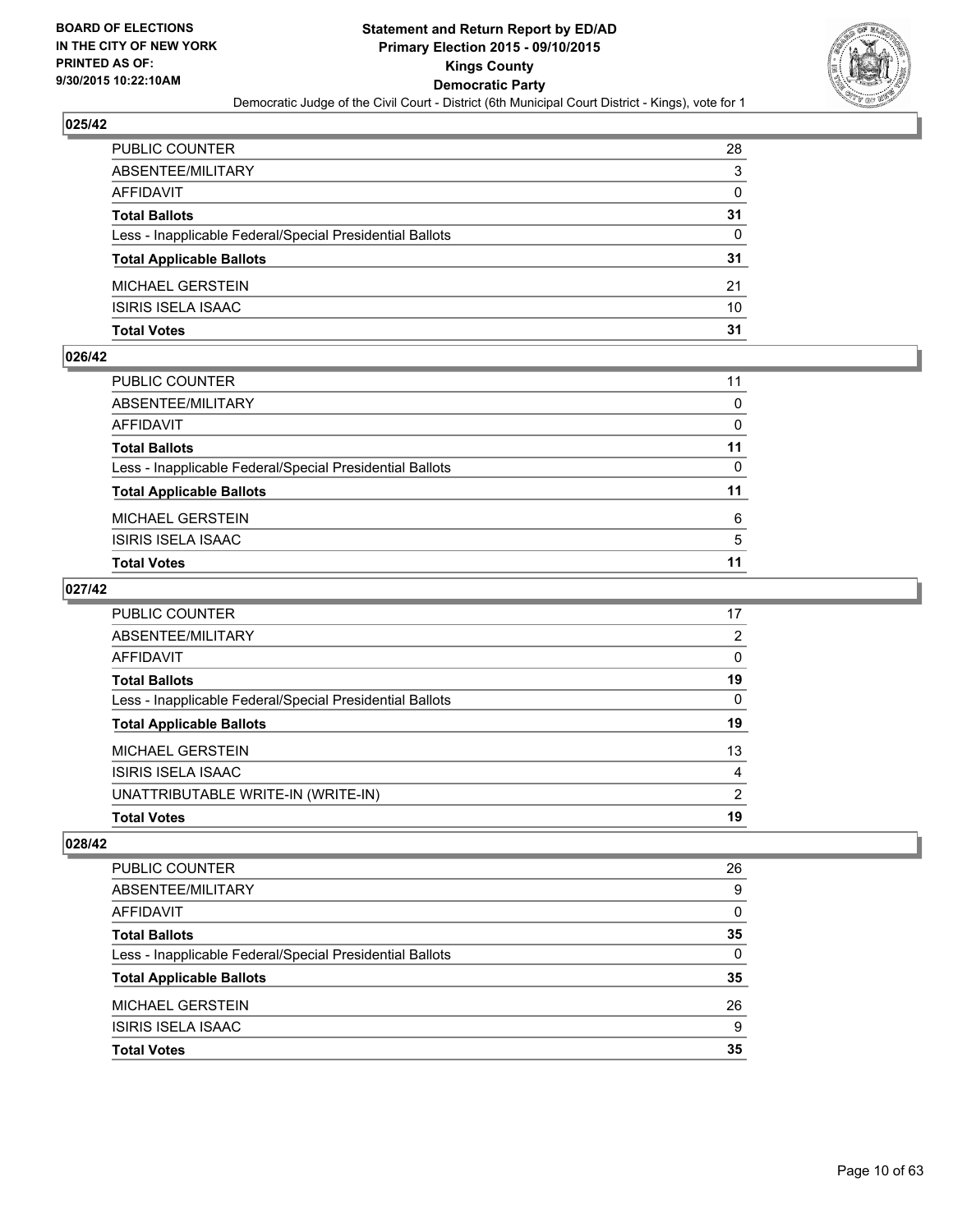BOARD OF ELECTIONS
IN THE CITY OF NEW YORK
PRINTED AS OF:
9/30/2015 10:22:10AM

**Statement and Return Report by ED/AD**
**Primary Election 2015 - 09/10/2015**
**Kings County**
**Democratic Party**
Democratic Judge of the Civil Court - District (6th Municipal Court District - Kings), vote for 1

### 025/42

| | |
|---|---|
| PUBLIC COUNTER | 28 |
| ABSENTEE/MILITARY | 3 |
| AFFIDAVIT | 0 |
| **Total Ballots** | **31** |
| Less - Inapplicable Federal/Special Presidential Ballots | 0 |
| **Total Applicable Ballots** | **31** |
| MICHAEL GERSTEIN | 21 |
| ISIRIS ISELA ISAAC | 10 |
| **Total Votes** | **31** |

### 026/42

| | |
|---|---|
| PUBLIC COUNTER | 11 |
| ABSENTEE/MILITARY | 0 |
| AFFIDAVIT | 0 |
| **Total Ballots** | **11** |
| Less - Inapplicable Federal/Special Presidential Ballots | 0 |
| **Total Applicable Ballots** | **11** |
| MICHAEL GERSTEIN | 6 |
| ISIRIS ISELA ISAAC | 5 |
| **Total Votes** | **11** |

### 027/42

| | |
|---|---|
| PUBLIC COUNTER | 17 |
| ABSENTEE/MILITARY | 2 |
| AFFIDAVIT | 0 |
| **Total Ballots** | **19** |
| Less - Inapplicable Federal/Special Presidential Ballots | 0 |
| **Total Applicable Ballots** | **19** |
| MICHAEL GERSTEIN | 13 |
| ISIRIS ISELA ISAAC | 4 |
| UNATTRIBUTABLE WRITE-IN (WRITE-IN) | 2 |
| **Total Votes** | **19** |

### 028/42

| | |
|---|---|
| PUBLIC COUNTER | 26 |
| ABSENTEE/MILITARY | 9 |
| AFFIDAVIT | 0 |
| **Total Ballots** | **35** |
| Less - Inapplicable Federal/Special Presidential Ballots | 0 |
| **Total Applicable Ballots** | **35** |
| MICHAEL GERSTEIN | 26 |
| ISIRIS ISELA ISAAC | 9 |
| **Total Votes** | **35** |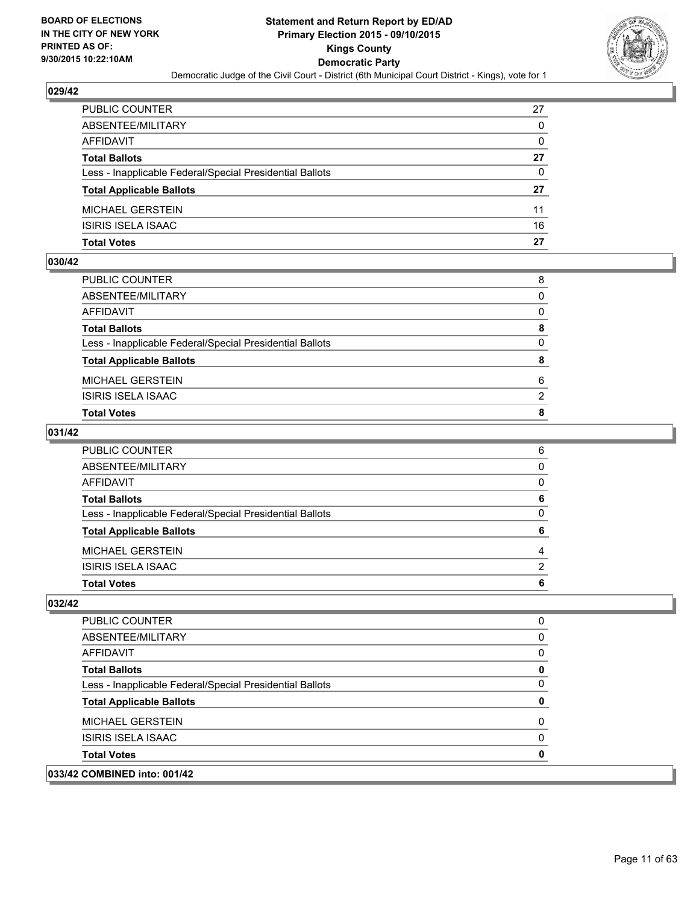## 029/42

| | |
|---|---|
| PUBLIC COUNTER | 27 |
| ABSENTEE/MILITARY | 0 |
| AFFIDAVIT | 0 |
| **Total Ballots** | **27** |
| Less - Inapplicable Federal/Special Presidential Ballots | 0 |
| **Total Applicable Ballots** | **27** |
| MICHAEL GERSTEIN | 11 |
| ISIRIS ISELA ISAAC | 16 |
| **Total Votes** | **27** |

## 030/42

| | |
|---|---|
| PUBLIC COUNTER | 8 |
| ABSENTEE/MILITARY | 0 |
| AFFIDAVIT | 0 |
| **Total Ballots** | **8** |
| Less - Inapplicable Federal/Special Presidential Ballots | 0 |
| **Total Applicable Ballots** | **8** |
| MICHAEL GERSTEIN | 6 |
| ISIRIS ISELA ISAAC | 2 |
| **Total Votes** | **8** |

## 031/42

| | |
|---|---|
| PUBLIC COUNTER | 6 |
| ABSENTEE/MILITARY | 0 |
| AFFIDAVIT | 0 |
| **Total Ballots** | **6** |
| Less - Inapplicable Federal/Special Presidential Ballots | 0 |
| **Total Applicable Ballots** | **6** |
| MICHAEL GERSTEIN | 4 |
| ISIRIS ISELA ISAAC | 2 |
| **Total Votes** | **6** |

## 032/42

| | |
|---|---|
| PUBLIC COUNTER | 0 |
| ABSENTEE/MILITARY | 0 |
| AFFIDAVIT | 0 |
| **Total Ballots** | **0** |
| Less - Inapplicable Federal/Special Presidential Ballots | 0 |
| **Total Applicable Ballots** | **0** |
| MICHAEL GERSTEIN | 0 |
| ISIRIS ISELA ISAAC | 0 |
| **Total Votes** | **0** |

## 033/42 COMBINED into: 001/42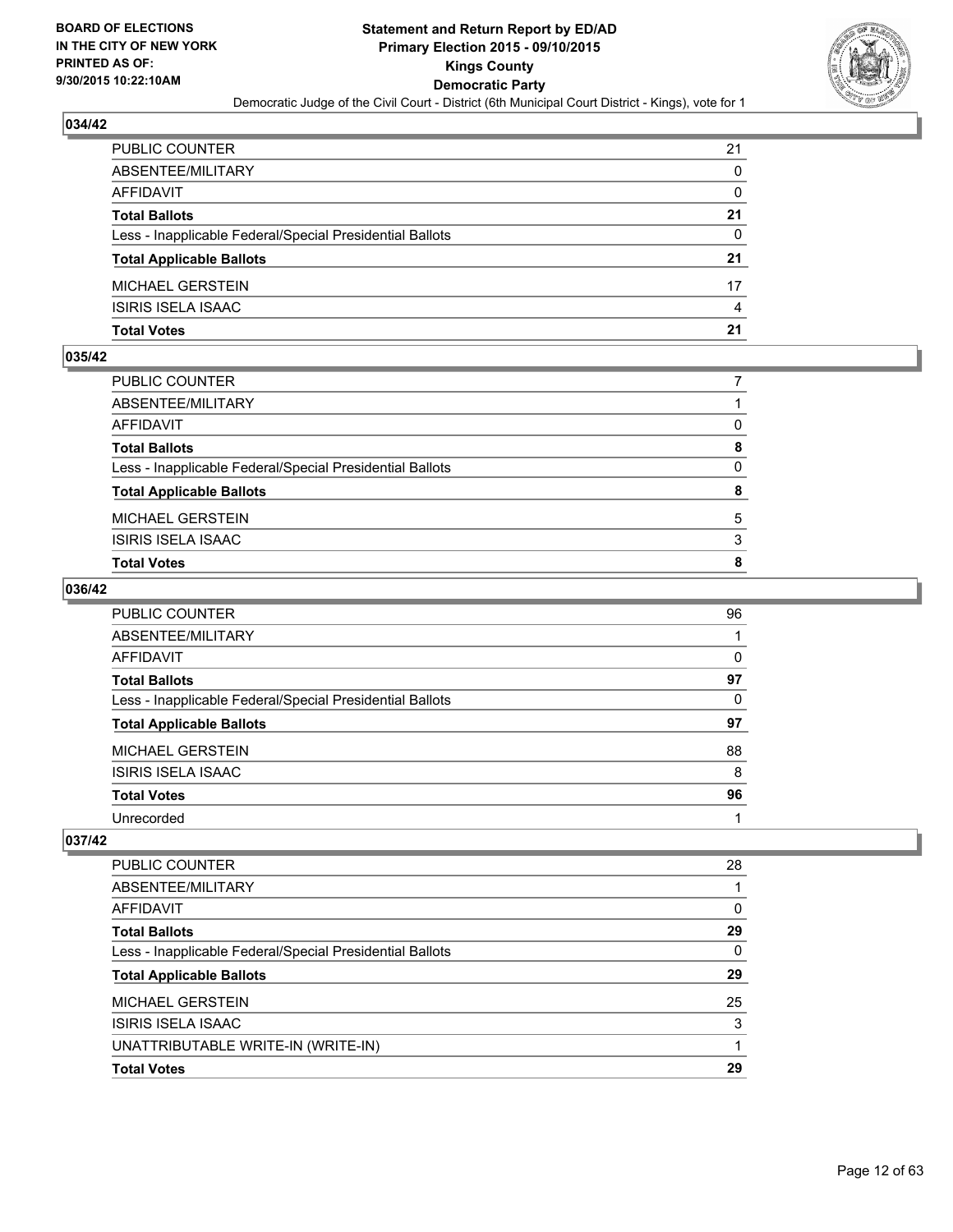## 034/42

| | |
|---|---|
| PUBLIC COUNTER | 21 |
| ABSENTEE/MILITARY | 0 |
| AFFIDAVIT | 0 |
| **Total Ballots** | **21** |
| Less - Inapplicable Federal/Special Presidential Ballots | 0 |
| **Total Applicable Ballots** | **21** |
| MICHAEL GERSTEIN | 17 |
| ISIRIS ISELA ISAAC | 4 |
| **Total Votes** | **21** |

## 035/42

| | |
|---|---|
| PUBLIC COUNTER | 7 |
| ABSENTEE/MILITARY | 1 |
| AFFIDAVIT | 0 |
| **Total Ballots** | **8** |
| Less - Inapplicable Federal/Special Presidential Ballots | 0 |
| **Total Applicable Ballots** | **8** |
| MICHAEL GERSTEIN | 5 |
| ISIRIS ISELA ISAAC | 3 |
| **Total Votes** | **8** |

## 036/42

| | |
|---|---|
| PUBLIC COUNTER | 96 |
| ABSENTEE/MILITARY | 1 |
| AFFIDAVIT | 0 |
| **Total Ballots** | **97** |
| Less - Inapplicable Federal/Special Presidential Ballots | 0 |
| **Total Applicable Ballots** | **97** |
| MICHAEL GERSTEIN | 88 |
| ISIRIS ISELA ISAAC | 8 |
| **Total Votes** | **96** |
| Unrecorded | 1 |

## 037/42

| | |
|---|---|
| PUBLIC COUNTER | 28 |
| ABSENTEE/MILITARY | 1 |
| AFFIDAVIT | 0 |
| **Total Ballots** | **29** |
| Less - Inapplicable Federal/Special Presidential Ballots | 0 |
| **Total Applicable Ballots** | **29** |
| MICHAEL GERSTEIN | 25 |
| ISIRIS ISELA ISAAC | 3 |
| UNATTRIBUTABLE WRITE-IN (WRITE-IN) | 1 |
| **Total Votes** | **29** |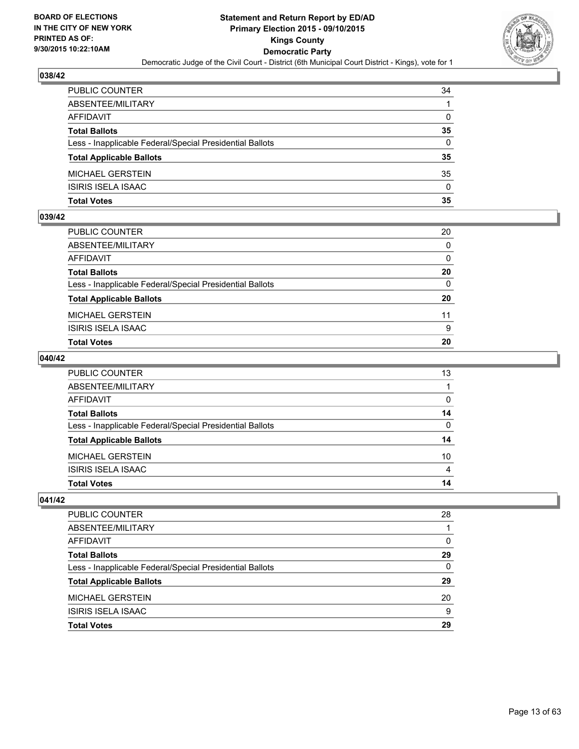## 038/42

| | |
|---|---|
| PUBLIC COUNTER | 34 |
| ABSENTEE/MILITARY | 1 |
| AFFIDAVIT | 0 |
| **Total Ballots** | **35** |
| Less - Inapplicable Federal/Special Presidential Ballots | 0 |
| **Total Applicable Ballots** | **35** |
| MICHAEL GERSTEIN | 35 |
| ISIRIS ISELA ISAAC | 0 |
| **Total Votes** | **35** |

## 039/42

| | |
|---|---|
| PUBLIC COUNTER | 20 |
| ABSENTEE/MILITARY | 0 |
| AFFIDAVIT | 0 |
| **Total Ballots** | **20** |
| Less - Inapplicable Federal/Special Presidential Ballots | 0 |
| **Total Applicable Ballots** | **20** |
| MICHAEL GERSTEIN | 11 |
| ISIRIS ISELA ISAAC | 9 |
| **Total Votes** | **20** |

## 040/42

| | |
|---|---|
| PUBLIC COUNTER | 13 |
| ABSENTEE/MILITARY | 1 |
| AFFIDAVIT | 0 |
| **Total Ballots** | **14** |
| Less - Inapplicable Federal/Special Presidential Ballots | 0 |
| **Total Applicable Ballots** | **14** |
| MICHAEL GERSTEIN | 10 |
| ISIRIS ISELA ISAAC | 4 |
| **Total Votes** | **14** |

## 041/42

| | |
|---|---|
| PUBLIC COUNTER | 28 |
| ABSENTEE/MILITARY | 1 |
| AFFIDAVIT | 0 |
| **Total Ballots** | **29** |
| Less - Inapplicable Federal/Special Presidential Ballots | 0 |
| **Total Applicable Ballots** | **29** |
| MICHAEL GERSTEIN | 20 |
| ISIRIS ISELA ISAAC | 9 |
| **Total Votes** | **29** |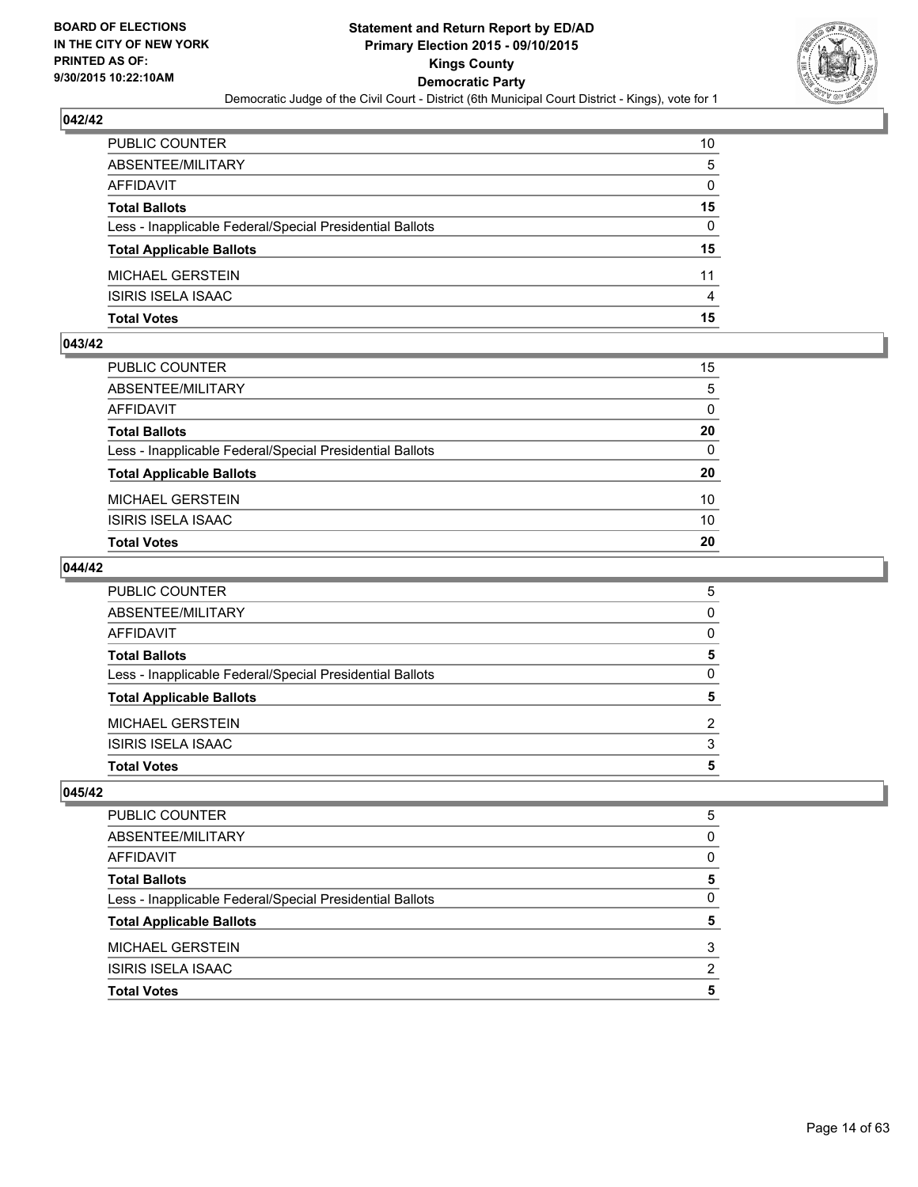## 042/42

| | |
|---|---|
| PUBLIC COUNTER | 10 |
| ABSENTEE/MILITARY | 5 |
| AFFIDAVIT | 0 |
| **Total Ballots** | **15** |
| Less - Inapplicable Federal/Special Presidential Ballots | 0 |
| **Total Applicable Ballots** | **15** |
| MICHAEL GERSTEIN | 11 |
| ISIRIS ISELA ISAAC | 4 |
| **Total Votes** | **15** |

## 043/42

| | |
|---|---|
| PUBLIC COUNTER | 15 |
| ABSENTEE/MILITARY | 5 |
| AFFIDAVIT | 0 |
| **Total Ballots** | **20** |
| Less - Inapplicable Federal/Special Presidential Ballots | 0 |
| **Total Applicable Ballots** | **20** |
| MICHAEL GERSTEIN | 10 |
| ISIRIS ISELA ISAAC | 10 |
| **Total Votes** | **20** |

## 044/42

| | |
|---|---|
| PUBLIC COUNTER | 5 |
| ABSENTEE/MILITARY | 0 |
| AFFIDAVIT | 0 |
| **Total Ballots** | **5** |
| Less - Inapplicable Federal/Special Presidential Ballots | 0 |
| **Total Applicable Ballots** | **5** |
| MICHAEL GERSTEIN | 2 |
| ISIRIS ISELA ISAAC | 3 |
| **Total Votes** | **5** |

## 045/42

| | |
|---|---|
| PUBLIC COUNTER | 5 |
| ABSENTEE/MILITARY | 0 |
| AFFIDAVIT | 0 |
| **Total Ballots** | **5** |
| Less - Inapplicable Federal/Special Presidential Ballots | 0 |
| **Total Applicable Ballots** | **5** |
| MICHAEL GERSTEIN | 3 |
| ISIRIS ISELA ISAAC | 2 |
| **Total Votes** | **5** |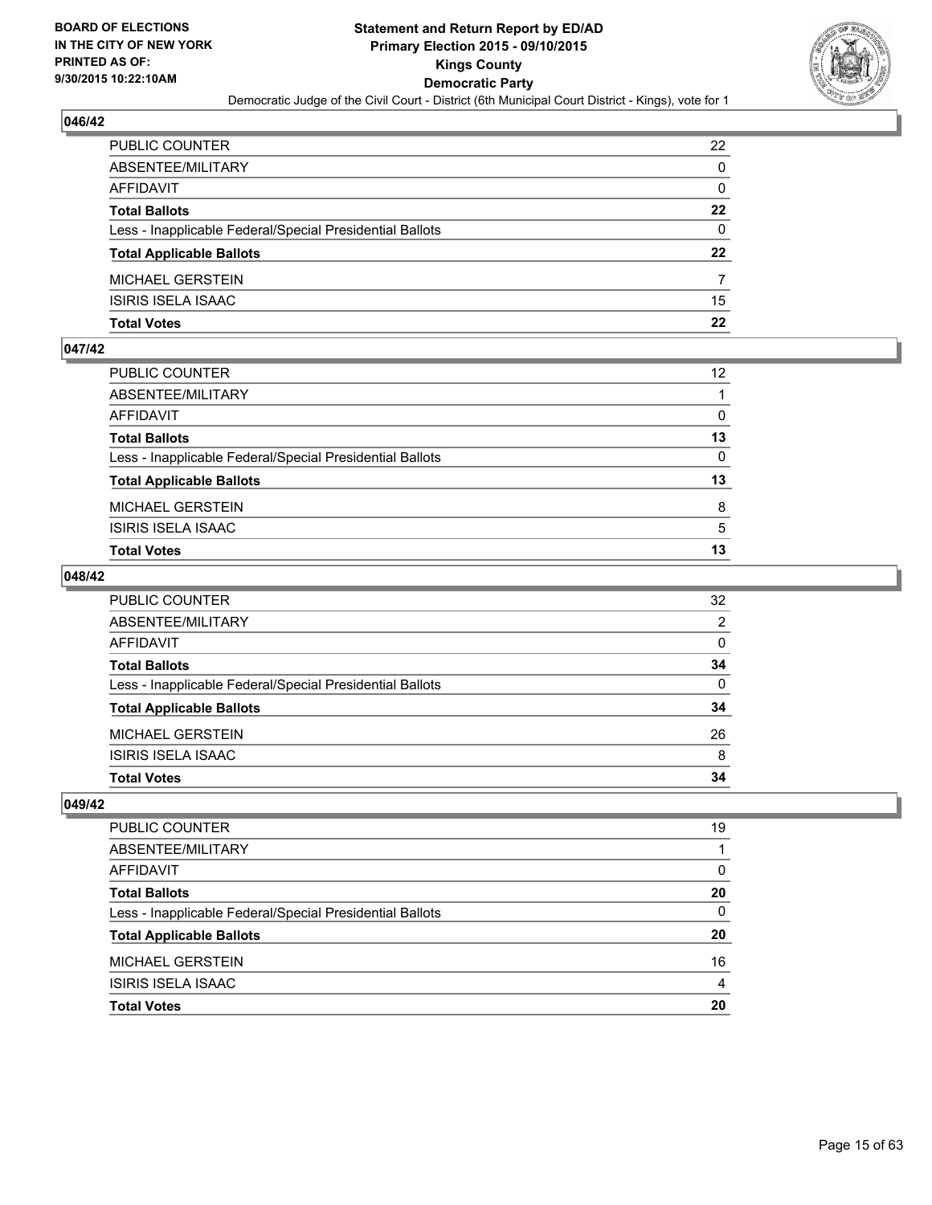## 046/42

| | |
|---|---|
| PUBLIC COUNTER | 22 |
| ABSENTEE/MILITARY | 0 |
| AFFIDAVIT | 0 |
| **Total Ballots** | **22** |
| Less - Inapplicable Federal/Special Presidential Ballots | 0 |
| **Total Applicable Ballots** | **22** |
| MICHAEL GERSTEIN | 7 |
| ISIRIS ISELA ISAAC | 15 |
| **Total Votes** | **22** |

## 047/42

| | |
|---|---|
| PUBLIC COUNTER | 12 |
| ABSENTEE/MILITARY | 1 |
| AFFIDAVIT | 0 |
| **Total Ballots** | **13** |
| Less - Inapplicable Federal/Special Presidential Ballots | 0 |
| **Total Applicable Ballots** | **13** |
| MICHAEL GERSTEIN | 8 |
| ISIRIS ISELA ISAAC | 5 |
| **Total Votes** | **13** |

## 048/42

| | |
|---|---|
| PUBLIC COUNTER | 32 |
| ABSENTEE/MILITARY | 2 |
| AFFIDAVIT | 0 |
| **Total Ballots** | **34** |
| Less - Inapplicable Federal/Special Presidential Ballots | 0 |
| **Total Applicable Ballots** | **34** |
| MICHAEL GERSTEIN | 26 |
| ISIRIS ISELA ISAAC | 8 |
| **Total Votes** | **34** |

## 049/42

| | |
|---|---|
| PUBLIC COUNTER | 19 |
| ABSENTEE/MILITARY | 1 |
| AFFIDAVIT | 0 |
| **Total Ballots** | **20** |
| Less - Inapplicable Federal/Special Presidential Ballots | 0 |
| **Total Applicable Ballots** | **20** |
| MICHAEL GERSTEIN | 16 |
| ISIRIS ISELA ISAAC | 4 |
| **Total Votes** | **20** |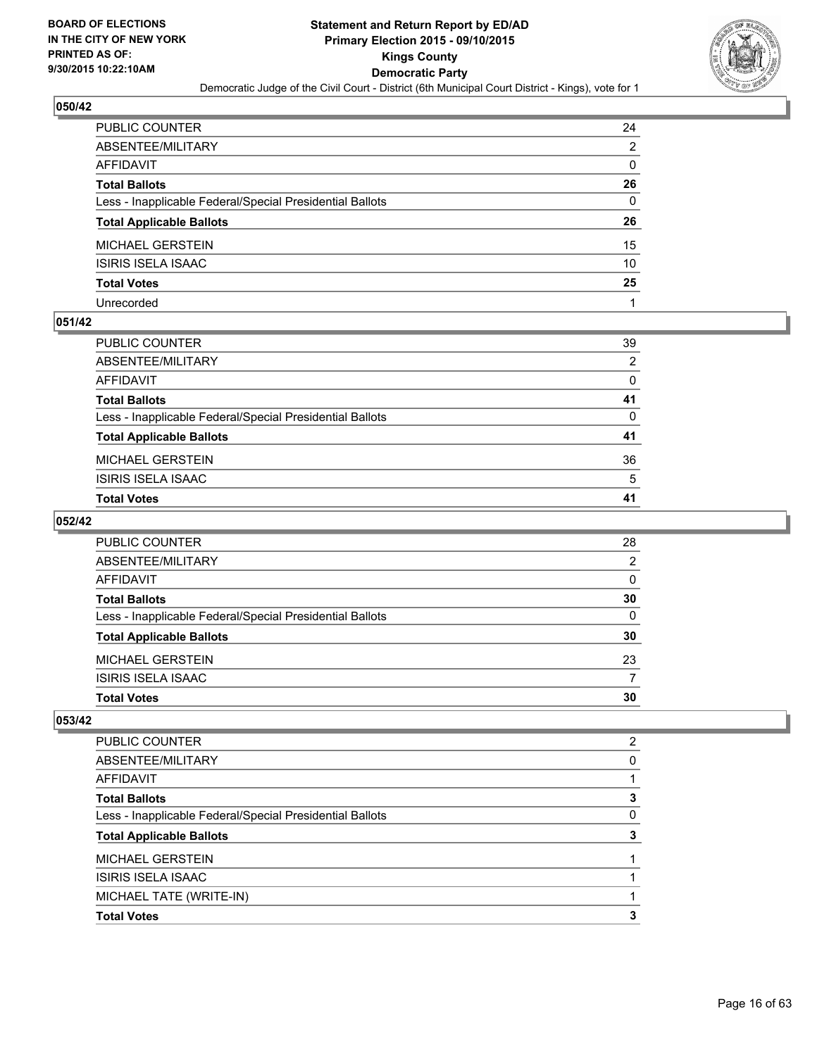**BOARD OF ELECTIONS IN THE CITY OF NEW YORK PRINTED AS OF: 9/30/2015 10:22:10AM**

**Statement and Return Report by ED/AD**
**Primary Election 2015 - 09/10/2015**
**Kings County**
**Democratic Party**
Democratic Judge of the Civil Court - District (6th Municipal Court District - Kings), vote for 1

## 050/42

| | |
|---|---|
| PUBLIC COUNTER | 24 |
| ABSENTEE/MILITARY | 2 |
| AFFIDAVIT | 0 |
| **Total Ballots** | **26** |
| Less - Inapplicable Federal/Special Presidential Ballots | 0 |
| **Total Applicable Ballots** | **26** |
| MICHAEL GERSTEIN | 15 |
| ISIRIS ISELA ISAAC | 10 |
| **Total Votes** | **25** |
| Unrecorded | 1 |

## 051/42

| | |
|---|---|
| PUBLIC COUNTER | 39 |
| ABSENTEE/MILITARY | 2 |
| AFFIDAVIT | 0 |
| **Total Ballots** | **41** |
| Less - Inapplicable Federal/Special Presidential Ballots | 0 |
| **Total Applicable Ballots** | **41** |
| MICHAEL GERSTEIN | 36 |
| ISIRIS ISELA ISAAC | 5 |
| **Total Votes** | **41** |

## 052/42

| | |
|---|---|
| PUBLIC COUNTER | 28 |
| ABSENTEE/MILITARY | 2 |
| AFFIDAVIT | 0 |
| **Total Ballots** | **30** |
| Less - Inapplicable Federal/Special Presidential Ballots | 0 |
| **Total Applicable Ballots** | **30** |
| MICHAEL GERSTEIN | 23 |
| ISIRIS ISELA ISAAC | 7 |
| **Total Votes** | **30** |

## 053/42

| | |
|---|---|
| PUBLIC COUNTER | 2 |
| ABSENTEE/MILITARY | 0 |
| AFFIDAVIT | 1 |
| **Total Ballots** | **3** |
| Less - Inapplicable Federal/Special Presidential Ballots | 0 |
| **Total Applicable Ballots** | **3** |
| MICHAEL GERSTEIN | 1 |
| ISIRIS ISELA ISAAC | 1 |
| MICHAEL TATE (WRITE-IN) | 1 |
| **Total Votes** | **3** |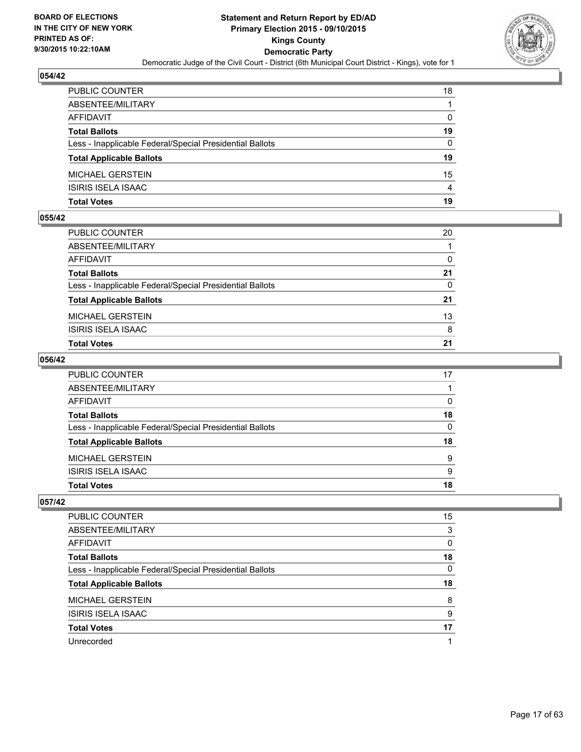## 054/42

| | |
|---|---|
| PUBLIC COUNTER | 18 |
| ABSENTEE/MILITARY | 1 |
| AFFIDAVIT | 0 |
| **Total Ballots** | **19** |
| Less - Inapplicable Federal/Special Presidential Ballots | 0 |
| **Total Applicable Ballots** | **19** |
| MICHAEL GERSTEIN | 15 |
| ISIRIS ISELA ISAAC | 4 |
| **Total Votes** | **19** |

## 055/42

| | |
|---|---|
| PUBLIC COUNTER | 20 |
| ABSENTEE/MILITARY | 1 |
| AFFIDAVIT | 0 |
| **Total Ballots** | **21** |
| Less - Inapplicable Federal/Special Presidential Ballots | 0 |
| **Total Applicable Ballots** | **21** |
| MICHAEL GERSTEIN | 13 |
| ISIRIS ISELA ISAAC | 8 |
| **Total Votes** | **21** |

## 056/42

| | |
|---|---|
| PUBLIC COUNTER | 17 |
| ABSENTEE/MILITARY | 1 |
| AFFIDAVIT | 0 |
| **Total Ballots** | **18** |
| Less - Inapplicable Federal/Special Presidential Ballots | 0 |
| **Total Applicable Ballots** | **18** |
| MICHAEL GERSTEIN | 9 |
| ISIRIS ISELA ISAAC | 9 |
| **Total Votes** | **18** |

## 057/42

| | |
|---|---|
| PUBLIC COUNTER | 15 |
| ABSENTEE/MILITARY | 3 |
| AFFIDAVIT | 0 |
| **Total Ballots** | **18** |
| Less - Inapplicable Federal/Special Presidential Ballots | 0 |
| **Total Applicable Ballots** | **18** |
| MICHAEL GERSTEIN | 8 |
| ISIRIS ISELA ISAAC | 9 |
| **Total Votes** | **17** |
| Unrecorded | 1 |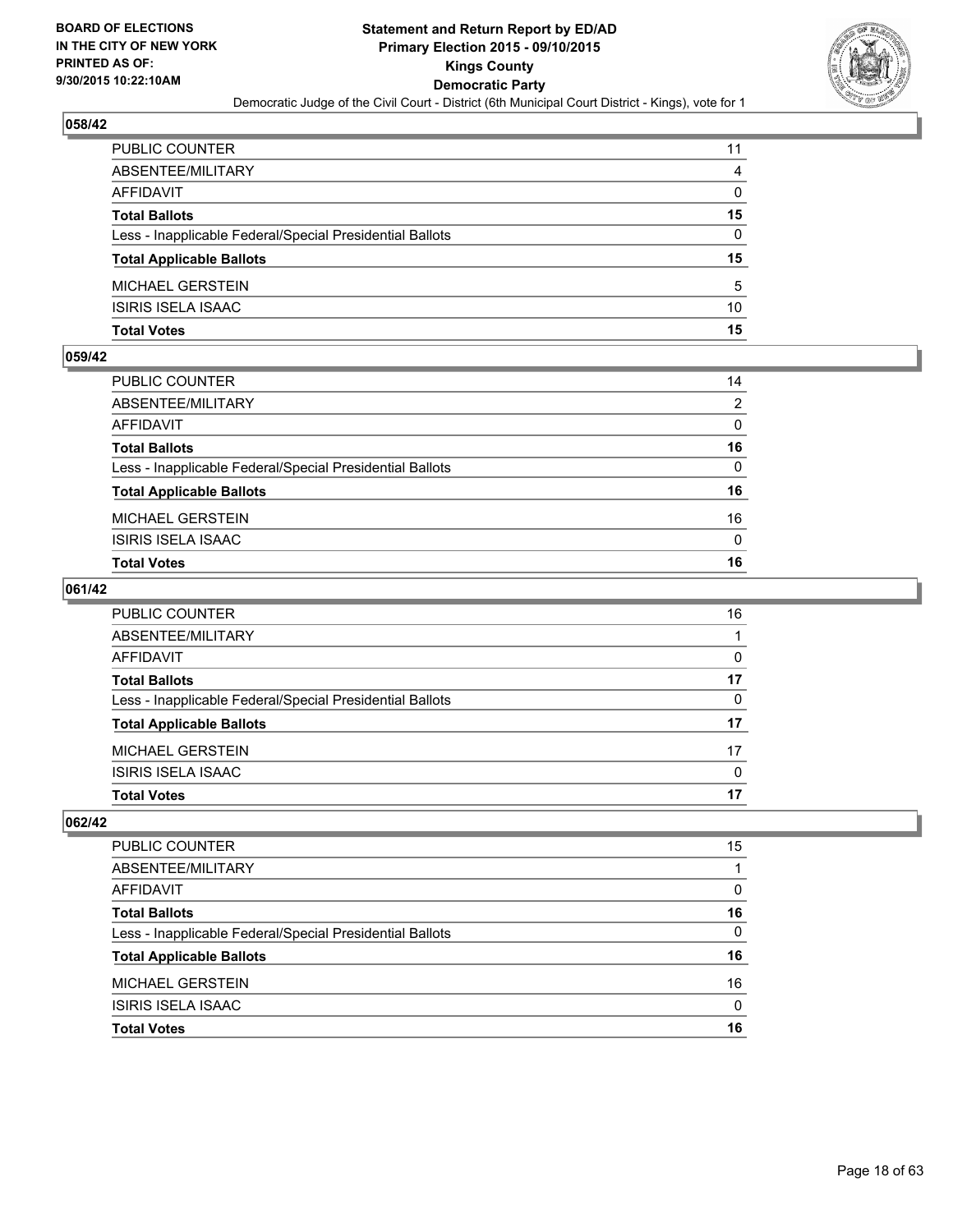## 058/42

| | |
|---|---|
| PUBLIC COUNTER | 11 |
| ABSENTEE/MILITARY | 4 |
| AFFIDAVIT | 0 |
| **Total Ballots** | **15** |
| Less - Inapplicable Federal/Special Presidential Ballots | 0 |
| **Total Applicable Ballots** | **15** |
| MICHAEL GERSTEIN | 5 |
| ISIRIS ISELA ISAAC | 10 |
| **Total Votes** | **15** |

## 059/42

| | |
|---|---|
| PUBLIC COUNTER | 14 |
| ABSENTEE/MILITARY | 2 |
| AFFIDAVIT | 0 |
| **Total Ballots** | **16** |
| Less - Inapplicable Federal/Special Presidential Ballots | 0 |
| **Total Applicable Ballots** | **16** |
| MICHAEL GERSTEIN | 16 |
| ISIRIS ISELA ISAAC | 0 |
| **Total Votes** | **16** |

## 061/42

| | |
|---|---|
| PUBLIC COUNTER | 16 |
| ABSENTEE/MILITARY | 1 |
| AFFIDAVIT | 0 |
| **Total Ballots** | **17** |
| Less - Inapplicable Federal/Special Presidential Ballots | 0 |
| **Total Applicable Ballots** | **17** |
| MICHAEL GERSTEIN | 17 |
| ISIRIS ISELA ISAAC | 0 |
| **Total Votes** | **17** |

## 062/42

| | |
|---|---|
| PUBLIC COUNTER | 15 |
| ABSENTEE/MILITARY | 1 |
| AFFIDAVIT | 0 |
| **Total Ballots** | **16** |
| Less - Inapplicable Federal/Special Presidential Ballots | 0 |
| **Total Applicable Ballots** | **16** |
| MICHAEL GERSTEIN | 16 |
| ISIRIS ISELA ISAAC | 0 |
| **Total Votes** | **16** |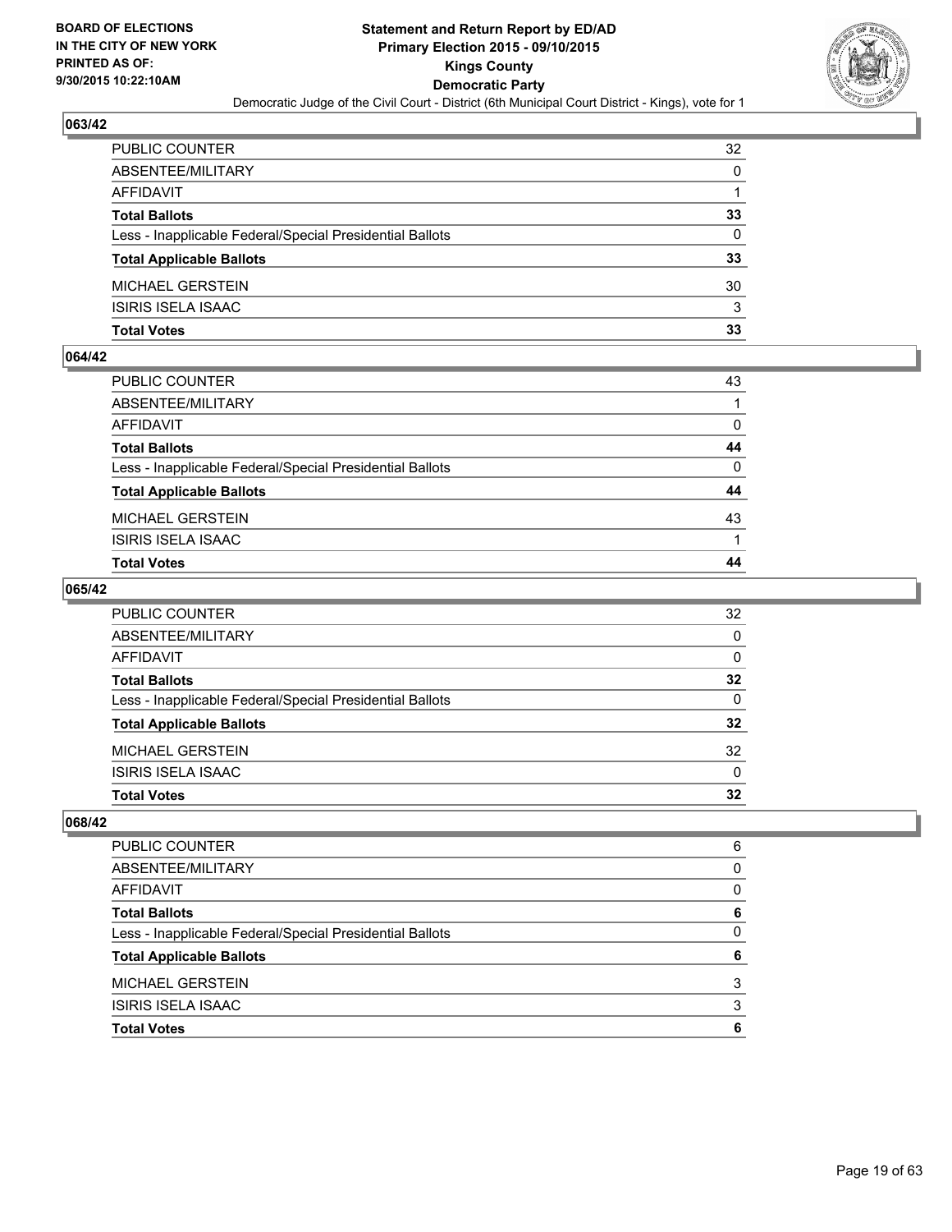## 063/42

| | |
|---|---|
| PUBLIC COUNTER | 32 |
| ABSENTEE/MILITARY | 0 |
| AFFIDAVIT | 1 |
| **Total Ballots** | **33** |
| Less - Inapplicable Federal/Special Presidential Ballots | 0 |
| **Total Applicable Ballots** | **33** |
| MICHAEL GERSTEIN | 30 |
| ISIRIS ISELA ISAAC | 3 |
| **Total Votes** | **33** |

## 064/42

| | |
|---|---|
| PUBLIC COUNTER | 43 |
| ABSENTEE/MILITARY | 1 |
| AFFIDAVIT | 0 |
| **Total Ballots** | **44** |
| Less - Inapplicable Federal/Special Presidential Ballots | 0 |
| **Total Applicable Ballots** | **44** |
| MICHAEL GERSTEIN | 43 |
| ISIRIS ISELA ISAAC | 1 |
| **Total Votes** | **44** |

## 065/42

| | |
|---|---|
| PUBLIC COUNTER | 32 |
| ABSENTEE/MILITARY | 0 |
| AFFIDAVIT | 0 |
| **Total Ballots** | **32** |
| Less - Inapplicable Federal/Special Presidential Ballots | 0 |
| **Total Applicable Ballots** | **32** |
| MICHAEL GERSTEIN | 32 |
| ISIRIS ISELA ISAAC | 0 |
| **Total Votes** | **32** |

## 068/42

| | |
|---|---|
| PUBLIC COUNTER | 6 |
| ABSENTEE/MILITARY | 0 |
| AFFIDAVIT | 0 |
| **Total Ballots** | **6** |
| Less - Inapplicable Federal/Special Presidential Ballots | 0 |
| **Total Applicable Ballots** | **6** |
| MICHAEL GERSTEIN | 3 |
| ISIRIS ISELA ISAAC | 3 |
| **Total Votes** | **6** |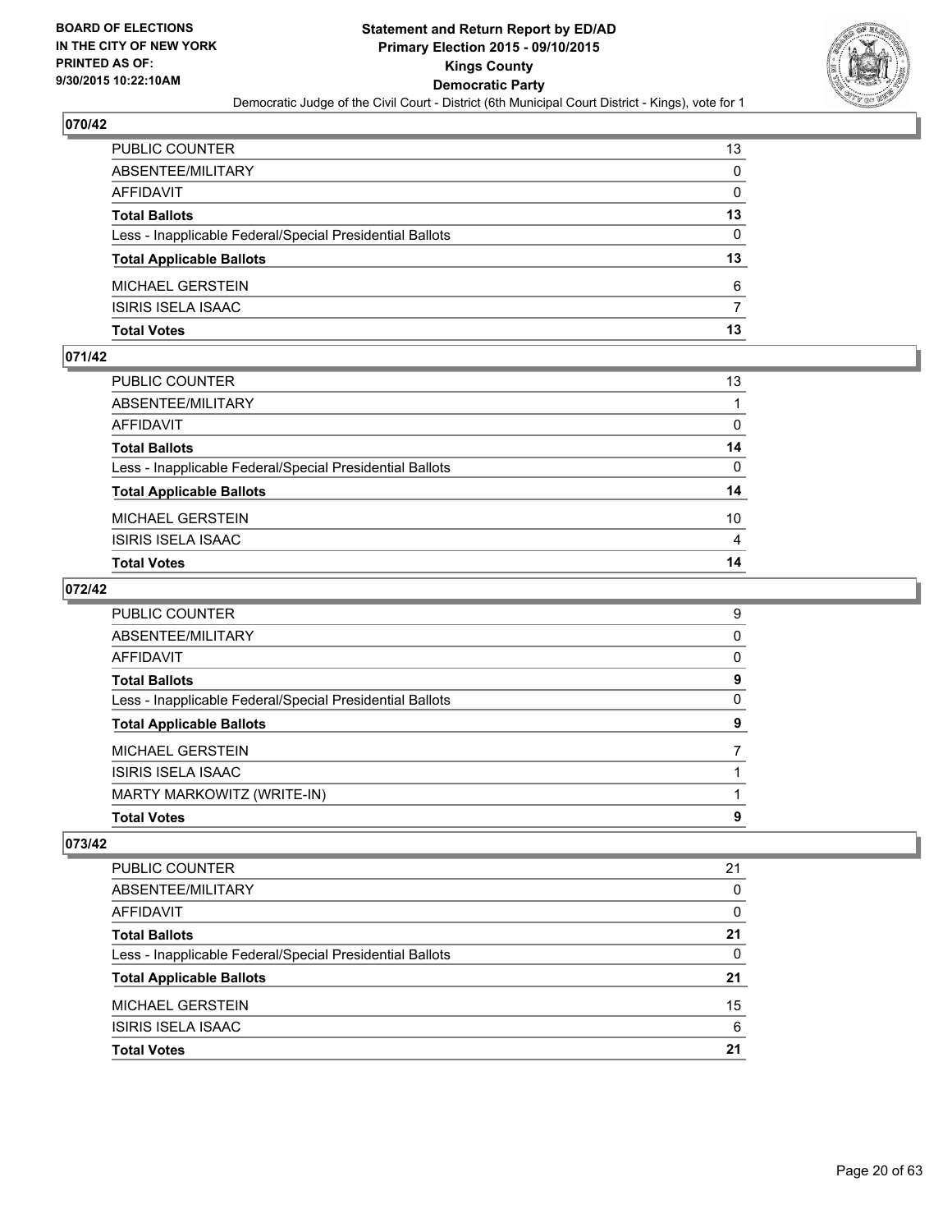## 070/42

| | |
|---|---|
| PUBLIC COUNTER | 13 |
| ABSENTEE/MILITARY | 0 |
| AFFIDAVIT | 0 |
| **Total Ballots** | **13** |
| Less - Inapplicable Federal/Special Presidential Ballots | 0 |
| **Total Applicable Ballots** | **13** |
| MICHAEL GERSTEIN | 6 |
| ISIRIS ISELA ISAAC | 7 |
| **Total Votes** | **13** |

## 071/42

| | |
|---|---|
| PUBLIC COUNTER | 13 |
| ABSENTEE/MILITARY | 1 |
| AFFIDAVIT | 0 |
| **Total Ballots** | **14** |
| Less - Inapplicable Federal/Special Presidential Ballots | 0 |
| **Total Applicable Ballots** | **14** |
| MICHAEL GERSTEIN | 10 |
| ISIRIS ISELA ISAAC | 4 |
| **Total Votes** | **14** |

## 072/42

| | |
|---|---|
| PUBLIC COUNTER | 9 |
| ABSENTEE/MILITARY | 0 |
| AFFIDAVIT | 0 |
| **Total Ballots** | **9** |
| Less - Inapplicable Federal/Special Presidential Ballots | 0 |
| **Total Applicable Ballots** | **9** |
| MICHAEL GERSTEIN | 7 |
| ISIRIS ISELA ISAAC | 1 |
| MARTY MARKOWITZ (WRITE-IN) | 1 |
| **Total Votes** | **9** |

## 073/42

| | |
|---|---|
| PUBLIC COUNTER | 21 |
| ABSENTEE/MILITARY | 0 |
| AFFIDAVIT | 0 |
| **Total Ballots** | **21** |
| Less - Inapplicable Federal/Special Presidential Ballots | 0 |
| **Total Applicable Ballots** | **21** |
| MICHAEL GERSTEIN | 15 |
| ISIRIS ISELA ISAAC | 6 |
| **Total Votes** | **21** |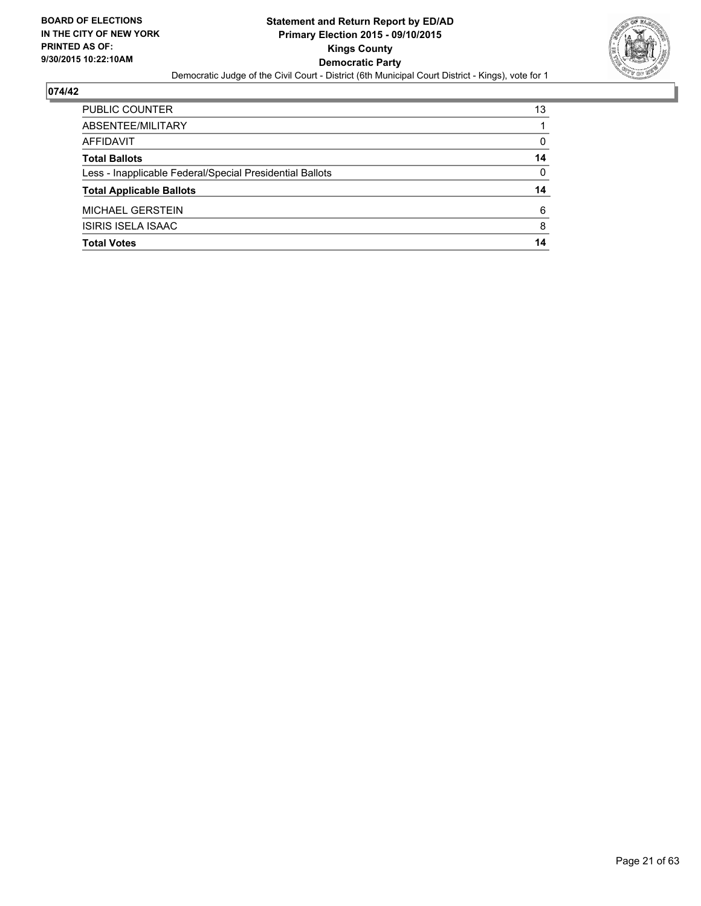**BOARD OF ELECTIONS IN THE CITY OF NEW YORK PRINTED AS OF: 9/30/2015 10:22:10AM**

**Statement and Return Report by ED/AD**
**Primary Election 2015 - 09/10/2015**
**Kings County**
**Democratic Party**
Democratic Judge of the Civil Court - District (6th Municipal Court District - Kings), vote for 1

## 074/42

| | |
|---|---|
| PUBLIC COUNTER | 13 |
| ABSENTEE/MILITARY | 1 |
| AFFIDAVIT | 0 |
| **Total Ballots** | **14** |
| Less - Inapplicable Federal/Special Presidential Ballots | 0 |
| **Total Applicable Ballots** | **14** |
| MICHAEL GERSTEIN | 6 |
| ISIRIS ISELA ISAAC | 8 |
| **Total Votes** | **14** |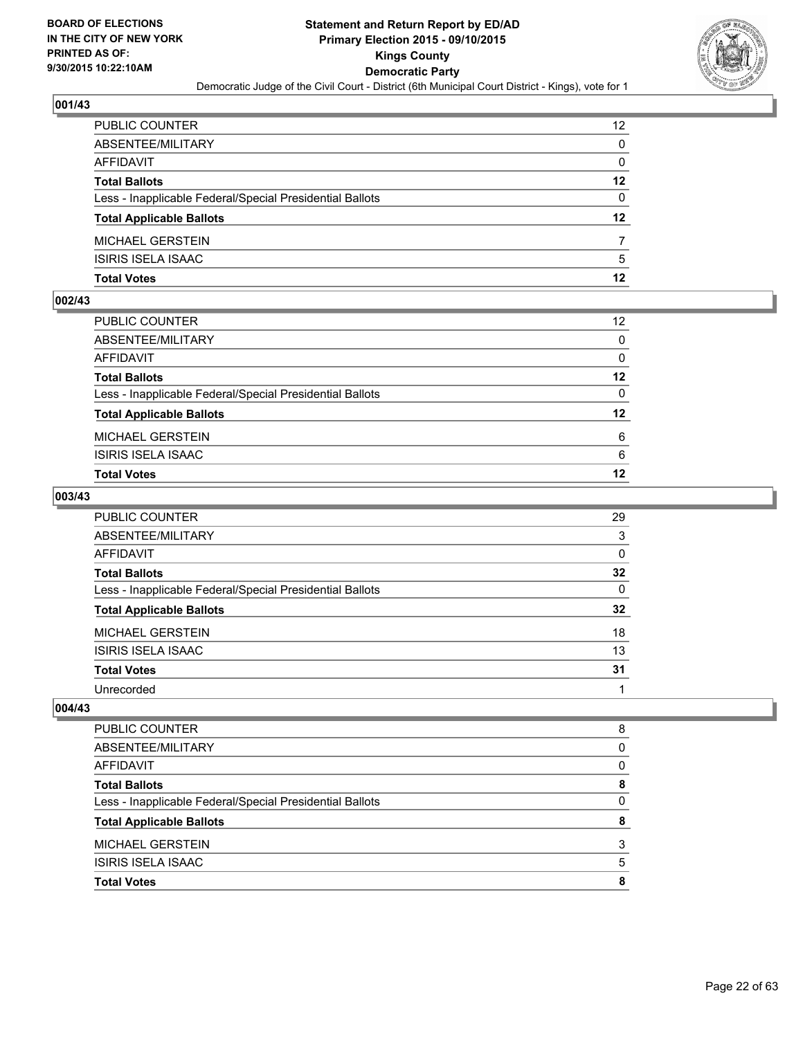BOARD OF ELECTIONS
IN THE CITY OF NEW YORK
PRINTED AS OF:
9/30/2015 10:22:10AM

**Statement and Return Report by ED/AD**
**Primary Election 2015 - 09/10/2015**
**Kings County**
**Democratic Party**
Democratic Judge of the Civil Court - District (6th Municipal Court District - Kings), vote for 1

### 001/43

| | |
|---|---|
| PUBLIC COUNTER | 12 |
| ABSENTEE/MILITARY | 0 |
| AFFIDAVIT | 0 |
| **Total Ballots** | **12** |
| Less - Inapplicable Federal/Special Presidential Ballots | 0 |
| **Total Applicable Ballots** | **12** |
| MICHAEL GERSTEIN | 7 |
| ISIRIS ISELA ISAAC | 5 |
| **Total Votes** | **12** |

### 002/43

| | |
|---|---|
| PUBLIC COUNTER | 12 |
| ABSENTEE/MILITARY | 0 |
| AFFIDAVIT | 0 |
| **Total Ballots** | **12** |
| Less - Inapplicable Federal/Special Presidential Ballots | 0 |
| **Total Applicable Ballots** | **12** |
| MICHAEL GERSTEIN | 6 |
| ISIRIS ISELA ISAAC | 6 |
| **Total Votes** | **12** |

### 003/43

| | |
|---|---|
| PUBLIC COUNTER | 29 |
| ABSENTEE/MILITARY | 3 |
| AFFIDAVIT | 0 |
| **Total Ballots** | **32** |
| Less - Inapplicable Federal/Special Presidential Ballots | 0 |
| **Total Applicable Ballots** | **32** |
| MICHAEL GERSTEIN | 18 |
| ISIRIS ISELA ISAAC | 13 |
| **Total Votes** | **31** |
| Unrecorded | 1 |

### 004/43

| | |
|---|---|
| PUBLIC COUNTER | 8 |
| ABSENTEE/MILITARY | 0 |
| AFFIDAVIT | 0 |
| **Total Ballots** | **8** |
| Less - Inapplicable Federal/Special Presidential Ballots | 0 |
| **Total Applicable Ballots** | **8** |
| MICHAEL GERSTEIN | 3 |
| ISIRIS ISELA ISAAC | 5 |
| **Total Votes** | **8** |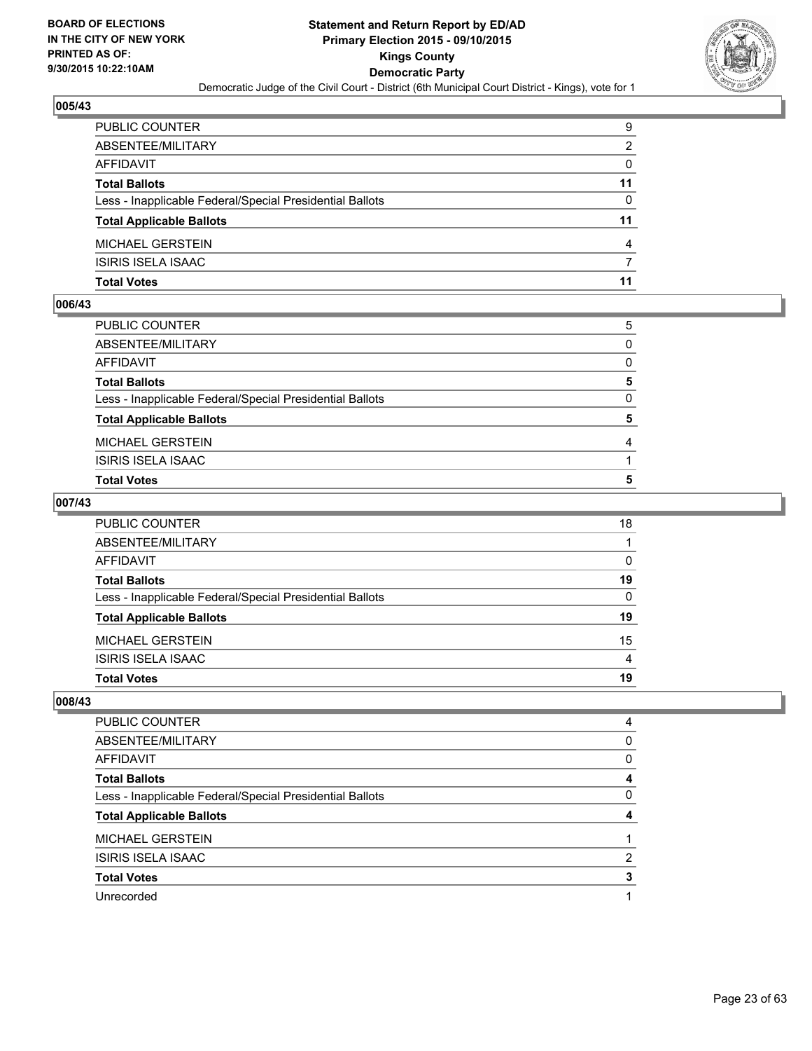## 005/43

| | |
|---|---|
| PUBLIC COUNTER | 9 |
| ABSENTEE/MILITARY | 2 |
| AFFIDAVIT | 0 |
| **Total Ballots** | **11** |
| Less - Inapplicable Federal/Special Presidential Ballots | 0 |
| **Total Applicable Ballots** | **11** |
| MICHAEL GERSTEIN | 4 |
| ISIRIS ISELA ISAAC | 7 |
| **Total Votes** | **11** |

## 006/43

| | |
|---|---|
| PUBLIC COUNTER | 5 |
| ABSENTEE/MILITARY | 0 |
| AFFIDAVIT | 0 |
| **Total Ballots** | **5** |
| Less - Inapplicable Federal/Special Presidential Ballots | 0 |
| **Total Applicable Ballots** | **5** |
| MICHAEL GERSTEIN | 4 |
| ISIRIS ISELA ISAAC | 1 |
| **Total Votes** | **5** |

## 007/43

| | |
|---|---|
| PUBLIC COUNTER | 18 |
| ABSENTEE/MILITARY | 1 |
| AFFIDAVIT | 0 |
| **Total Ballots** | **19** |
| Less - Inapplicable Federal/Special Presidential Ballots | 0 |
| **Total Applicable Ballots** | **19** |
| MICHAEL GERSTEIN | 15 |
| ISIRIS ISELA ISAAC | 4 |
| **Total Votes** | **19** |

## 008/43

| | |
|---|---|
| PUBLIC COUNTER | 4 |
| ABSENTEE/MILITARY | 0 |
| AFFIDAVIT | 0 |
| **Total Ballots** | **4** |
| Less - Inapplicable Federal/Special Presidential Ballots | 0 |
| **Total Applicable Ballots** | **4** |
| MICHAEL GERSTEIN | 1 |
| ISIRIS ISELA ISAAC | 2 |
| **Total Votes** | **3** |
| Unrecorded | 1 |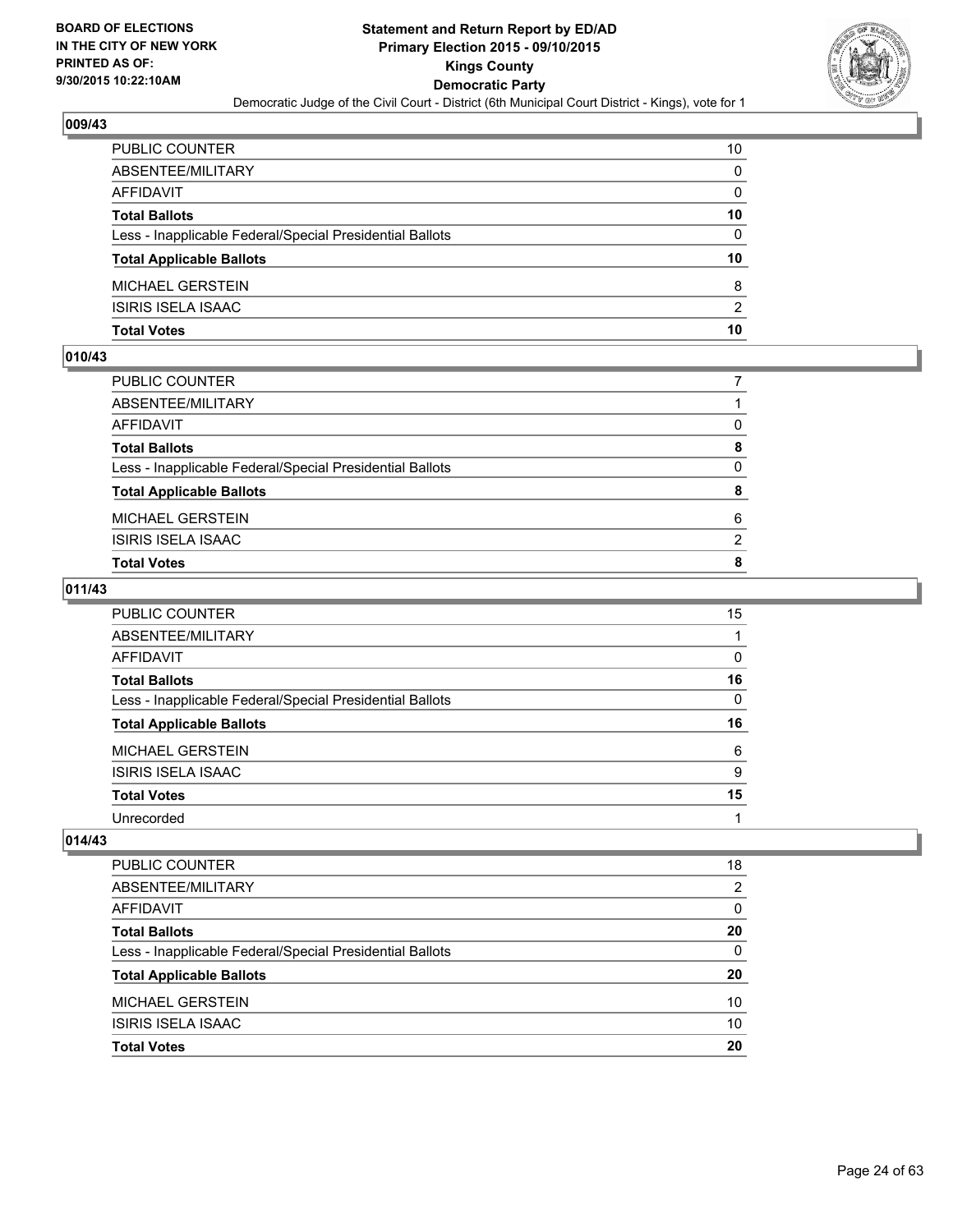**BOARD OF ELECTIONS IN THE CITY OF NEW YORK PRINTED AS OF: 9/30/2015 10:22:10AM**

**Statement and Return Report by ED/AD Primary Election 2015 - 09/10/2015 Kings County Democratic Party**

Democratic Judge of the Civil Court - District (6th Municipal Court District - Kings), vote for 1

### 009/43

| | |
|---|---|
| PUBLIC COUNTER | 10 |
| ABSENTEE/MILITARY | 0 |
| AFFIDAVIT | 0 |
| **Total Ballots** | **10** |
| Less - Inapplicable Federal/Special Presidential Ballots | 0 |
| **Total Applicable Ballots** | **10** |
| MICHAEL GERSTEIN | 8 |
| ISIRIS ISELA ISAAC | 2 |
| **Total Votes** | **10** |

### 010/43

| | |
|---|---|
| PUBLIC COUNTER | 7 |
| ABSENTEE/MILITARY | 1 |
| AFFIDAVIT | 0 |
| **Total Ballots** | **8** |
| Less - Inapplicable Federal/Special Presidential Ballots | 0 |
| **Total Applicable Ballots** | **8** |
| MICHAEL GERSTEIN | 6 |
| ISIRIS ISELA ISAAC | 2 |
| **Total Votes** | **8** |

### 011/43

| | |
|---|---|
| PUBLIC COUNTER | 15 |
| ABSENTEE/MILITARY | 1 |
| AFFIDAVIT | 0 |
| **Total Ballots** | **16** |
| Less - Inapplicable Federal/Special Presidential Ballots | 0 |
| **Total Applicable Ballots** | **16** |
| MICHAEL GERSTEIN | 6 |
| ISIRIS ISELA ISAAC | 9 |
| **Total Votes** | **15** |
| Unrecorded | 1 |

### 014/43

| | |
|---|---|
| PUBLIC COUNTER | 18 |
| ABSENTEE/MILITARY | 2 |
| AFFIDAVIT | 0 |
| **Total Ballots** | **20** |
| Less - Inapplicable Federal/Special Presidential Ballots | 0 |
| **Total Applicable Ballots** | **20** |
| MICHAEL GERSTEIN | 10 |
| ISIRIS ISELA ISAAC | 10 |
| **Total Votes** | **20** |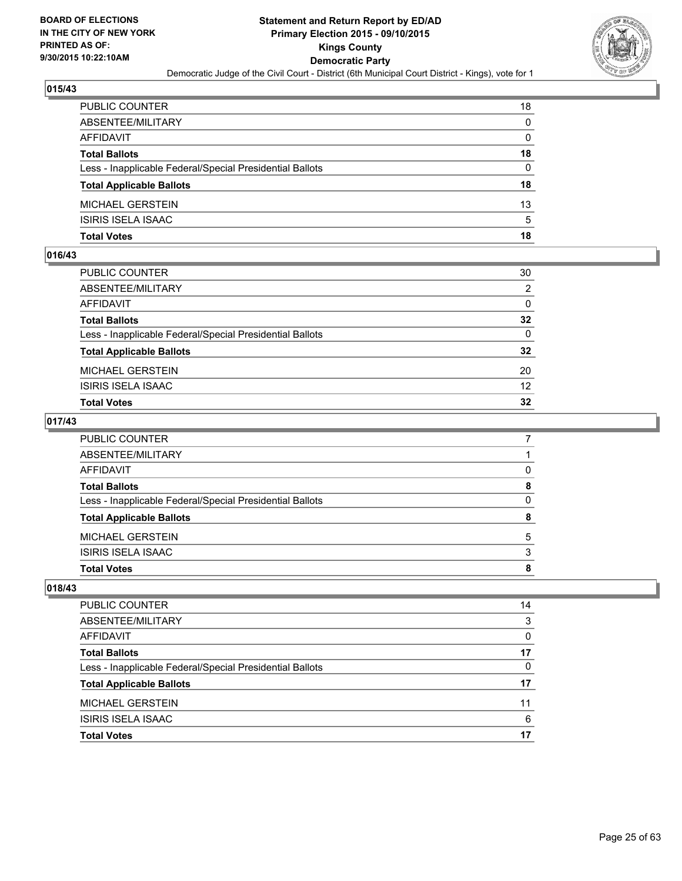BOARD OF ELECTIONS
IN THE CITY OF NEW YORK
PRINTED AS OF:
9/30/2015 10:22:10AM

**Statement and Return Report by ED/AD**
**Primary Election 2015 - 09/10/2015**
**Kings County**
**Democratic Party**
Democratic Judge of the Civil Court - District (6th Municipal Court District - Kings), vote for 1

### 015/43

| | |
|---|---|
| PUBLIC COUNTER | 18 |
| ABSENTEE/MILITARY | 0 |
| AFFIDAVIT | 0 |
| **Total Ballots** | **18** |
| Less - Inapplicable Federal/Special Presidential Ballots | 0 |
| **Total Applicable Ballots** | **18** |
| MICHAEL GERSTEIN | 13 |
| ISIRIS ISELA ISAAC | 5 |
| **Total Votes** | **18** |

### 016/43

| | |
|---|---|
| PUBLIC COUNTER | 30 |
| ABSENTEE/MILITARY | 2 |
| AFFIDAVIT | 0 |
| **Total Ballots** | **32** |
| Less - Inapplicable Federal/Special Presidential Ballots | 0 |
| **Total Applicable Ballots** | **32** |
| MICHAEL GERSTEIN | 20 |
| ISIRIS ISELA ISAAC | 12 |
| **Total Votes** | **32** |

### 017/43

| | |
|---|---|
| PUBLIC COUNTER | 7 |
| ABSENTEE/MILITARY | 1 |
| AFFIDAVIT | 0 |
| **Total Ballots** | **8** |
| Less - Inapplicable Federal/Special Presidential Ballots | 0 |
| **Total Applicable Ballots** | **8** |
| MICHAEL GERSTEIN | 5 |
| ISIRIS ISELA ISAAC | 3 |
| **Total Votes** | **8** |

### 018/43

| | |
|---|---|
| PUBLIC COUNTER | 14 |
| ABSENTEE/MILITARY | 3 |
| AFFIDAVIT | 0 |
| **Total Ballots** | **17** |
| Less - Inapplicable Federal/Special Presidential Ballots | 0 |
| **Total Applicable Ballots** | **17** |
| MICHAEL GERSTEIN | 11 |
| ISIRIS ISELA ISAAC | 6 |
| **Total Votes** | **17** |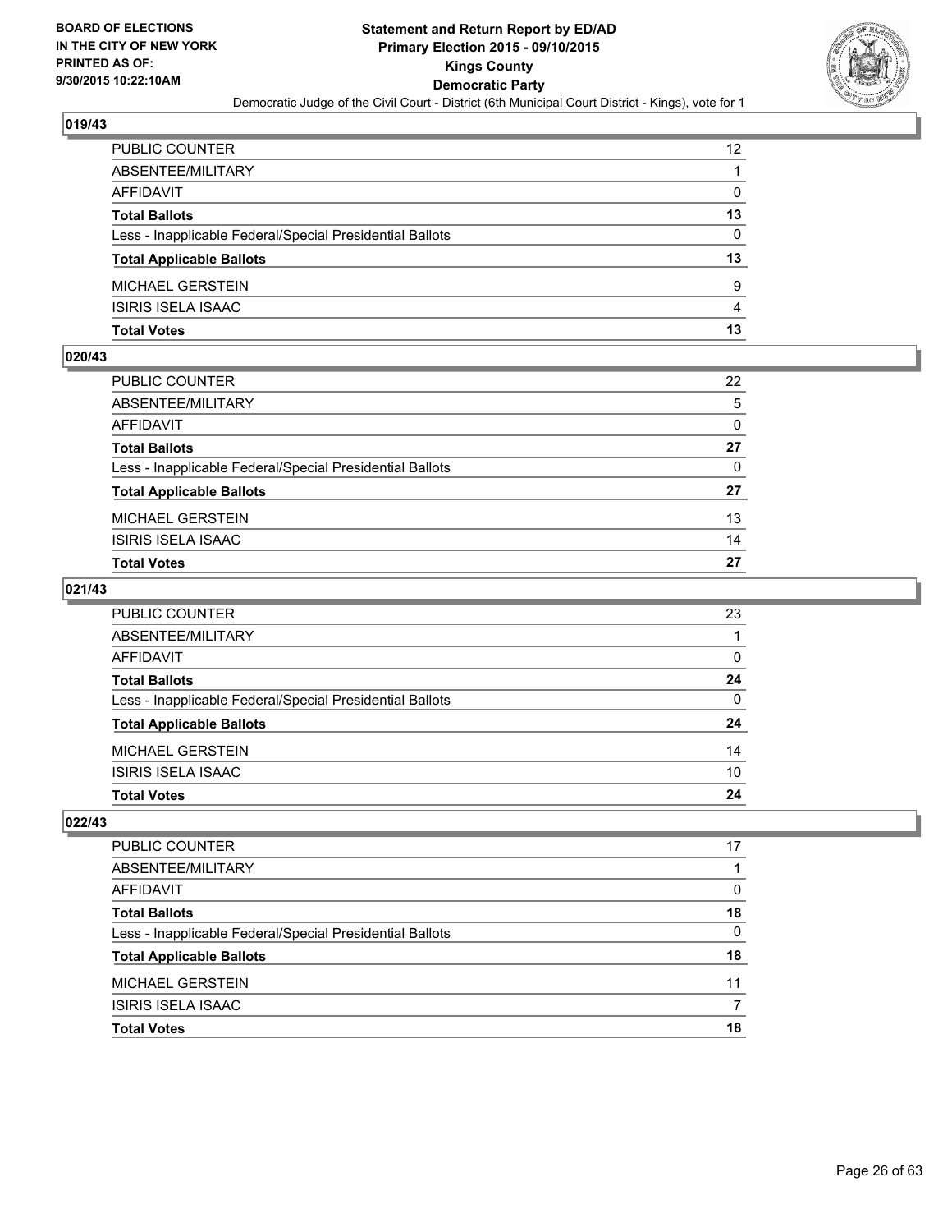## 019/43

| | |
|---|---|
| PUBLIC COUNTER | 12 |
| ABSENTEE/MILITARY | 1 |
| AFFIDAVIT | 0 |
| **Total Ballots** | **13** |
| Less - Inapplicable Federal/Special Presidential Ballots | 0 |
| **Total Applicable Ballots** | **13** |
| MICHAEL GERSTEIN | 9 |
| ISIRIS ISELA ISAAC | 4 |
| **Total Votes** | **13** |

## 020/43

| | |
|---|---|
| PUBLIC COUNTER | 22 |
| ABSENTEE/MILITARY | 5 |
| AFFIDAVIT | 0 |
| **Total Ballots** | **27** |
| Less - Inapplicable Federal/Special Presidential Ballots | 0 |
| **Total Applicable Ballots** | **27** |
| MICHAEL GERSTEIN | 13 |
| ISIRIS ISELA ISAAC | 14 |
| **Total Votes** | **27** |

## 021/43

| | |
|---|---|
| PUBLIC COUNTER | 23 |
| ABSENTEE/MILITARY | 1 |
| AFFIDAVIT | 0 |
| **Total Ballots** | **24** |
| Less - Inapplicable Federal/Special Presidential Ballots | 0 |
| **Total Applicable Ballots** | **24** |
| MICHAEL GERSTEIN | 14 |
| ISIRIS ISELA ISAAC | 10 |
| **Total Votes** | **24** |

## 022/43

| | |
|---|---|
| PUBLIC COUNTER | 17 |
| ABSENTEE/MILITARY | 1 |
| AFFIDAVIT | 0 |
| **Total Ballots** | **18** |
| Less - Inapplicable Federal/Special Presidential Ballots | 0 |
| **Total Applicable Ballots** | **18** |
| MICHAEL GERSTEIN | 11 |
| ISIRIS ISELA ISAAC | 7 |
| **Total Votes** | **18** |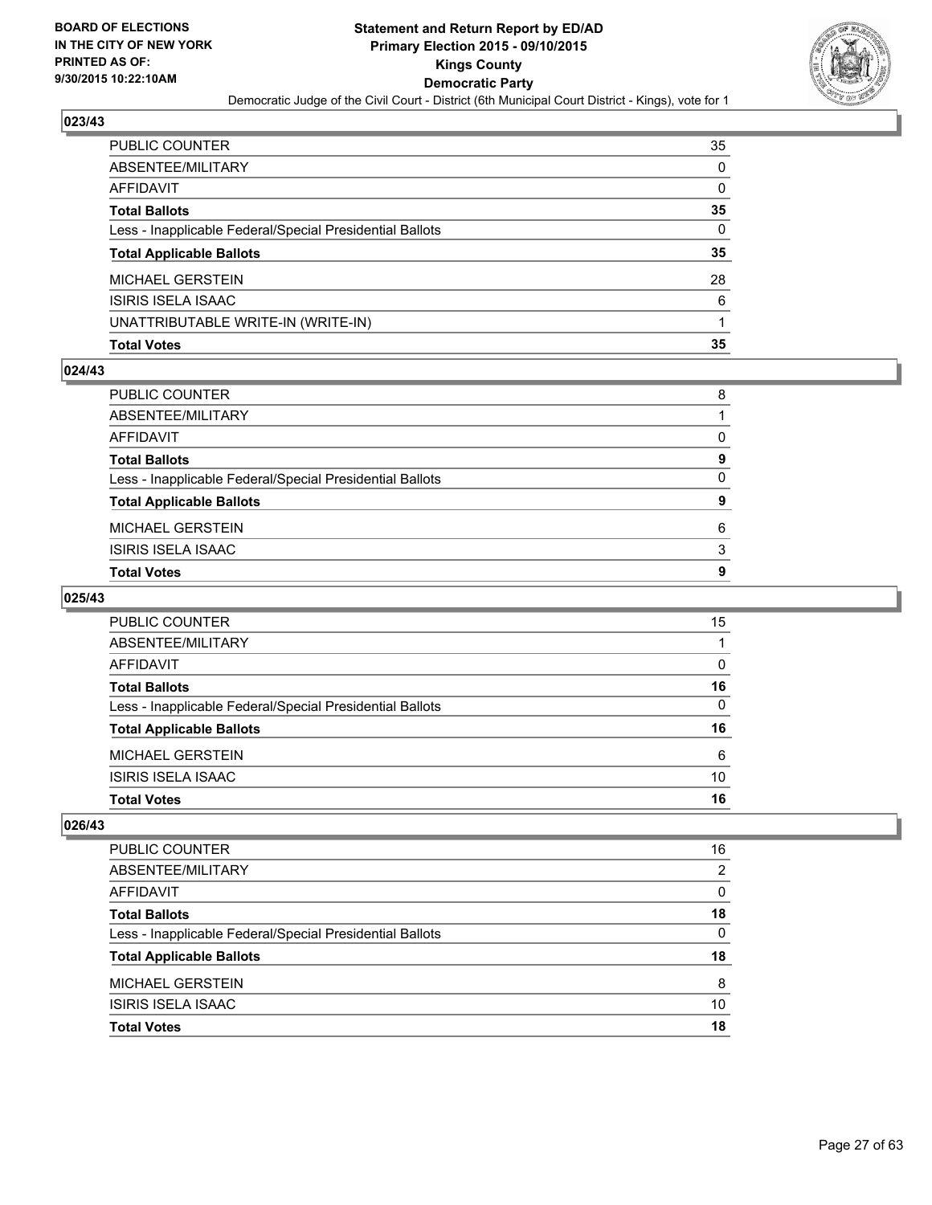**Statement and Return Report by ED/AD**
**Primary Election 2015 - 09/10/2015**
**Kings County**
**Democratic Party**
Democratic Judge of the Civil Court - District (6th Municipal Court District - Kings), vote for 1

BOARD OF ELECTIONS IN THE CITY OF NEW YORK PRINTED AS OF: 9/30/2015 10:22:10AM

## 023/43

| | |
|---|---|
| PUBLIC COUNTER | 35 |
| ABSENTEE/MILITARY | 0 |
| AFFIDAVIT | 0 |
| **Total Ballots** | **35** |
| Less - Inapplicable Federal/Special Presidential Ballots | 0 |
| **Total Applicable Ballots** | **35** |
| MICHAEL GERSTEIN | 28 |
| ISIRIS ISELA ISAAC | 6 |
| UNATTRIBUTABLE WRITE-IN (WRITE-IN) | 1 |
| **Total Votes** | **35** |

## 024/43

| | |
|---|---|
| PUBLIC COUNTER | 8 |
| ABSENTEE/MILITARY | 1 |
| AFFIDAVIT | 0 |
| **Total Ballots** | **9** |
| Less - Inapplicable Federal/Special Presidential Ballots | 0 |
| **Total Applicable Ballots** | **9** |
| MICHAEL GERSTEIN | 6 |
| ISIRIS ISELA ISAAC | 3 |
| **Total Votes** | **9** |

## 025/43

| | |
|---|---|
| PUBLIC COUNTER | 15 |
| ABSENTEE/MILITARY | 1 |
| AFFIDAVIT | 0 |
| **Total Ballots** | **16** |
| Less - Inapplicable Federal/Special Presidential Ballots | 0 |
| **Total Applicable Ballots** | **16** |
| MICHAEL GERSTEIN | 6 |
| ISIRIS ISELA ISAAC | 10 |
| **Total Votes** | **16** |

## 026/43

| | |
|---|---|
| PUBLIC COUNTER | 16 |
| ABSENTEE/MILITARY | 2 |
| AFFIDAVIT | 0 |
| **Total Ballots** | **18** |
| Less - Inapplicable Federal/Special Presidential Ballots | 0 |
| **Total Applicable Ballots** | **18** |
| MICHAEL GERSTEIN | 8 |
| ISIRIS ISELA ISAAC | 10 |
| **Total Votes** | **18** |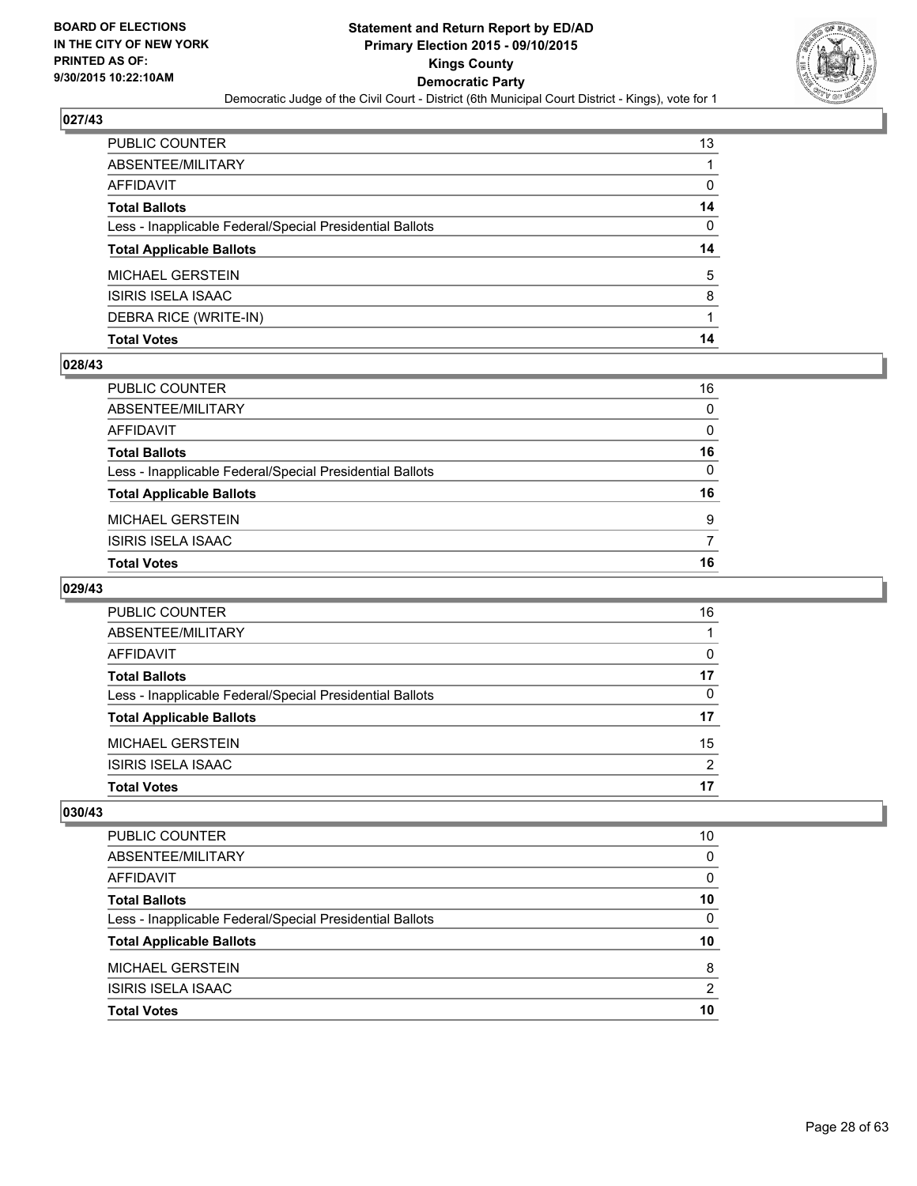## 027/43

| | |
|---|---|
| PUBLIC COUNTER | 13 |
| ABSENTEE/MILITARY | 1 |
| AFFIDAVIT | 0 |
| **Total Ballots** | **14** |
| Less - Inapplicable Federal/Special Presidential Ballots | 0 |
| **Total Applicable Ballots** | **14** |
| MICHAEL GERSTEIN | 5 |
| ISIRIS ISELA ISAAC | 8 |
| DEBRA RICE (WRITE-IN) | 1 |
| **Total Votes** | **14** |

## 028/43

| | |
|---|---|
| PUBLIC COUNTER | 16 |
| ABSENTEE/MILITARY | 0 |
| AFFIDAVIT | 0 |
| **Total Ballots** | **16** |
| Less - Inapplicable Federal/Special Presidential Ballots | 0 |
| **Total Applicable Ballots** | **16** |
| MICHAEL GERSTEIN | 9 |
| ISIRIS ISELA ISAAC | 7 |
| **Total Votes** | **16** |

## 029/43

| | |
|---|---|
| PUBLIC COUNTER | 16 |
| ABSENTEE/MILITARY | 1 |
| AFFIDAVIT | 0 |
| **Total Ballots** | **17** |
| Less - Inapplicable Federal/Special Presidential Ballots | 0 |
| **Total Applicable Ballots** | **17** |
| MICHAEL GERSTEIN | 15 |
| ISIRIS ISELA ISAAC | 2 |
| **Total Votes** | **17** |

## 030/43

| | |
|---|---|
| PUBLIC COUNTER | 10 |
| ABSENTEE/MILITARY | 0 |
| AFFIDAVIT | 0 |
| **Total Ballots** | **10** |
| Less - Inapplicable Federal/Special Presidential Ballots | 0 |
| **Total Applicable Ballots** | **10** |
| MICHAEL GERSTEIN | 8 |
| ISIRIS ISELA ISAAC | 2 |
| **Total Votes** | **10** |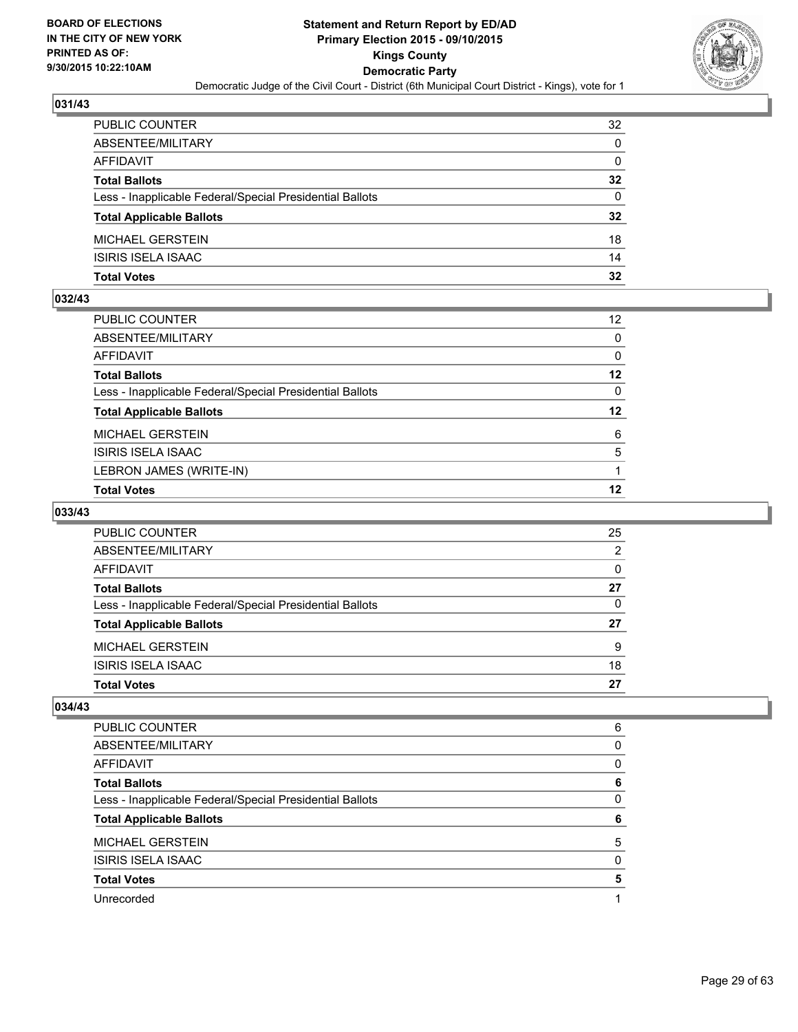**BOARD OF ELECTIONS IN THE CITY OF NEW YORK PRINTED AS OF: 9/30/2015 10:22:10AM**

**Statement and Return Report by ED/AD Primary Election 2015 - 09/10/2015 Kings County Democratic Party**

Democratic Judge of the Civil Court - District (6th Municipal Court District - Kings), vote for 1

### 031/43

| | |
|---|---|
| PUBLIC COUNTER | 32 |
| ABSENTEE/MILITARY | 0 |
| AFFIDAVIT | 0 |
| **Total Ballots** | **32** |
| Less - Inapplicable Federal/Special Presidential Ballots | 0 |
| **Total Applicable Ballots** | **32** |
| MICHAEL GERSTEIN | 18 |
| ISIRIS ISELA ISAAC | 14 |
| **Total Votes** | **32** |

### 032/43

| | |
|---|---|
| PUBLIC COUNTER | 12 |
| ABSENTEE/MILITARY | 0 |
| AFFIDAVIT | 0 |
| **Total Ballots** | **12** |
| Less - Inapplicable Federal/Special Presidential Ballots | 0 |
| **Total Applicable Ballots** | **12** |
| MICHAEL GERSTEIN | 6 |
| ISIRIS ISELA ISAAC | 5 |
| LEBRON JAMES (WRITE-IN) | 1 |
| **Total Votes** | **12** |

### 033/43

| | |
|---|---|
| PUBLIC COUNTER | 25 |
| ABSENTEE/MILITARY | 2 |
| AFFIDAVIT | 0 |
| **Total Ballots** | **27** |
| Less - Inapplicable Federal/Special Presidential Ballots | 0 |
| **Total Applicable Ballots** | **27** |
| MICHAEL GERSTEIN | 9 |
| ISIRIS ISELA ISAAC | 18 |
| **Total Votes** | **27** |

### 034/43

| | |
|---|---|
| PUBLIC COUNTER | 6 |
| ABSENTEE/MILITARY | 0 |
| AFFIDAVIT | 0 |
| **Total Ballots** | **6** |
| Less - Inapplicable Federal/Special Presidential Ballots | 0 |
| **Total Applicable Ballots** | **6** |
| MICHAEL GERSTEIN | 5 |
| ISIRIS ISELA ISAAC | 0 |
| **Total Votes** | **5** |
| Unrecorded | 1 |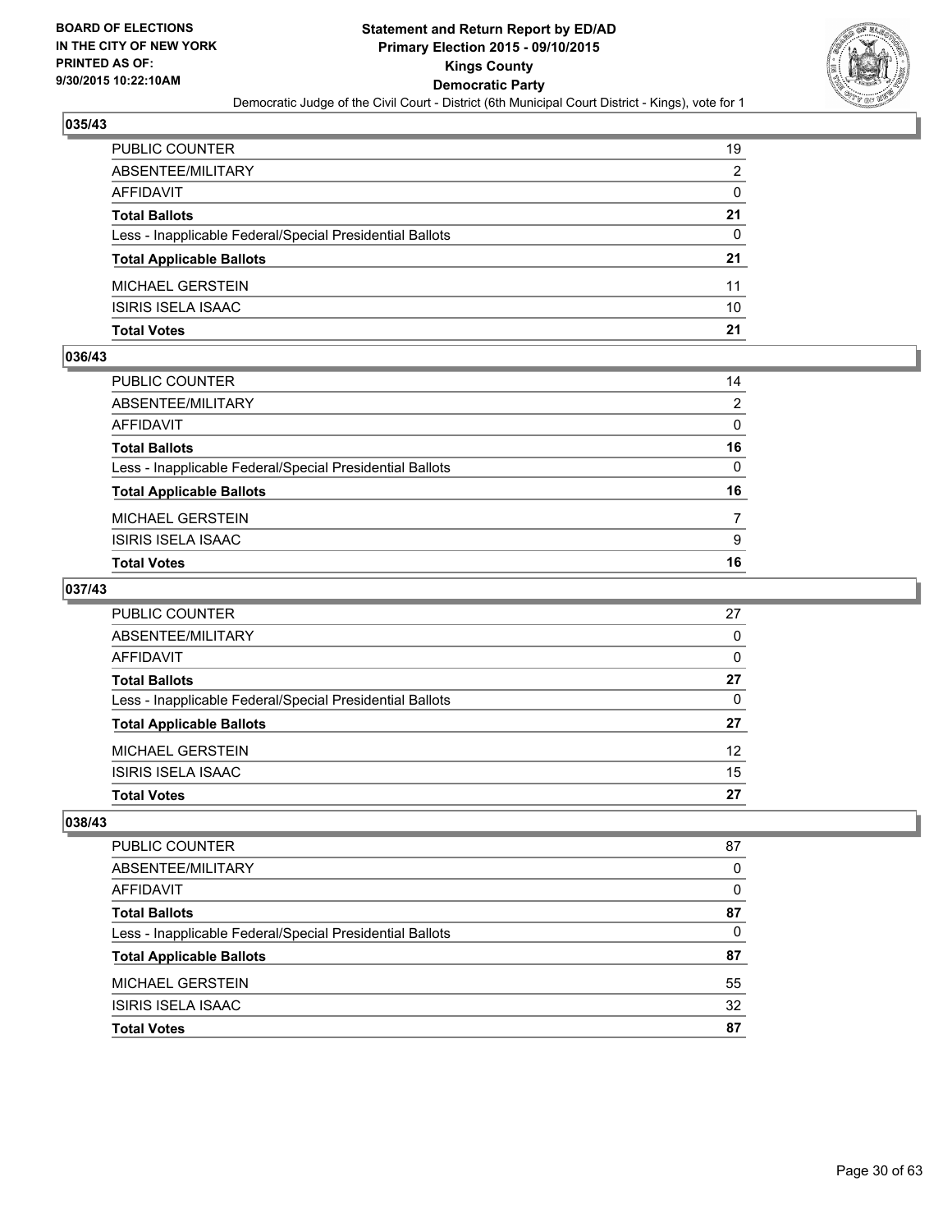## 035/43

| | |
|---|---|
| PUBLIC COUNTER | 19 |
| ABSENTEE/MILITARY | 2 |
| AFFIDAVIT | 0 |
| **Total Ballots** | **21** |
| Less - Inapplicable Federal/Special Presidential Ballots | 0 |
| **Total Applicable Ballots** | **21** |
| MICHAEL GERSTEIN | 11 |
| ISIRIS ISELA ISAAC | 10 |
| **Total Votes** | **21** |

## 036/43

| | |
|---|---|
| PUBLIC COUNTER | 14 |
| ABSENTEE/MILITARY | 2 |
| AFFIDAVIT | 0 |
| **Total Ballots** | **16** |
| Less - Inapplicable Federal/Special Presidential Ballots | 0 |
| **Total Applicable Ballots** | **16** |
| MICHAEL GERSTEIN | 7 |
| ISIRIS ISELA ISAAC | 9 |
| **Total Votes** | **16** |

## 037/43

| | |
|---|---|
| PUBLIC COUNTER | 27 |
| ABSENTEE/MILITARY | 0 |
| AFFIDAVIT | 0 |
| **Total Ballots** | **27** |
| Less - Inapplicable Federal/Special Presidential Ballots | 0 |
| **Total Applicable Ballots** | **27** |
| MICHAEL GERSTEIN | 12 |
| ISIRIS ISELA ISAAC | 15 |
| **Total Votes** | **27** |

## 038/43

| | |
|---|---|
| PUBLIC COUNTER | 87 |
| ABSENTEE/MILITARY | 0 |
| AFFIDAVIT | 0 |
| **Total Ballots** | **87** |
| Less - Inapplicable Federal/Special Presidential Ballots | 0 |
| **Total Applicable Ballots** | **87** |
| MICHAEL GERSTEIN | 55 |
| ISIRIS ISELA ISAAC | 32 |
| **Total Votes** | **87** |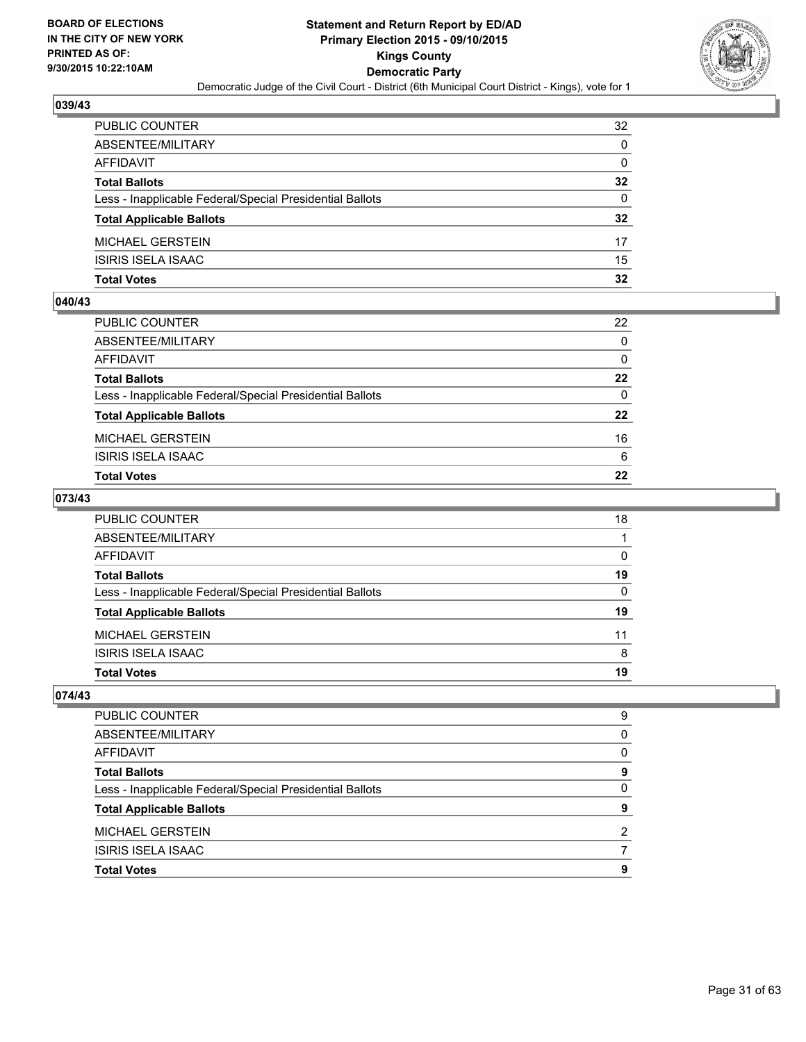**BOARD OF ELECTIONS IN THE CITY OF NEW YORK PRINTED AS OF: 9/30/2015 10:22:10AM**

# Statement and Return Report by ED/AD
## Primary Election 2015 - 09/10/2015
## Kings County
## Democratic Party
### Democratic Judge of the Civil Court - District (6th Municipal Court District - Kings), vote for 1

### 039/43

| | |
|---|---|
| PUBLIC COUNTER | 32 |
| ABSENTEE/MILITARY | 0 |
| AFFIDAVIT | 0 |
| **Total Ballots** | **32** |
| Less - Inapplicable Federal/Special Presidential Ballots | 0 |
| **Total Applicable Ballots** | **32** |
| MICHAEL GERSTEIN | 17 |
| ISIRIS ISELA ISAAC | 15 |
| **Total Votes** | **32** |

### 040/43

| | |
|---|---|
| PUBLIC COUNTER | 22 |
| ABSENTEE/MILITARY | 0 |
| AFFIDAVIT | 0 |
| **Total Ballots** | **22** |
| Less - Inapplicable Federal/Special Presidential Ballots | 0 |
| **Total Applicable Ballots** | **22** |
| MICHAEL GERSTEIN | 16 |
| ISIRIS ISELA ISAAC | 6 |
| **Total Votes** | **22** |

### 073/43

| | |
|---|---|
| PUBLIC COUNTER | 18 |
| ABSENTEE/MILITARY | 1 |
| AFFIDAVIT | 0 |
| **Total Ballots** | **19** |
| Less - Inapplicable Federal/Special Presidential Ballots | 0 |
| **Total Applicable Ballots** | **19** |
| MICHAEL GERSTEIN | 11 |
| ISIRIS ISELA ISAAC | 8 |
| **Total Votes** | **19** |

### 074/43

| | |
|---|---|
| PUBLIC COUNTER | 9 |
| ABSENTEE/MILITARY | 0 |
| AFFIDAVIT | 0 |
| **Total Ballots** | **9** |
| Less - Inapplicable Federal/Special Presidential Ballots | 0 |
| **Total Applicable Ballots** | **9** |
| MICHAEL GERSTEIN | 2 |
| ISIRIS ISELA ISAAC | 7 |
| **Total Votes** | **9** |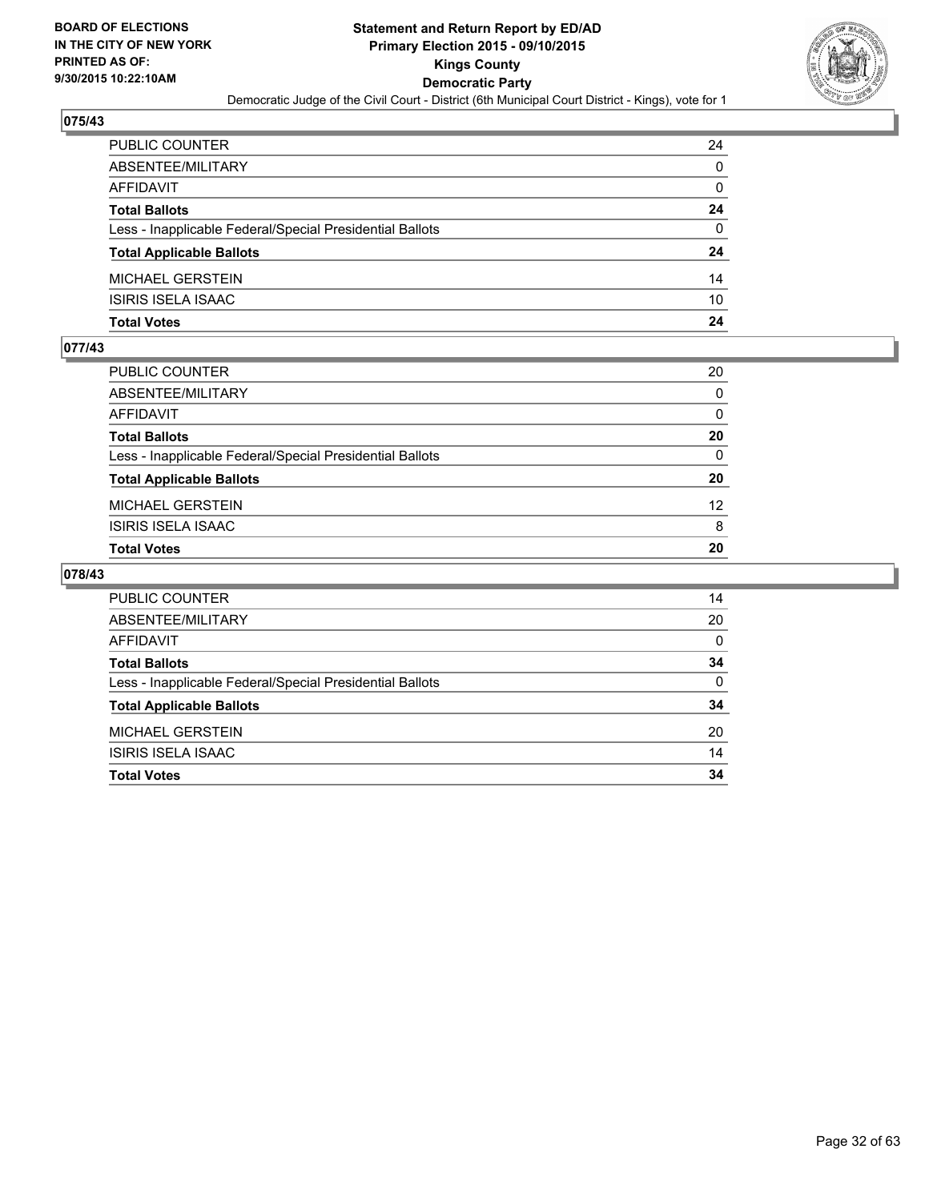**BOARD OF ELECTIONS IN THE CITY OF NEW YORK PRINTED AS OF: 9/30/2015 10:22:10AM**

**Statement and Return Report by ED/AD**
**Primary Election 2015 - 09/10/2015**
**Kings County**
**Democratic Party**
Democratic Judge of the Civil Court - District (6th Municipal Court District - Kings), vote for 1

## 075/43

| | |
|---|---|
| PUBLIC COUNTER | 24 |
| ABSENTEE/MILITARY | 0 |
| AFFIDAVIT | 0 |
| **Total Ballots** | **24** |
| Less - Inapplicable Federal/Special Presidential Ballots | 0 |
| **Total Applicable Ballots** | **24** |
| MICHAEL GERSTEIN | 14 |
| ISIRIS ISELA ISAAC | 10 |
| **Total Votes** | **24** |

## 077/43

| | |
|---|---|
| PUBLIC COUNTER | 20 |
| ABSENTEE/MILITARY | 0 |
| AFFIDAVIT | 0 |
| **Total Ballots** | **20** |
| Less - Inapplicable Federal/Special Presidential Ballots | 0 |
| **Total Applicable Ballots** | **20** |
| MICHAEL GERSTEIN | 12 |
| ISIRIS ISELA ISAAC | 8 |
| **Total Votes** | **20** |

## 078/43

| | |
|---|---|
| PUBLIC COUNTER | 14 |
| ABSENTEE/MILITARY | 20 |
| AFFIDAVIT | 0 |
| **Total Ballots** | **34** |
| Less - Inapplicable Federal/Special Presidential Ballots | 0 |
| **Total Applicable Ballots** | **34** |
| MICHAEL GERSTEIN | 20 |
| ISIRIS ISELA ISAAC | 14 |
| **Total Votes** | **34** |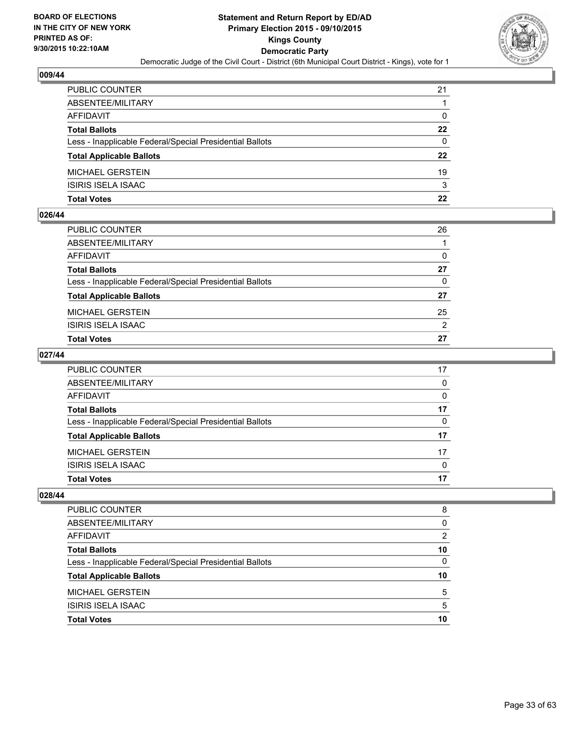**BOARD OF ELECTIONS IN THE CITY OF NEW YORK PRINTED AS OF: 9/30/2015 10:22:10AM**

# Statement and Return Report by ED/AD
## Primary Election 2015 - 09/10/2015
## Kings County
## Democratic Party
### Democratic Judge of the Civil Court - District (6th Municipal Court District - Kings), vote for 1

**009/44**

| | |
|---|---|
| PUBLIC COUNTER | 21 |
| ABSENTEE/MILITARY | 1 |
| AFFIDAVIT | 0 |
| **Total Ballots** | **22** |
| Less - Inapplicable Federal/Special Presidential Ballots | 0 |
| **Total Applicable Ballots** | **22** |
| MICHAEL GERSTEIN | 19 |
| ISIRIS ISELA ISAAC | 3 |
| **Total Votes** | **22** |

**026/44**

| | |
|---|---|
| PUBLIC COUNTER | 26 |
| ABSENTEE/MILITARY | 1 |
| AFFIDAVIT | 0 |
| **Total Ballots** | **27** |
| Less - Inapplicable Federal/Special Presidential Ballots | 0 |
| **Total Applicable Ballots** | **27** |
| MICHAEL GERSTEIN | 25 |
| ISIRIS ISELA ISAAC | 2 |
| **Total Votes** | **27** |

**027/44**

| | |
|---|---|
| PUBLIC COUNTER | 17 |
| ABSENTEE/MILITARY | 0 |
| AFFIDAVIT | 0 |
| **Total Ballots** | **17** |
| Less - Inapplicable Federal/Special Presidential Ballots | 0 |
| **Total Applicable Ballots** | **17** |
| MICHAEL GERSTEIN | 17 |
| ISIRIS ISELA ISAAC | 0 |
| **Total Votes** | **17** |

**028/44**

| | |
|---|---|
| PUBLIC COUNTER | 8 |
| ABSENTEE/MILITARY | 0 |
| AFFIDAVIT | 2 |
| **Total Ballots** | **10** |
| Less - Inapplicable Federal/Special Presidential Ballots | 0 |
| **Total Applicable Ballots** | **10** |
| MICHAEL GERSTEIN | 5 |
| ISIRIS ISELA ISAAC | 5 |
| **Total Votes** | **10** |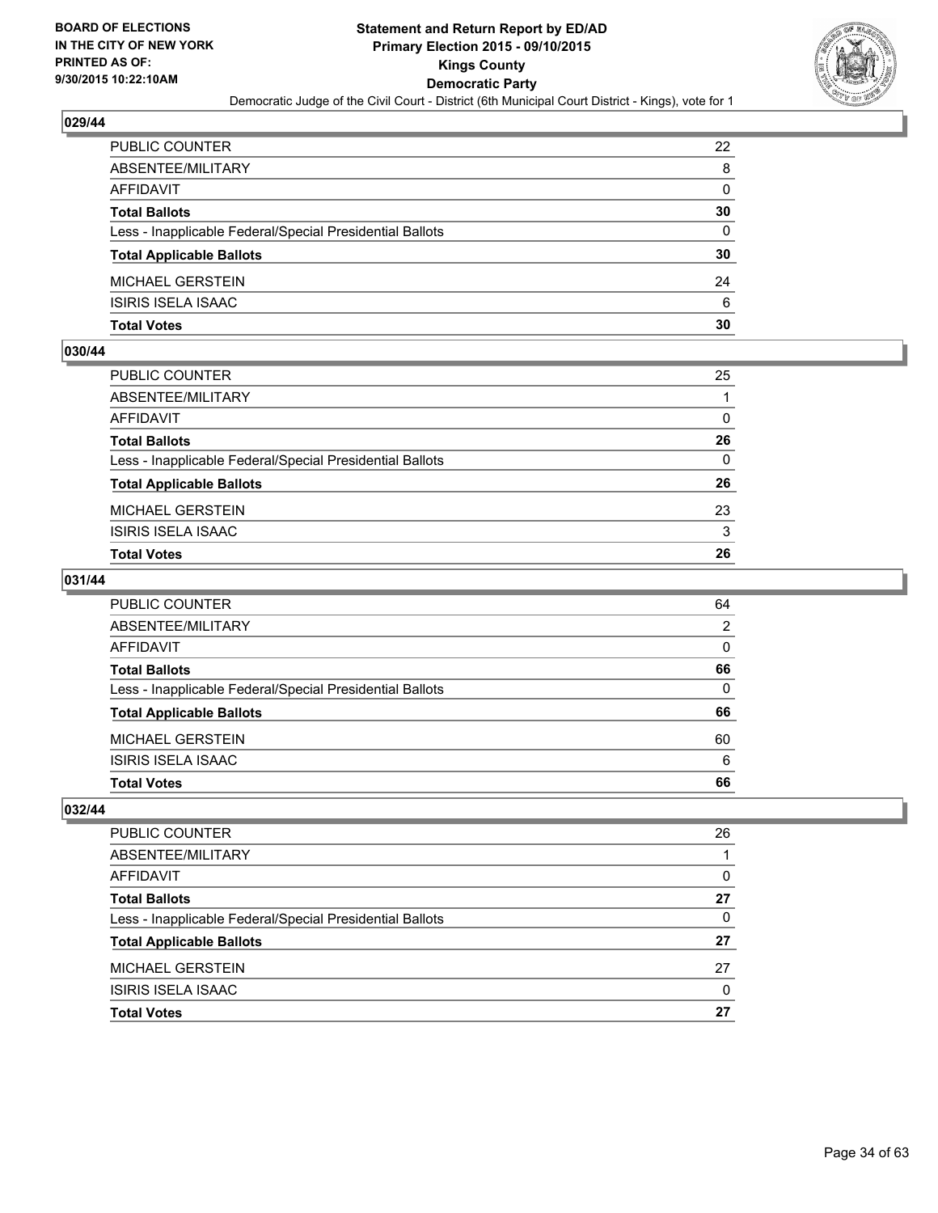BOARD OF ELECTIONS
IN THE CITY OF NEW YORK
PRINTED AS OF:
9/30/2015 10:22:10AM

**Statement and Return Report by ED/AD**
**Primary Election 2015 - 09/10/2015**
**Kings County**
**Democratic Party**
Democratic Judge of the Civil Court - District (6th Municipal Court District - Kings), vote for 1

### 029/44

| | |
|---|---|
| PUBLIC COUNTER | 22 |
| ABSENTEE/MILITARY | 8 |
| AFFIDAVIT | 0 |
| **Total Ballots** | **30** |
| Less - Inapplicable Federal/Special Presidential Ballots | 0 |
| **Total Applicable Ballots** | **30** |
| MICHAEL GERSTEIN | 24 |
| ISIRIS ISELA ISAAC | 6 |
| **Total Votes** | **30** |

### 030/44

| | |
|---|---|
| PUBLIC COUNTER | 25 |
| ABSENTEE/MILITARY | 1 |
| AFFIDAVIT | 0 |
| **Total Ballots** | **26** |
| Less - Inapplicable Federal/Special Presidential Ballots | 0 |
| **Total Applicable Ballots** | **26** |
| MICHAEL GERSTEIN | 23 |
| ISIRIS ISELA ISAAC | 3 |
| **Total Votes** | **26** |

### 031/44

| | |
|---|---|
| PUBLIC COUNTER | 64 |
| ABSENTEE/MILITARY | 2 |
| AFFIDAVIT | 0 |
| **Total Ballots** | **66** |
| Less - Inapplicable Federal/Special Presidential Ballots | 0 |
| **Total Applicable Ballots** | **66** |
| MICHAEL GERSTEIN | 60 |
| ISIRIS ISELA ISAAC | 6 |
| **Total Votes** | **66** |

### 032/44

| | |
|---|---|
| PUBLIC COUNTER | 26 |
| ABSENTEE/MILITARY | 1 |
| AFFIDAVIT | 0 |
| **Total Ballots** | **27** |
| Less - Inapplicable Federal/Special Presidential Ballots | 0 |
| **Total Applicable Ballots** | **27** |
| MICHAEL GERSTEIN | 27 |
| ISIRIS ISELA ISAAC | 0 |
| **Total Votes** | **27** |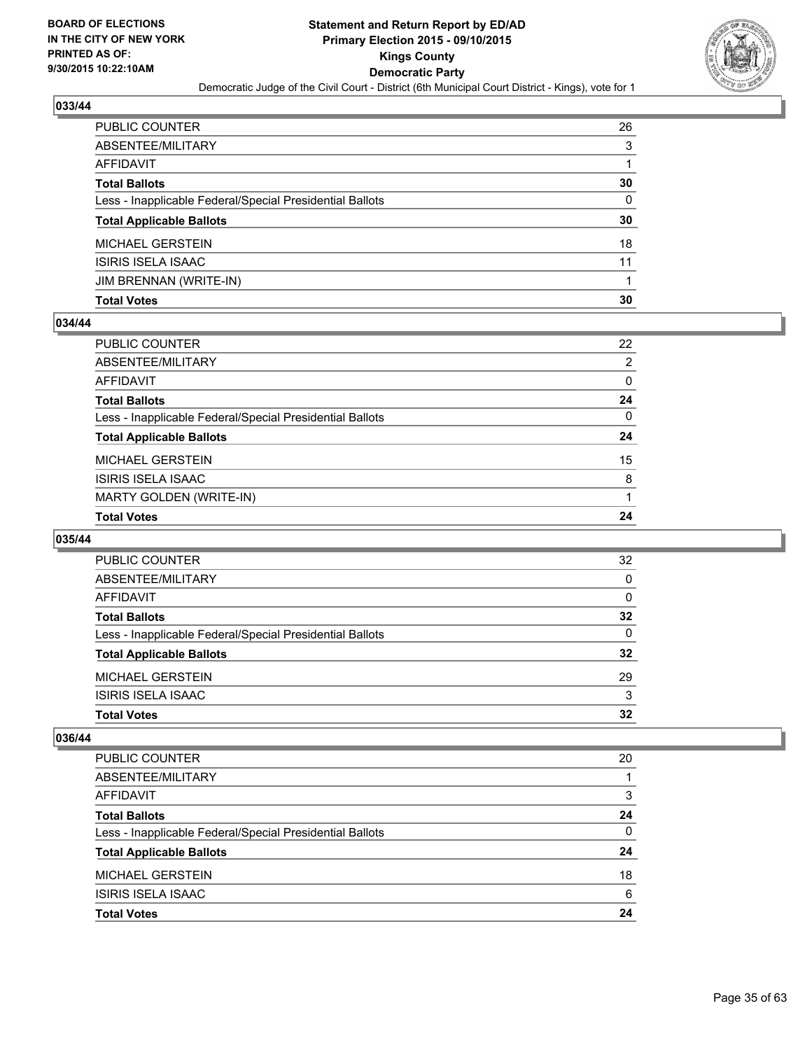BOARD OF ELECTIONS
IN THE CITY OF NEW YORK
PRINTED AS OF:
9/30/2015 10:22:10AM

**Statement and Return Report by ED/AD**
**Primary Election 2015 - 09/10/2015**
**Kings County**
**Democratic Party**
Democratic Judge of the Civil Court - District (6th Municipal Court District - Kings), vote for 1

## 033/44

| | |
|---|---|
| PUBLIC COUNTER | 26 |
| ABSENTEE/MILITARY | 3 |
| AFFIDAVIT | 1 |
| **Total Ballots** | **30** |
| Less - Inapplicable Federal/Special Presidential Ballots | 0 |
| **Total Applicable Ballots** | **30** |
| MICHAEL GERSTEIN | 18 |
| ISIRIS ISELA ISAAC | 11 |
| JIM BRENNAN (WRITE-IN) | 1 |
| **Total Votes** | **30** |

## 034/44

| | |
|---|---|
| PUBLIC COUNTER | 22 |
| ABSENTEE/MILITARY | 2 |
| AFFIDAVIT | 0 |
| **Total Ballots** | **24** |
| Less - Inapplicable Federal/Special Presidential Ballots | 0 |
| **Total Applicable Ballots** | **24** |
| MICHAEL GERSTEIN | 15 |
| ISIRIS ISELA ISAAC | 8 |
| MARTY GOLDEN (WRITE-IN) | 1 |
| **Total Votes** | **24** |

## 035/44

| | |
|---|---|
| PUBLIC COUNTER | 32 |
| ABSENTEE/MILITARY | 0 |
| AFFIDAVIT | 0 |
| **Total Ballots** | **32** |
| Less - Inapplicable Federal/Special Presidential Ballots | 0 |
| **Total Applicable Ballots** | **32** |
| MICHAEL GERSTEIN | 29 |
| ISIRIS ISELA ISAAC | 3 |
| **Total Votes** | **32** |

## 036/44

| | |
|---|---|
| PUBLIC COUNTER | 20 |
| ABSENTEE/MILITARY | 1 |
| AFFIDAVIT | 3 |
| **Total Ballots** | **24** |
| Less - Inapplicable Federal/Special Presidential Ballots | 0 |
| **Total Applicable Ballots** | **24** |
| MICHAEL GERSTEIN | 18 |
| ISIRIS ISELA ISAAC | 6 |
| **Total Votes** | **24** |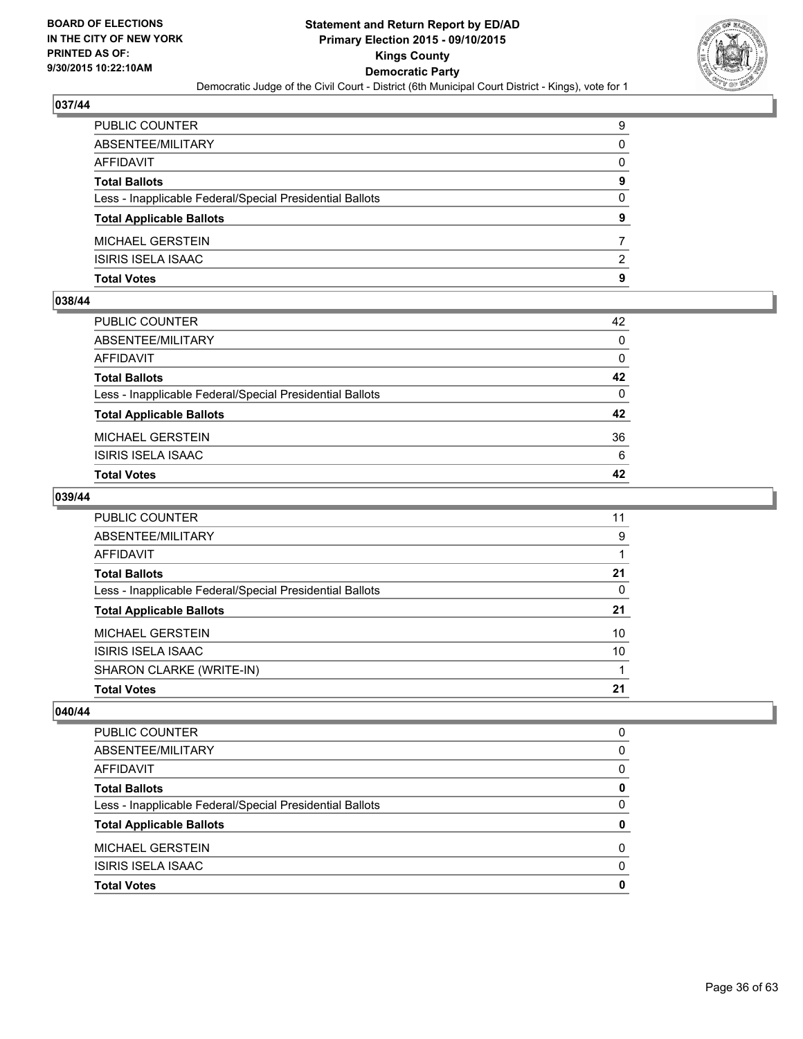BOARD OF ELECTIONS
IN THE CITY OF NEW YORK
PRINTED AS OF:
9/30/2015 10:22:10AM

**Statement and Return Report by ED/AD**
**Primary Election 2015 - 09/10/2015**
**Kings County**
**Democratic Party**
Democratic Judge of the Civil Court - District (6th Municipal Court District - Kings), vote for 1

## 037/44

| | |
|---|---|
| PUBLIC COUNTER | 9 |
| ABSENTEE/MILITARY | 0 |
| AFFIDAVIT | 0 |
| **Total Ballots** | **9** |
| Less - Inapplicable Federal/Special Presidential Ballots | 0 |
| **Total Applicable Ballots** | **9** |
| MICHAEL GERSTEIN | 7 |
| ISIRIS ISELA ISAAC | 2 |
| **Total Votes** | **9** |

## 038/44

| | |
|---|---|
| PUBLIC COUNTER | 42 |
| ABSENTEE/MILITARY | 0 |
| AFFIDAVIT | 0 |
| **Total Ballots** | **42** |
| Less - Inapplicable Federal/Special Presidential Ballots | 0 |
| **Total Applicable Ballots** | **42** |
| MICHAEL GERSTEIN | 36 |
| ISIRIS ISELA ISAAC | 6 |
| **Total Votes** | **42** |

## 039/44

| | |
|---|---|
| PUBLIC COUNTER | 11 |
| ABSENTEE/MILITARY | 9 |
| AFFIDAVIT | 1 |
| **Total Ballots** | **21** |
| Less - Inapplicable Federal/Special Presidential Ballots | 0 |
| **Total Applicable Ballots** | **21** |
| MICHAEL GERSTEIN | 10 |
| ISIRIS ISELA ISAAC | 10 |
| SHARON CLARKE (WRITE-IN) | 1 |
| **Total Votes** | **21** |

## 040/44

| | |
|---|---|
| PUBLIC COUNTER | 0 |
| ABSENTEE/MILITARY | 0 |
| AFFIDAVIT | 0 |
| **Total Ballots** | **0** |
| Less - Inapplicable Federal/Special Presidential Ballots | 0 |
| **Total Applicable Ballots** | **0** |
| MICHAEL GERSTEIN | 0 |
| ISIRIS ISELA ISAAC | 0 |
| **Total Votes** | **0** |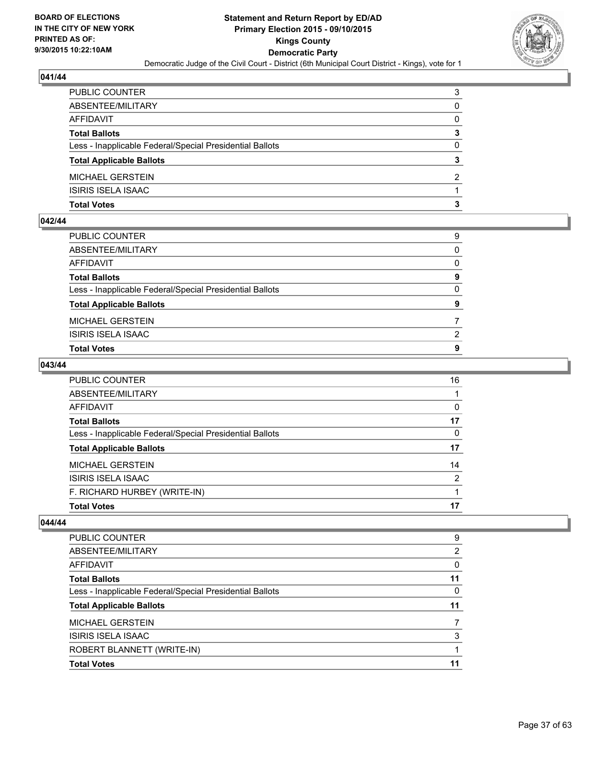## 041/44

| | |
|---|---|
| PUBLIC COUNTER | 3 |
| ABSENTEE/MILITARY | 0 |
| AFFIDAVIT | 0 |
| **Total Ballots** | **3** |
| Less - Inapplicable Federal/Special Presidential Ballots | 0 |
| **Total Applicable Ballots** | **3** |
| MICHAEL GERSTEIN | 2 |
| ISIRIS ISELA ISAAC | 1 |
| **Total Votes** | **3** |

## 042/44

| | |
|---|---|
| PUBLIC COUNTER | 9 |
| ABSENTEE/MILITARY | 0 |
| AFFIDAVIT | 0 |
| **Total Ballots** | **9** |
| Less - Inapplicable Federal/Special Presidential Ballots | 0 |
| **Total Applicable Ballots** | **9** |
| MICHAEL GERSTEIN | 7 |
| ISIRIS ISELA ISAAC | 2 |
| **Total Votes** | **9** |

## 043/44

| | |
|---|---|
| PUBLIC COUNTER | 16 |
| ABSENTEE/MILITARY | 1 |
| AFFIDAVIT | 0 |
| **Total Ballots** | **17** |
| Less - Inapplicable Federal/Special Presidential Ballots | 0 |
| **Total Applicable Ballots** | **17** |
| MICHAEL GERSTEIN | 14 |
| ISIRIS ISELA ISAAC | 2 |
| F. RICHARD HURBEY (WRITE-IN) | 1 |
| **Total Votes** | **17** |

## 044/44

| | |
|---|---|
| PUBLIC COUNTER | 9 |
| ABSENTEE/MILITARY | 2 |
| AFFIDAVIT | 0 |
| **Total Ballots** | **11** |
| Less - Inapplicable Federal/Special Presidential Ballots | 0 |
| **Total Applicable Ballots** | **11** |
| MICHAEL GERSTEIN | 7 |
| ISIRIS ISELA ISAAC | 3 |
| ROBERT BLANNETT (WRITE-IN) | 1 |
| **Total Votes** | **11** |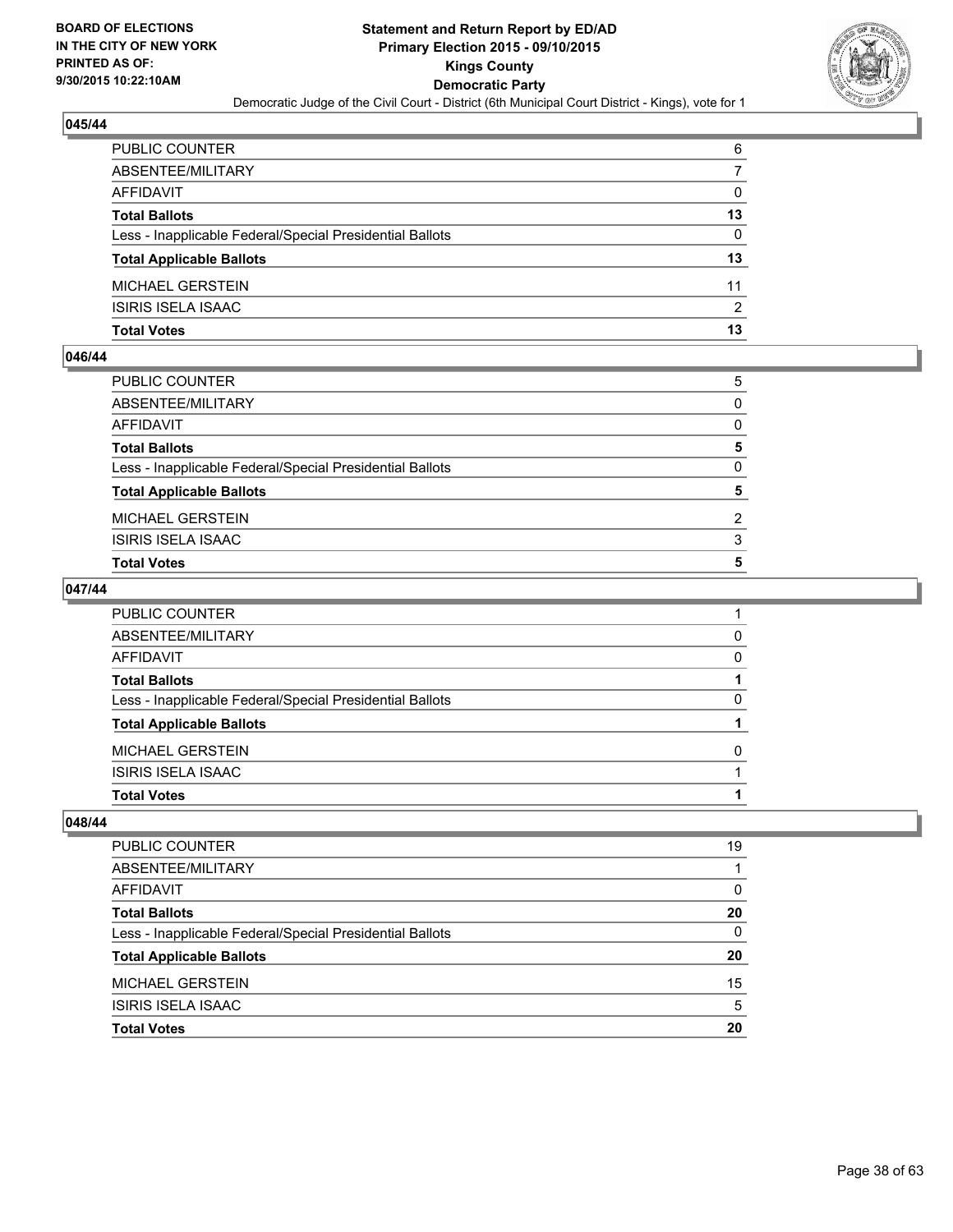**BOARD OF ELECTIONS IN THE CITY OF NEW YORK PRINTED AS OF: 9/30/2015 10:22:10AM**

**Statement and Return Report by ED/AD Primary Election 2015 - 09/10/2015 Kings County Democratic Party**

Democratic Judge of the Civil Court - District (6th Municipal Court District - Kings), vote for 1

### 045/44

| | |
|---|---|
| PUBLIC COUNTER | 6 |
| ABSENTEE/MILITARY | 7 |
| AFFIDAVIT | 0 |
| **Total Ballots** | **13** |
| Less - Inapplicable Federal/Special Presidential Ballots | 0 |
| **Total Applicable Ballots** | **13** |
| MICHAEL GERSTEIN | 11 |
| ISIRIS ISELA ISAAC | 2 |
| **Total Votes** | **13** |

### 046/44

| | |
|---|---|
| PUBLIC COUNTER | 5 |
| ABSENTEE/MILITARY | 0 |
| AFFIDAVIT | 0 |
| **Total Ballots** | **5** |
| Less - Inapplicable Federal/Special Presidential Ballots | 0 |
| **Total Applicable Ballots** | **5** |
| MICHAEL GERSTEIN | 2 |
| ISIRIS ISELA ISAAC | 3 |
| **Total Votes** | **5** |

### 047/44

| | |
|---|---|
| PUBLIC COUNTER | 1 |
| ABSENTEE/MILITARY | 0 |
| AFFIDAVIT | 0 |
| **Total Ballots** | **1** |
| Less - Inapplicable Federal/Special Presidential Ballots | 0 |
| **Total Applicable Ballots** | **1** |
| MICHAEL GERSTEIN | 0 |
| ISIRIS ISELA ISAAC | 1 |
| **Total Votes** | **1** |

### 048/44

| | |
|---|---|
| PUBLIC COUNTER | 19 |
| ABSENTEE/MILITARY | 1 |
| AFFIDAVIT | 0 |
| **Total Ballots** | **20** |
| Less - Inapplicable Federal/Special Presidential Ballots | 0 |
| **Total Applicable Ballots** | **20** |
| MICHAEL GERSTEIN | 15 |
| ISIRIS ISELA ISAAC | 5 |
| **Total Votes** | **20** |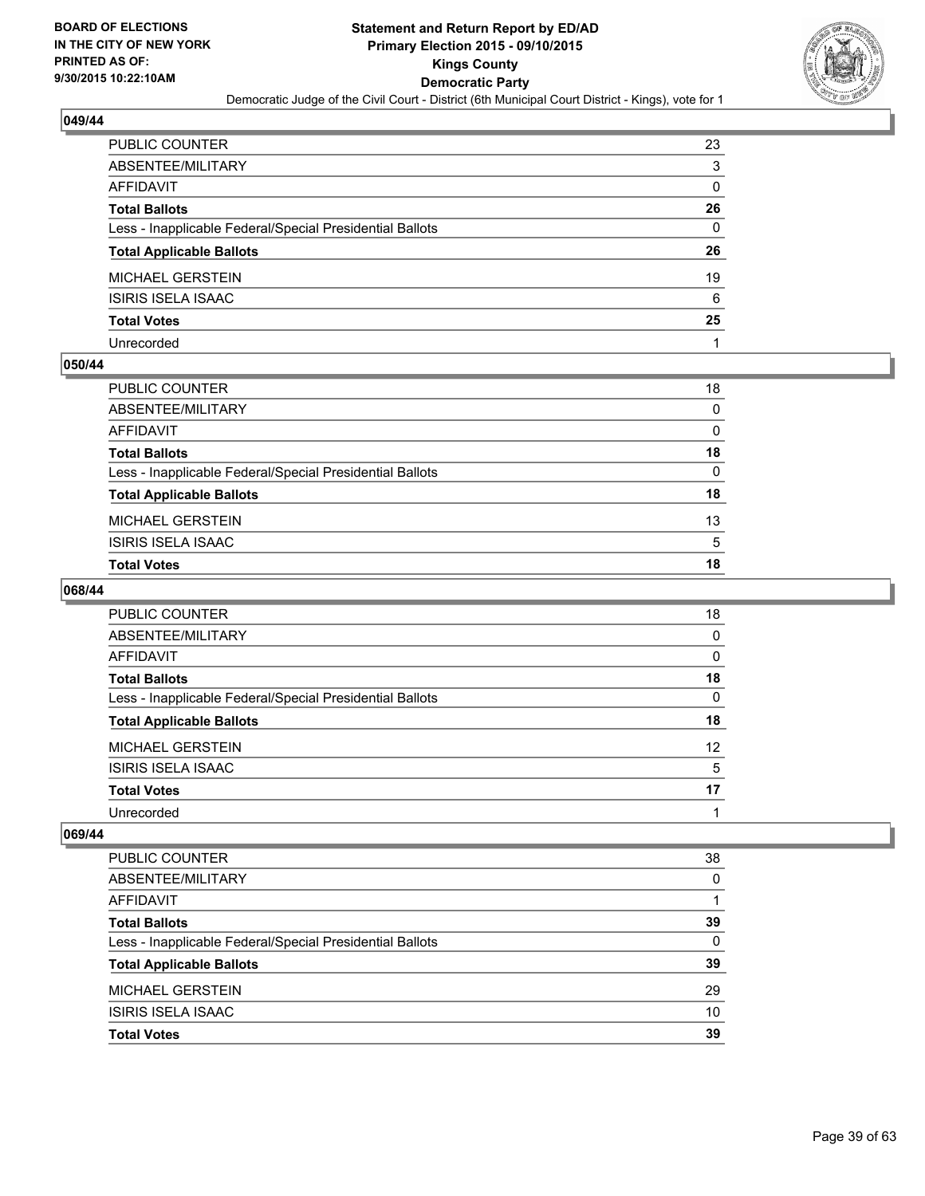BOARD OF ELECTIONS
IN THE CITY OF NEW YORK
PRINTED AS OF:
9/30/2015 10:22:10AM

**Statement and Return Report by ED/AD**
**Primary Election 2015 - 09/10/2015**
**Kings County**
**Democratic Party**
Democratic Judge of the Civil Court - District (6th Municipal Court District - Kings), vote for 1

### 049/44

| | |
|---|---|
| PUBLIC COUNTER | 23 |
| ABSENTEE/MILITARY | 3 |
| AFFIDAVIT | 0 |
| **Total Ballots** | **26** |
| Less - Inapplicable Federal/Special Presidential Ballots | 0 |
| **Total Applicable Ballots** | **26** |
| MICHAEL GERSTEIN | 19 |
| ISIRIS ISELA ISAAC | 6 |
| **Total Votes** | **25** |
| Unrecorded | 1 |

### 050/44

| | |
|---|---|
| PUBLIC COUNTER | 18 |
| ABSENTEE/MILITARY | 0 |
| AFFIDAVIT | 0 |
| **Total Ballots** | **18** |
| Less - Inapplicable Federal/Special Presidential Ballots | 0 |
| **Total Applicable Ballots** | **18** |
| MICHAEL GERSTEIN | 13 |
| ISIRIS ISELA ISAAC | 5 |
| **Total Votes** | **18** |

### 068/44

| | |
|---|---|
| PUBLIC COUNTER | 18 |
| ABSENTEE/MILITARY | 0 |
| AFFIDAVIT | 0 |
| **Total Ballots** | **18** |
| Less - Inapplicable Federal/Special Presidential Ballots | 0 |
| **Total Applicable Ballots** | **18** |
| MICHAEL GERSTEIN | 12 |
| ISIRIS ISELA ISAAC | 5 |
| **Total Votes** | **17** |
| Unrecorded | 1 |

### 069/44

| | |
|---|---|
| PUBLIC COUNTER | 38 |
| ABSENTEE/MILITARY | 0 |
| AFFIDAVIT | 1 |
| **Total Ballots** | **39** |
| Less - Inapplicable Federal/Special Presidential Ballots | 0 |
| **Total Applicable Ballots** | **39** |
| MICHAEL GERSTEIN | 29 |
| ISIRIS ISELA ISAAC | 10 |
| **Total Votes** | **39** |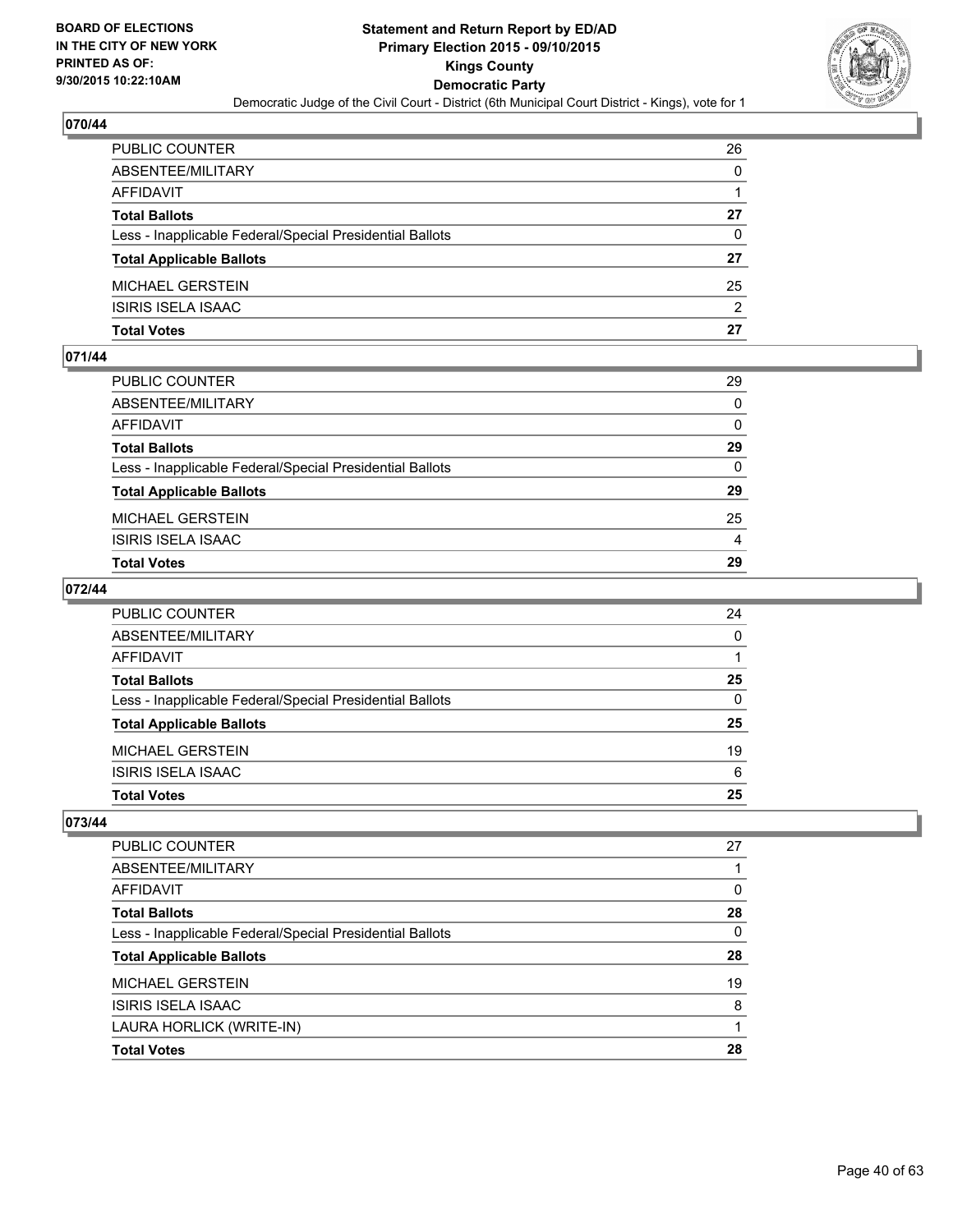## 070/44

| | |
|---|---|
| PUBLIC COUNTER | 26 |
| ABSENTEE/MILITARY | 0 |
| AFFIDAVIT | 1 |
| **Total Ballots** | **27** |
| Less - Inapplicable Federal/Special Presidential Ballots | 0 |
| **Total Applicable Ballots** | **27** |
| MICHAEL GERSTEIN | 25 |
| ISIRIS ISELA ISAAC | 2 |
| **Total Votes** | **27** |

## 071/44

| | |
|---|---|
| PUBLIC COUNTER | 29 |
| ABSENTEE/MILITARY | 0 |
| AFFIDAVIT | 0 |
| **Total Ballots** | **29** |
| Less - Inapplicable Federal/Special Presidential Ballots | 0 |
| **Total Applicable Ballots** | **29** |
| MICHAEL GERSTEIN | 25 |
| ISIRIS ISELA ISAAC | 4 |
| **Total Votes** | **29** |

## 072/44

| | |
|---|---|
| PUBLIC COUNTER | 24 |
| ABSENTEE/MILITARY | 0 |
| AFFIDAVIT | 1 |
| **Total Ballots** | **25** |
| Less - Inapplicable Federal/Special Presidential Ballots | 0 |
| **Total Applicable Ballots** | **25** |
| MICHAEL GERSTEIN | 19 |
| ISIRIS ISELA ISAAC | 6 |
| **Total Votes** | **25** |

## 073/44

| | |
|---|---|
| PUBLIC COUNTER | 27 |
| ABSENTEE/MILITARY | 1 |
| AFFIDAVIT | 0 |
| **Total Ballots** | **28** |
| Less - Inapplicable Federal/Special Presidential Ballots | 0 |
| **Total Applicable Ballots** | **28** |
| MICHAEL GERSTEIN | 19 |
| ISIRIS ISELA ISAAC | 8 |
| LAURA HORLICK (WRITE-IN) | 1 |
| **Total Votes** | **28** |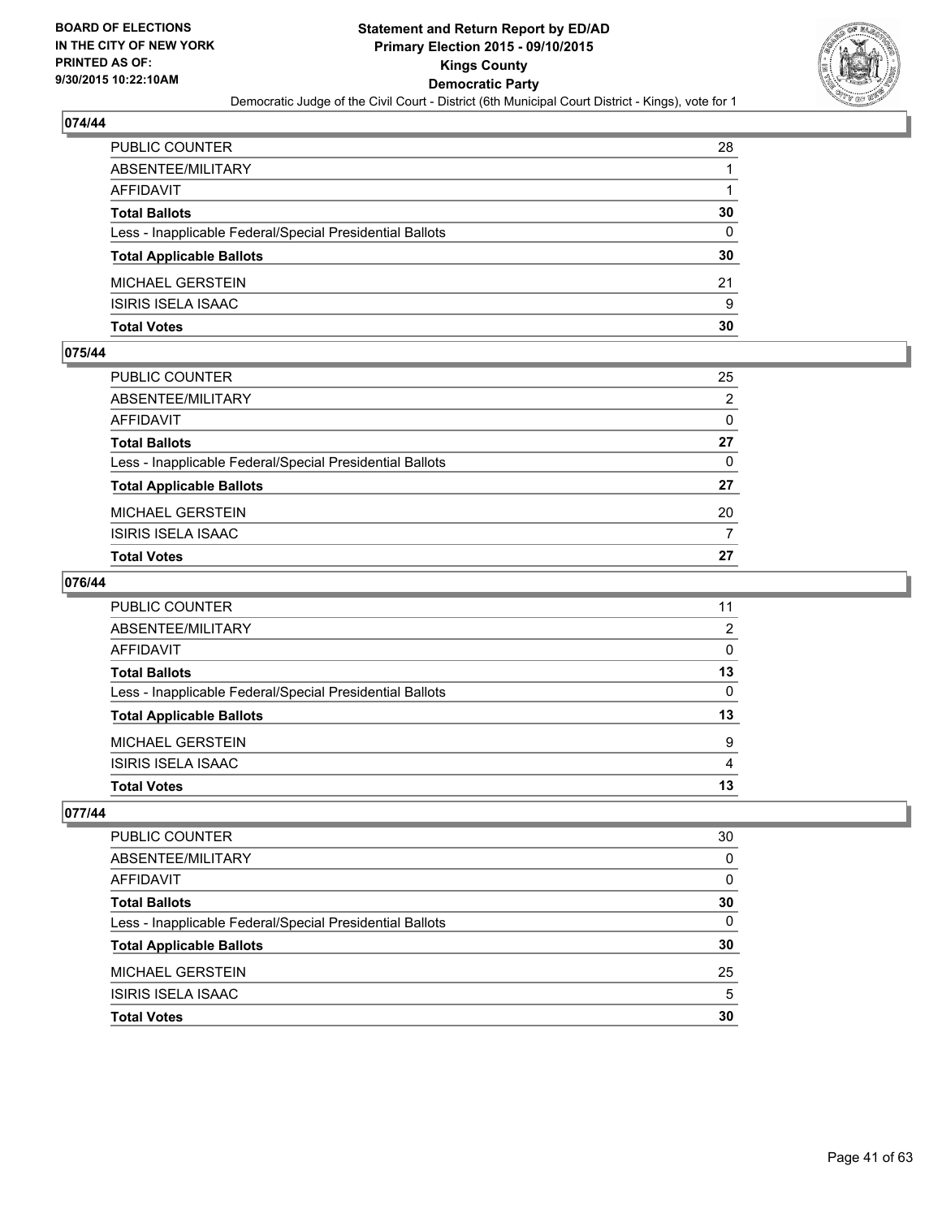BOARD OF ELECTIONS
IN THE CITY OF NEW YORK
PRINTED AS OF:
9/30/2015 10:22:10AM

**Statement and Return Report by ED/AD**
**Primary Election 2015 - 09/10/2015**
**Kings County**
**Democratic Party**
Democratic Judge of the Civil Court - District (6th Municipal Court District - Kings), vote for 1

## 074/44

| | |
|---|---|
| PUBLIC COUNTER | 28 |
| ABSENTEE/MILITARY | 1 |
| AFFIDAVIT | 1 |
| **Total Ballots** | **30** |
| Less - Inapplicable Federal/Special Presidential Ballots | 0 |
| **Total Applicable Ballots** | **30** |
| MICHAEL GERSTEIN | 21 |
| ISIRIS ISELA ISAAC | 9 |
| **Total Votes** | **30** |

## 075/44

| | |
|---|---|
| PUBLIC COUNTER | 25 |
| ABSENTEE/MILITARY | 2 |
| AFFIDAVIT | 0 |
| **Total Ballots** | **27** |
| Less - Inapplicable Federal/Special Presidential Ballots | 0 |
| **Total Applicable Ballots** | **27** |
| MICHAEL GERSTEIN | 20 |
| ISIRIS ISELA ISAAC | 7 |
| **Total Votes** | **27** |

## 076/44

| | |
|---|---|
| PUBLIC COUNTER | 11 |
| ABSENTEE/MILITARY | 2 |
| AFFIDAVIT | 0 |
| **Total Ballots** | **13** |
| Less - Inapplicable Federal/Special Presidential Ballots | 0 |
| **Total Applicable Ballots** | **13** |
| MICHAEL GERSTEIN | 9 |
| ISIRIS ISELA ISAAC | 4 |
| **Total Votes** | **13** |

## 077/44

| | |
|---|---|
| PUBLIC COUNTER | 30 |
| ABSENTEE/MILITARY | 0 |
| AFFIDAVIT | 0 |
| **Total Ballots** | **30** |
| Less - Inapplicable Federal/Special Presidential Ballots | 0 |
| **Total Applicable Ballots** | **30** |
| MICHAEL GERSTEIN | 25 |
| ISIRIS ISELA ISAAC | 5 |
| **Total Votes** | **30** |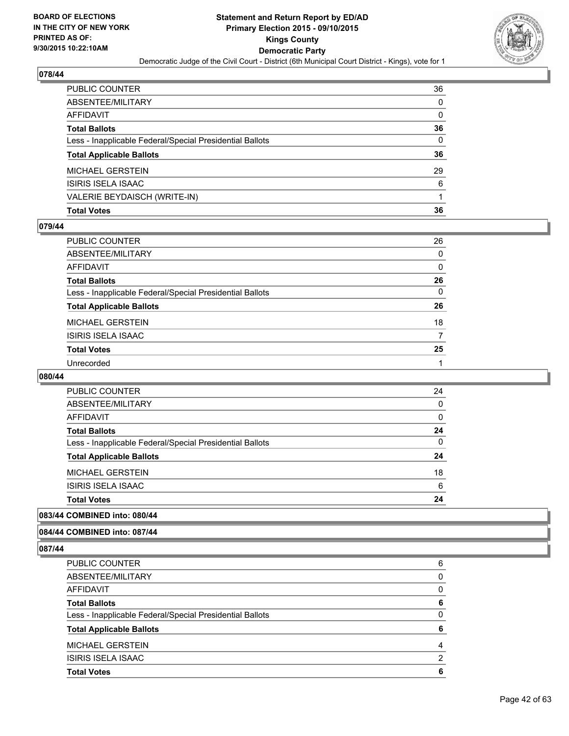## 078/44

| | |
|---|---|
| PUBLIC COUNTER | 36 |
| ABSENTEE/MILITARY | 0 |
| AFFIDAVIT | 0 |
| **Total Ballots** | **36** |
| Less - Inapplicable Federal/Special Presidential Ballots | 0 |
| **Total Applicable Ballots** | **36** |
| MICHAEL GERSTEIN | 29 |
| ISIRIS ISELA ISAAC | 6 |
| VALERIE BEYDAISCH (WRITE-IN) | 1 |
| **Total Votes** | **36** |

## 079/44

| | |
|---|---|
| PUBLIC COUNTER | 26 |
| ABSENTEE/MILITARY | 0 |
| AFFIDAVIT | 0 |
| **Total Ballots** | **26** |
| Less - Inapplicable Federal/Special Presidential Ballots | 0 |
| **Total Applicable Ballots** | **26** |
| MICHAEL GERSTEIN | 18 |
| ISIRIS ISELA ISAAC | 7 |
| **Total Votes** | **25** |
| Unrecorded | 1 |

## 080/44

| | |
|---|---|
| PUBLIC COUNTER | 24 |
| ABSENTEE/MILITARY | 0 |
| AFFIDAVIT | 0 |
| **Total Ballots** | **24** |
| Less - Inapplicable Federal/Special Presidential Ballots | 0 |
| **Total Applicable Ballots** | **24** |
| MICHAEL GERSTEIN | 18 |
| ISIRIS ISELA ISAAC | 6 |
| **Total Votes** | **24** |

## 083/44 COMBINED into: 080/44

## 084/44 COMBINED into: 087/44

## 087/44

| | |
|---|---|
| PUBLIC COUNTER | 6 |
| ABSENTEE/MILITARY | 0 |
| AFFIDAVIT | 0 |
| **Total Ballots** | **6** |
| Less - Inapplicable Federal/Special Presidential Ballots | 0 |
| **Total Applicable Ballots** | **6** |
| MICHAEL GERSTEIN | 4 |
| ISIRIS ISELA ISAAC | 2 |
| **Total Votes** | **6** |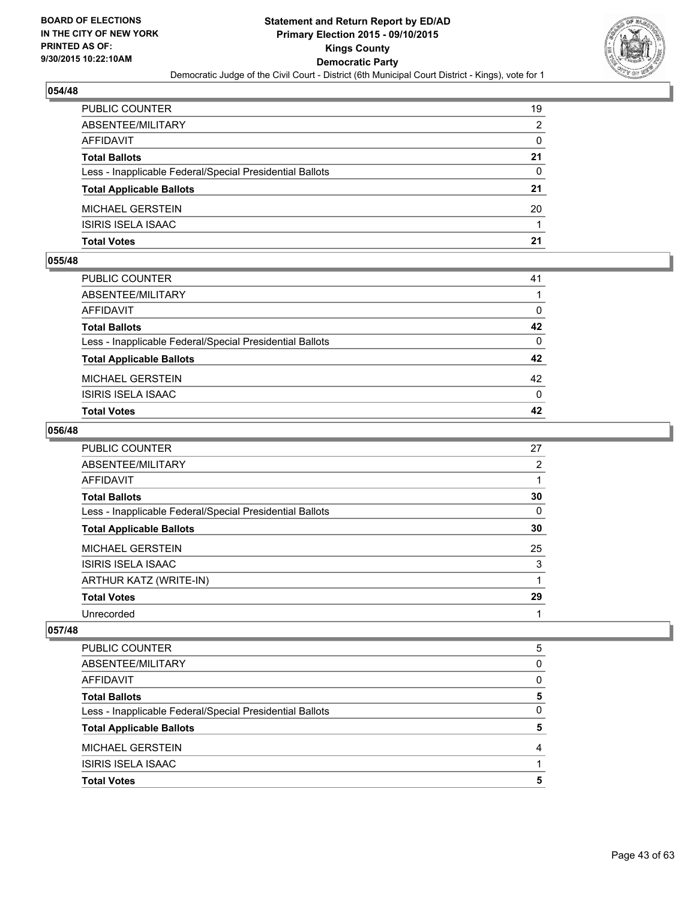## 054/48

| | |
|---|---|
| PUBLIC COUNTER | 19 |
| ABSENTEE/MILITARY | 2 |
| AFFIDAVIT | 0 |
| **Total Ballots** | **21** |
| Less - Inapplicable Federal/Special Presidential Ballots | 0 |
| **Total Applicable Ballots** | **21** |
| MICHAEL GERSTEIN | 20 |
| ISIRIS ISELA ISAAC | 1 |
| **Total Votes** | **21** |

## 055/48

| | |
|---|---|
| PUBLIC COUNTER | 41 |
| ABSENTEE/MILITARY | 1 |
| AFFIDAVIT | 0 |
| **Total Ballots** | **42** |
| Less - Inapplicable Federal/Special Presidential Ballots | 0 |
| **Total Applicable Ballots** | **42** |
| MICHAEL GERSTEIN | 42 |
| ISIRIS ISELA ISAAC | 0 |
| **Total Votes** | **42** |

## 056/48

| | |
|---|---|
| PUBLIC COUNTER | 27 |
| ABSENTEE/MILITARY | 2 |
| AFFIDAVIT | 1 |
| **Total Ballots** | **30** |
| Less - Inapplicable Federal/Special Presidential Ballots | 0 |
| **Total Applicable Ballots** | **30** |
| MICHAEL GERSTEIN | 25 |
| ISIRIS ISELA ISAAC | 3 |
| ARTHUR KATZ (WRITE-IN) | 1 |
| **Total Votes** | **29** |
| Unrecorded | 1 |

## 057/48

| | |
|---|---|
| PUBLIC COUNTER | 5 |
| ABSENTEE/MILITARY | 0 |
| AFFIDAVIT | 0 |
| **Total Ballots** | **5** |
| Less - Inapplicable Federal/Special Presidential Ballots | 0 |
| **Total Applicable Ballots** | **5** |
| MICHAEL GERSTEIN | 4 |
| ISIRIS ISELA ISAAC | 1 |
| **Total Votes** | **5** |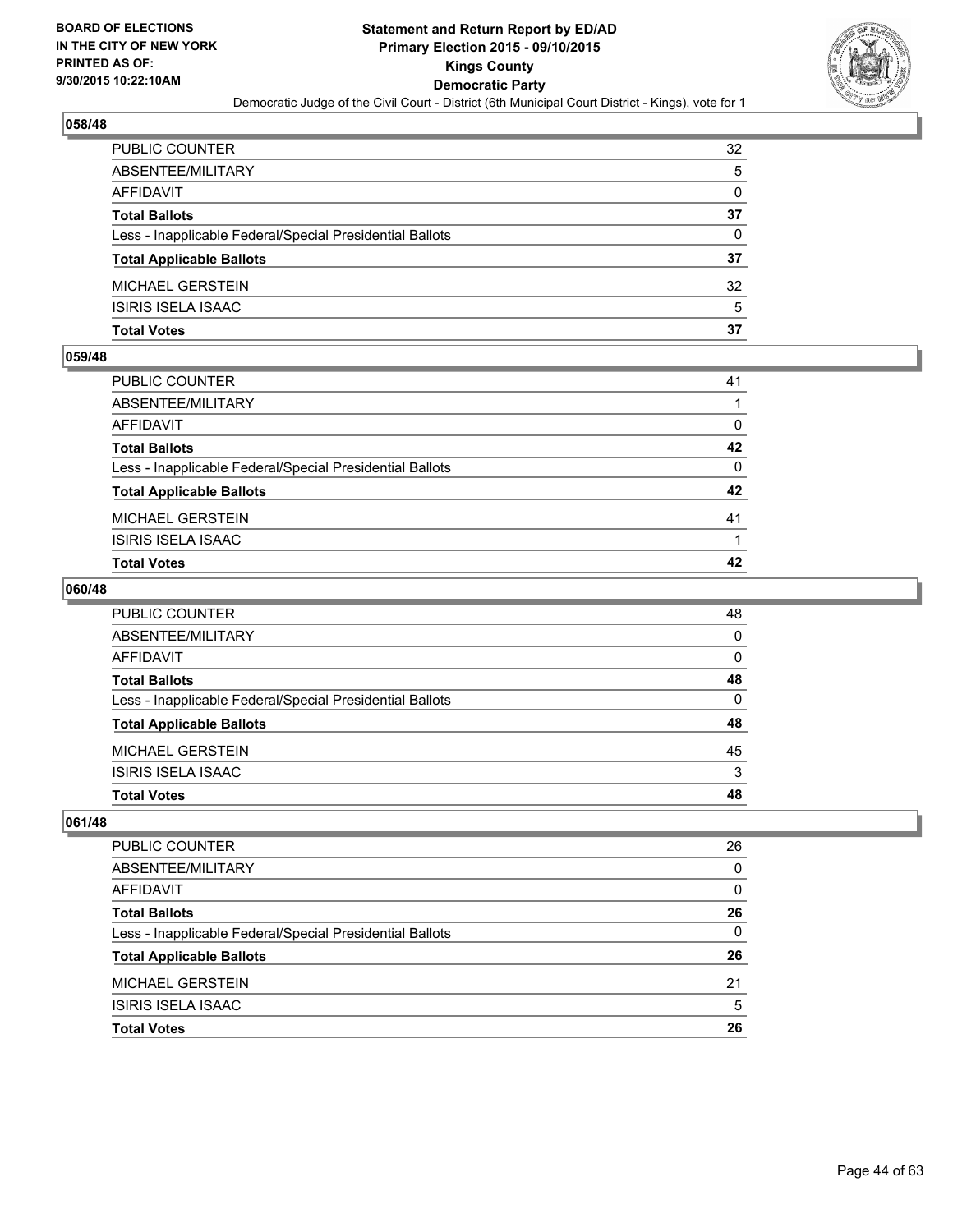## 058/48

| | |
|---|---|
| PUBLIC COUNTER | 32 |
| ABSENTEE/MILITARY | 5 |
| AFFIDAVIT | 0 |
| **Total Ballots** | **37** |
| Less - Inapplicable Federal/Special Presidential Ballots | 0 |
| **Total Applicable Ballots** | **37** |
| MICHAEL GERSTEIN | 32 |
| ISIRIS ISELA ISAAC | 5 |
| **Total Votes** | **37** |

## 059/48

| | |
|---|---|
| PUBLIC COUNTER | 41 |
| ABSENTEE/MILITARY | 1 |
| AFFIDAVIT | 0 |
| **Total Ballots** | **42** |
| Less - Inapplicable Federal/Special Presidential Ballots | 0 |
| **Total Applicable Ballots** | **42** |
| MICHAEL GERSTEIN | 41 |
| ISIRIS ISELA ISAAC | 1 |
| **Total Votes** | **42** |

## 060/48

| | |
|---|---|
| PUBLIC COUNTER | 48 |
| ABSENTEE/MILITARY | 0 |
| AFFIDAVIT | 0 |
| **Total Ballots** | **48** |
| Less - Inapplicable Federal/Special Presidential Ballots | 0 |
| **Total Applicable Ballots** | **48** |
| MICHAEL GERSTEIN | 45 |
| ISIRIS ISELA ISAAC | 3 |
| **Total Votes** | **48** |

## 061/48

| | |
|---|---|
| PUBLIC COUNTER | 26 |
| ABSENTEE/MILITARY | 0 |
| AFFIDAVIT | 0 |
| **Total Ballots** | **26** |
| Less - Inapplicable Federal/Special Presidential Ballots | 0 |
| **Total Applicable Ballots** | **26** |
| MICHAEL GERSTEIN | 21 |
| ISIRIS ISELA ISAAC | 5 |
| **Total Votes** | **26** |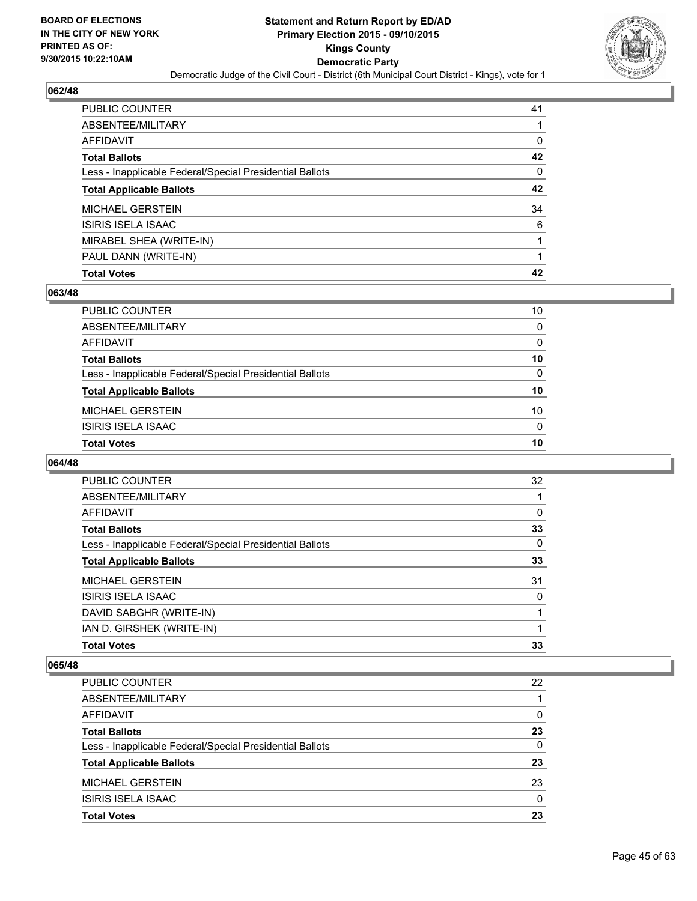**Statement and Return Report by ED/AD**
**Primary Election 2015 - 09/10/2015**
**Kings County**
**Democratic Party**
Democratic Judge of the Civil Court - District (6th Municipal Court District - Kings), vote for 1

BOARD OF ELECTIONS IN THE CITY OF NEW YORK PRINTED AS OF: 9/30/2015 10:22:10AM

## 062/48

| | |
|---|---|
| PUBLIC COUNTER | 41 |
| ABSENTEE/MILITARY | 1 |
| AFFIDAVIT | 0 |
| **Total Ballots** | **42** |
| Less - Inapplicable Federal/Special Presidential Ballots | 0 |
| **Total Applicable Ballots** | **42** |
| MICHAEL GERSTEIN | 34 |
| ISIRIS ISELA ISAAC | 6 |
| MIRABEL SHEA (WRITE-IN) | 1 |
| PAUL DANN (WRITE-IN) | 1 |
| **Total Votes** | **42** |

## 063/48

| | |
|---|---|
| PUBLIC COUNTER | 10 |
| ABSENTEE/MILITARY | 0 |
| AFFIDAVIT | 0 |
| **Total Ballots** | **10** |
| Less - Inapplicable Federal/Special Presidential Ballots | 0 |
| **Total Applicable Ballots** | **10** |
| MICHAEL GERSTEIN | 10 |
| ISIRIS ISELA ISAAC | 0 |
| **Total Votes** | **10** |

## 064/48

| | |
|---|---|
| PUBLIC COUNTER | 32 |
| ABSENTEE/MILITARY | 1 |
| AFFIDAVIT | 0 |
| **Total Ballots** | **33** |
| Less - Inapplicable Federal/Special Presidential Ballots | 0 |
| **Total Applicable Ballots** | **33** |
| MICHAEL GERSTEIN | 31 |
| ISIRIS ISELA ISAAC | 0 |
| DAVID SABGHR (WRITE-IN) | 1 |
| IAN D. GIRSHEK (WRITE-IN) | 1 |
| **Total Votes** | **33** |

## 065/48

| | |
|---|---|
| PUBLIC COUNTER | 22 |
| ABSENTEE/MILITARY | 1 |
| AFFIDAVIT | 0 |
| **Total Ballots** | **23** |
| Less - Inapplicable Federal/Special Presidential Ballots | 0 |
| **Total Applicable Ballots** | **23** |
| MICHAEL GERSTEIN | 23 |
| ISIRIS ISELA ISAAC | 0 |
| **Total Votes** | **23** |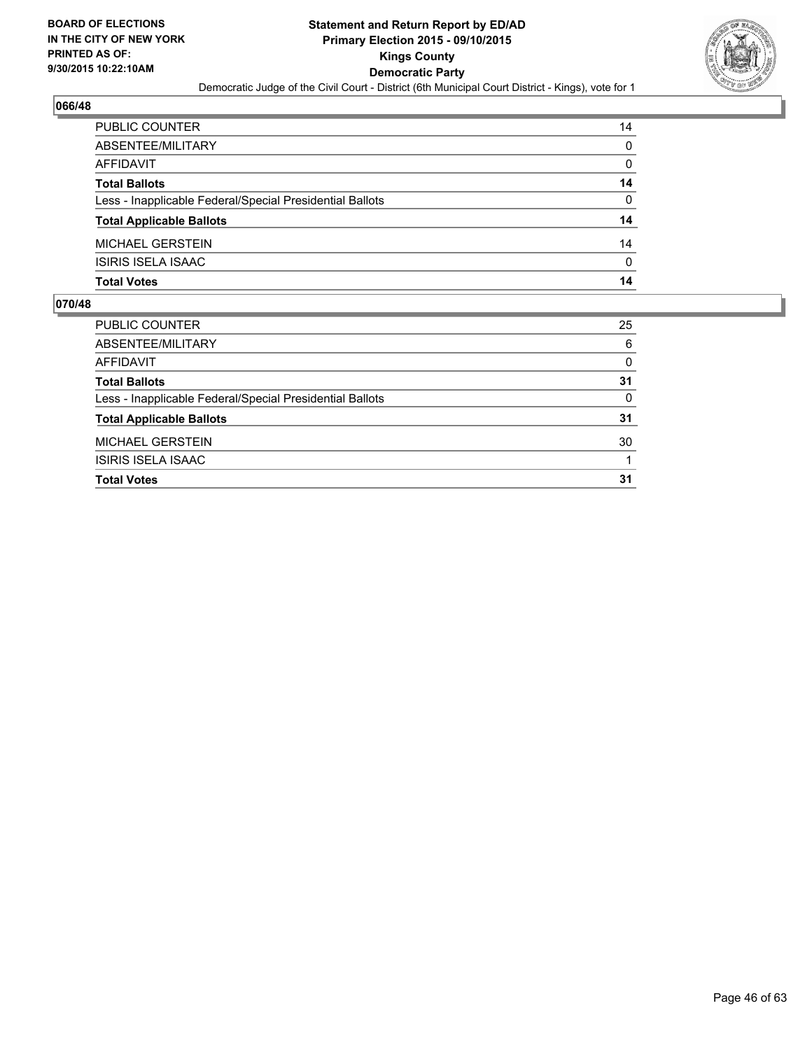BOARD OF ELECTIONS
IN THE CITY OF NEW YORK
PRINTED AS OF:
9/30/2015 10:22:10AM

**Statement and Return Report by ED/AD**
**Primary Election 2015 - 09/10/2015**
**Kings County**
**Democratic Party**
Democratic Judge of the Civil Court - District (6th Municipal Court District - Kings), vote for 1

## 066/48

| | |
|---|---|
| PUBLIC COUNTER | 14 |
| ABSENTEE/MILITARY | 0 |
| AFFIDAVIT | 0 |
| **Total Ballots** | **14** |
| Less - Inapplicable Federal/Special Presidential Ballots | 0 |
| **Total Applicable Ballots** | **14** |
| MICHAEL GERSTEIN | 14 |
| ISIRIS ISELA ISAAC | 0 |
| **Total Votes** | **14** |

## 070/48

| | |
|---|---|
| PUBLIC COUNTER | 25 |
| ABSENTEE/MILITARY | 6 |
| AFFIDAVIT | 0 |
| **Total Ballots** | **31** |
| Less - Inapplicable Federal/Special Presidential Ballots | 0 |
| **Total Applicable Ballots** | **31** |
| MICHAEL GERSTEIN | 30 |
| ISIRIS ISELA ISAAC | 1 |
| **Total Votes** | **31** |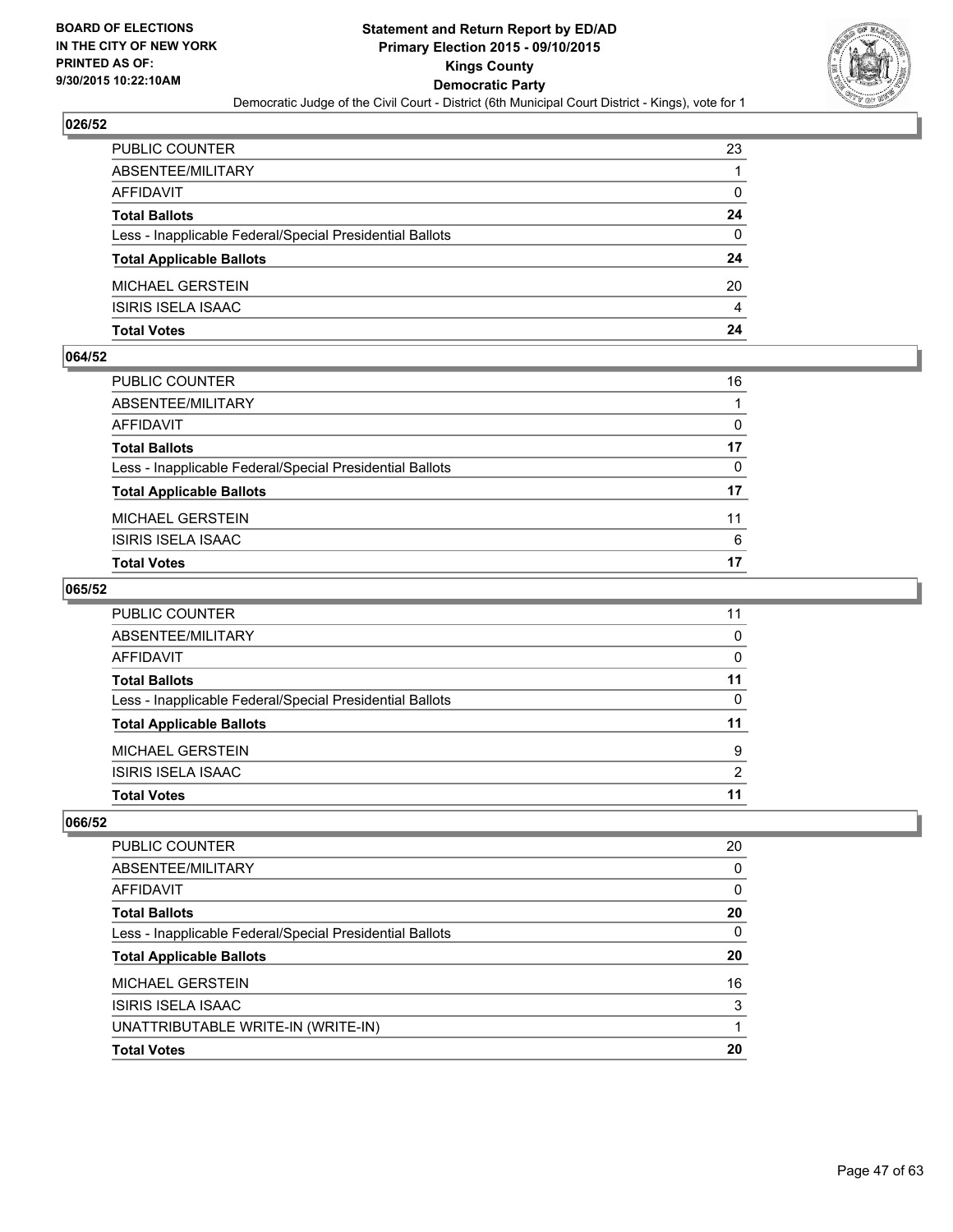## 026/52

| | |
|---|---|
| PUBLIC COUNTER | 23 |
| ABSENTEE/MILITARY | 1 |
| AFFIDAVIT | 0 |
| **Total Ballots** | **24** |
| Less - Inapplicable Federal/Special Presidential Ballots | 0 |
| **Total Applicable Ballots** | **24** |
| MICHAEL GERSTEIN | 20 |
| ISIRIS ISELA ISAAC | 4 |
| **Total Votes** | **24** |

## 064/52

| | |
|---|---|
| PUBLIC COUNTER | 16 |
| ABSENTEE/MILITARY | 1 |
| AFFIDAVIT | 0 |
| **Total Ballots** | **17** |
| Less - Inapplicable Federal/Special Presidential Ballots | 0 |
| **Total Applicable Ballots** | **17** |
| MICHAEL GERSTEIN | 11 |
| ISIRIS ISELA ISAAC | 6 |
| **Total Votes** | **17** |

## 065/52

| | |
|---|---|
| PUBLIC COUNTER | 11 |
| ABSENTEE/MILITARY | 0 |
| AFFIDAVIT | 0 |
| **Total Ballots** | **11** |
| Less - Inapplicable Federal/Special Presidential Ballots | 0 |
| **Total Applicable Ballots** | **11** |
| MICHAEL GERSTEIN | 9 |
| ISIRIS ISELA ISAAC | 2 |
| **Total Votes** | **11** |

## 066/52

| | |
|---|---|
| PUBLIC COUNTER | 20 |
| ABSENTEE/MILITARY | 0 |
| AFFIDAVIT | 0 |
| **Total Ballots** | **20** |
| Less - Inapplicable Federal/Special Presidential Ballots | 0 |
| **Total Applicable Ballots** | **20** |
| MICHAEL GERSTEIN | 16 |
| ISIRIS ISELA ISAAC | 3 |
| UNATTRIBUTABLE WRITE-IN (WRITE-IN) | 1 |
| **Total Votes** | **20** |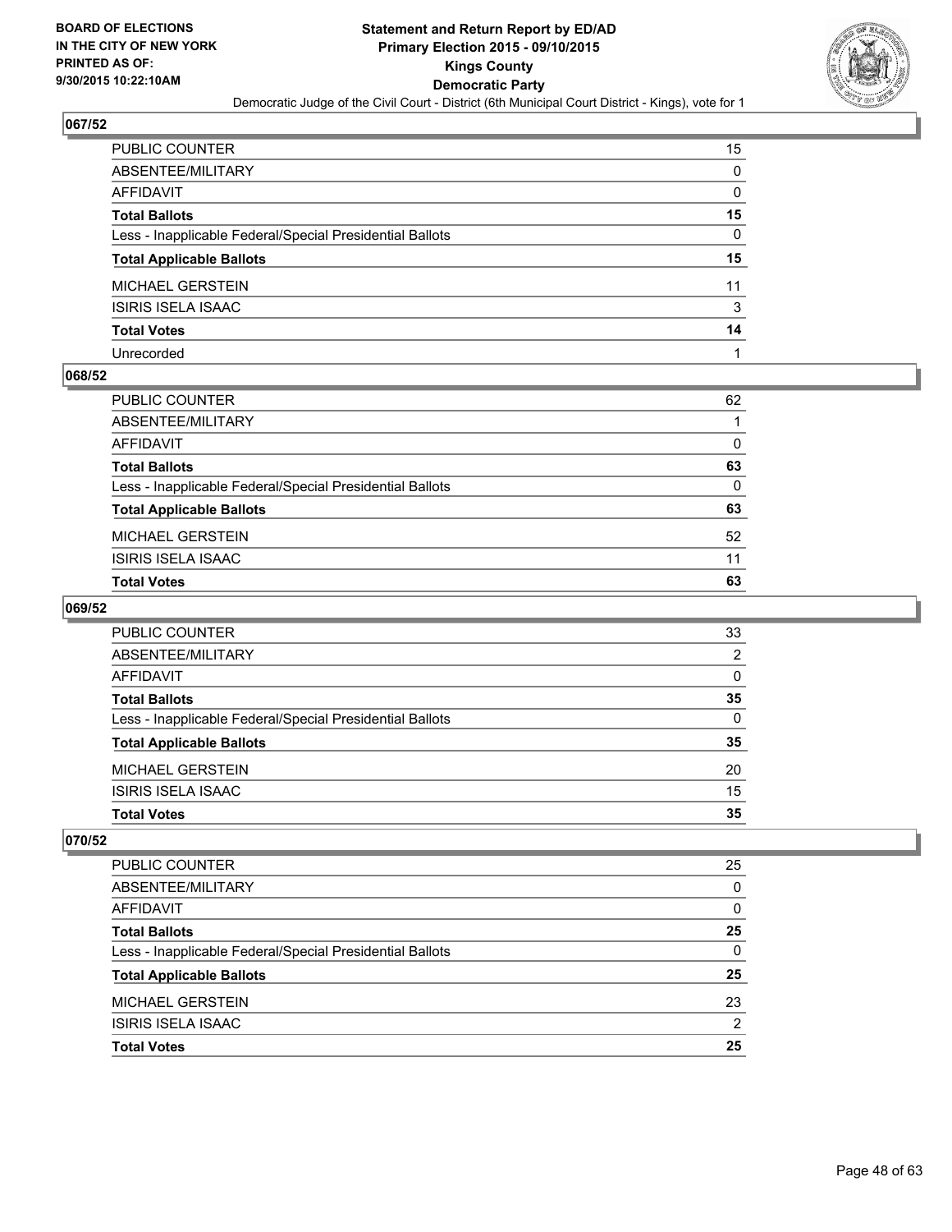## 067/52

| | |
|---|---|
| PUBLIC COUNTER | 15 |
| ABSENTEE/MILITARY | 0 |
| AFFIDAVIT | 0 |
| **Total Ballots** | **15** |
| Less - Inapplicable Federal/Special Presidential Ballots | 0 |
| **Total Applicable Ballots** | **15** |
| MICHAEL GERSTEIN | 11 |
| ISIRIS ISELA ISAAC | 3 |
| **Total Votes** | **14** |
| Unrecorded | 1 |

## 068/52

| | |
|---|---|
| PUBLIC COUNTER | 62 |
| ABSENTEE/MILITARY | 1 |
| AFFIDAVIT | 0 |
| **Total Ballots** | **63** |
| Less - Inapplicable Federal/Special Presidential Ballots | 0 |
| **Total Applicable Ballots** | **63** |
| MICHAEL GERSTEIN | 52 |
| ISIRIS ISELA ISAAC | 11 |
| **Total Votes** | **63** |

## 069/52

| | |
|---|---|
| PUBLIC COUNTER | 33 |
| ABSENTEE/MILITARY | 2 |
| AFFIDAVIT | 0 |
| **Total Ballots** | **35** |
| Less - Inapplicable Federal/Special Presidential Ballots | 0 |
| **Total Applicable Ballots** | **35** |
| MICHAEL GERSTEIN | 20 |
| ISIRIS ISELA ISAAC | 15 |
| **Total Votes** | **35** |

## 070/52

| | |
|---|---|
| PUBLIC COUNTER | 25 |
| ABSENTEE/MILITARY | 0 |
| AFFIDAVIT | 0 |
| **Total Ballots** | **25** |
| Less - Inapplicable Federal/Special Presidential Ballots | 0 |
| **Total Applicable Ballots** | **25** |
| MICHAEL GERSTEIN | 23 |
| ISIRIS ISELA ISAAC | 2 |
| **Total Votes** | **25** |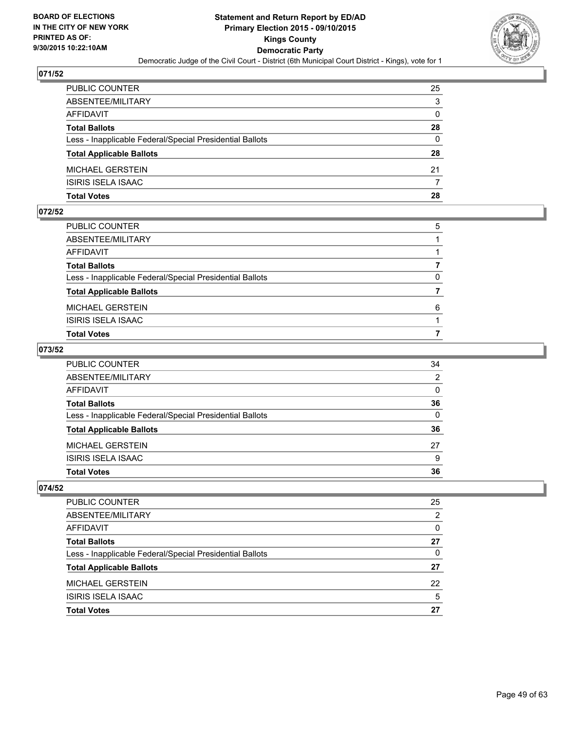## 071/52

| | |
|---|---|
| PUBLIC COUNTER | 25 |
| ABSENTEE/MILITARY | 3 |
| AFFIDAVIT | 0 |
| **Total Ballots** | **28** |
| Less - Inapplicable Federal/Special Presidential Ballots | 0 |
| **Total Applicable Ballots** | **28** |
| MICHAEL GERSTEIN | 21 |
| ISIRIS ISELA ISAAC | 7 |
| **Total Votes** | **28** |

## 072/52

| | |
|---|---|
| PUBLIC COUNTER | 5 |
| ABSENTEE/MILITARY | 1 |
| AFFIDAVIT | 1 |
| **Total Ballots** | **7** |
| Less - Inapplicable Federal/Special Presidential Ballots | 0 |
| **Total Applicable Ballots** | **7** |
| MICHAEL GERSTEIN | 6 |
| ISIRIS ISELA ISAAC | 1 |
| **Total Votes** | **7** |

## 073/52

| | |
|---|---|
| PUBLIC COUNTER | 34 |
| ABSENTEE/MILITARY | 2 |
| AFFIDAVIT | 0 |
| **Total Ballots** | **36** |
| Less - Inapplicable Federal/Special Presidential Ballots | 0 |
| **Total Applicable Ballots** | **36** |
| MICHAEL GERSTEIN | 27 |
| ISIRIS ISELA ISAAC | 9 |
| **Total Votes** | **36** |

## 074/52

| | |
|---|---|
| PUBLIC COUNTER | 25 |
| ABSENTEE/MILITARY | 2 |
| AFFIDAVIT | 0 |
| **Total Ballots** | **27** |
| Less - Inapplicable Federal/Special Presidential Ballots | 0 |
| **Total Applicable Ballots** | **27** |
| MICHAEL GERSTEIN | 22 |
| ISIRIS ISELA ISAAC | 5 |
| **Total Votes** | **27** |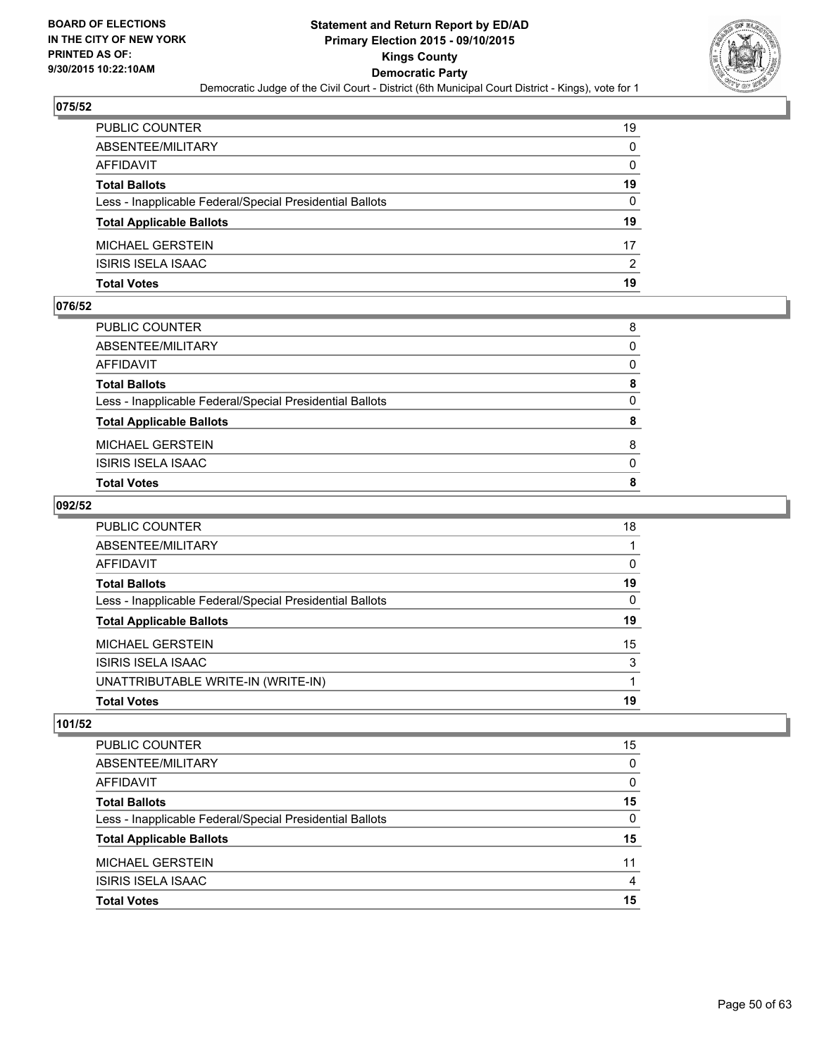## 075/52

| | |
|---|---|
| PUBLIC COUNTER | 19 |
| ABSENTEE/MILITARY | 0 |
| AFFIDAVIT | 0 |
| **Total Ballots** | **19** |
| Less - Inapplicable Federal/Special Presidential Ballots | 0 |
| **Total Applicable Ballots** | **19** |
| MICHAEL GERSTEIN | 17 |
| ISIRIS ISELA ISAAC | 2 |
| **Total Votes** | **19** |

## 076/52

| | |
|---|---|
| PUBLIC COUNTER | 8 |
| ABSENTEE/MILITARY | 0 |
| AFFIDAVIT | 0 |
| **Total Ballots** | **8** |
| Less - Inapplicable Federal/Special Presidential Ballots | 0 |
| **Total Applicable Ballots** | **8** |
| MICHAEL GERSTEIN | 8 |
| ISIRIS ISELA ISAAC | 0 |
| **Total Votes** | **8** |

## 092/52

| | |
|---|---|
| PUBLIC COUNTER | 18 |
| ABSENTEE/MILITARY | 1 |
| AFFIDAVIT | 0 |
| **Total Ballots** | **19** |
| Less - Inapplicable Federal/Special Presidential Ballots | 0 |
| **Total Applicable Ballots** | **19** |
| MICHAEL GERSTEIN | 15 |
| ISIRIS ISELA ISAAC | 3 |
| UNATTRIBUTABLE WRITE-IN (WRITE-IN) | 1 |
| **Total Votes** | **19** |

## 101/52

| | |
|---|---|
| PUBLIC COUNTER | 15 |
| ABSENTEE/MILITARY | 0 |
| AFFIDAVIT | 0 |
| **Total Ballots** | **15** |
| Less - Inapplicable Federal/Special Presidential Ballots | 0 |
| **Total Applicable Ballots** | **15** |
| MICHAEL GERSTEIN | 11 |
| ISIRIS ISELA ISAAC | 4 |
| **Total Votes** | **15** |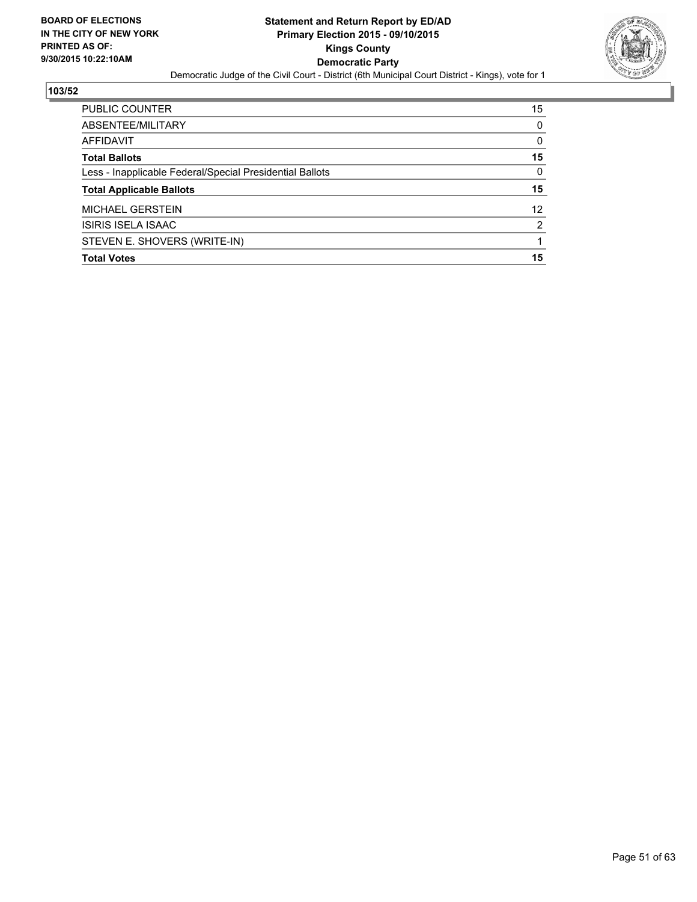BOARD OF ELECTIONS
IN THE CITY OF NEW YORK
PRINTED AS OF:
9/30/2015 10:22:10AM

**Statement and Return Report by ED/AD**
**Primary Election 2015 - 09/10/2015**
**Kings County**
**Democratic Party**
Democratic Judge of the Civil Court - District (6th Municipal Court District - Kings), vote for 1

**103/52**

| | |
|---|---|
| PUBLIC COUNTER | 15 |
| ABSENTEE/MILITARY | 0 |
| AFFIDAVIT | 0 |
| **Total Ballots** | **15** |
| Less - Inapplicable Federal/Special Presidential Ballots | 0 |
| **Total Applicable Ballots** | **15** |
| MICHAEL GERSTEIN | 12 |
| ISIRIS ISELA ISAAC | 2 |
| STEVEN E. SHOVERS (WRITE-IN) | 1 |
| **Total Votes** | **15** |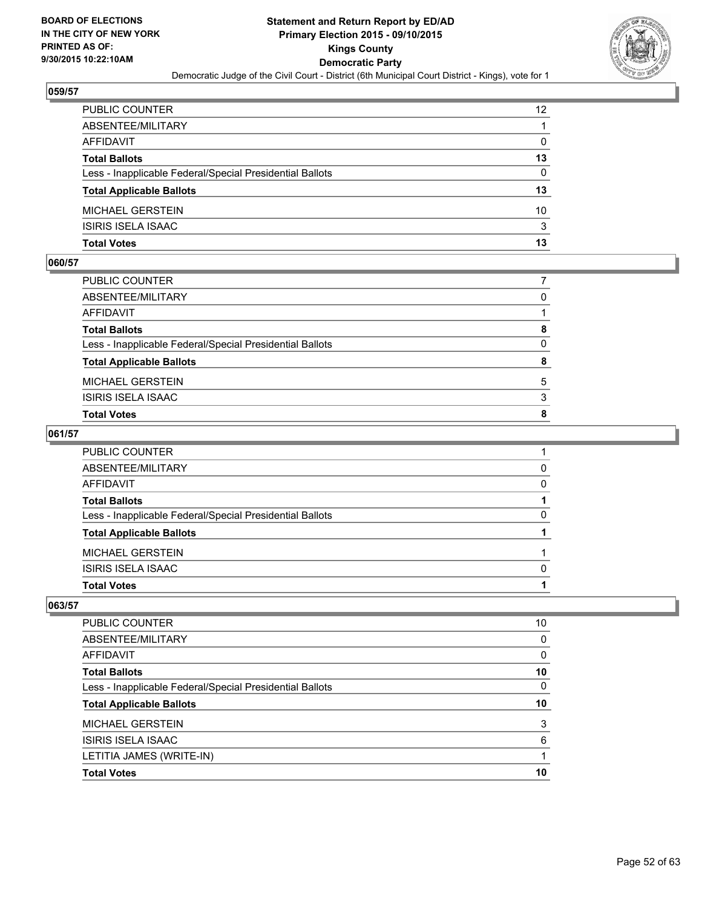## 059/57

| | |
|---|---|
| PUBLIC COUNTER | 12 |
| ABSENTEE/MILITARY | 1 |
| AFFIDAVIT | 0 |
| **Total Ballots** | **13** |
| Less - Inapplicable Federal/Special Presidential Ballots | 0 |
| **Total Applicable Ballots** | **13** |
| MICHAEL GERSTEIN | 10 |
| ISIRIS ISELA ISAAC | 3 |
| **Total Votes** | **13** |

## 060/57

| | |
|---|---|
| PUBLIC COUNTER | 7 |
| ABSENTEE/MILITARY | 0 |
| AFFIDAVIT | 1 |
| **Total Ballots** | **8** |
| Less - Inapplicable Federal/Special Presidential Ballots | 0 |
| **Total Applicable Ballots** | **8** |
| MICHAEL GERSTEIN | 5 |
| ISIRIS ISELA ISAAC | 3 |
| **Total Votes** | **8** |

## 061/57

| | |
|---|---|
| PUBLIC COUNTER | 1 |
| ABSENTEE/MILITARY | 0 |
| AFFIDAVIT | 0 |
| **Total Ballots** | **1** |
| Less - Inapplicable Federal/Special Presidential Ballots | 0 |
| **Total Applicable Ballots** | **1** |
| MICHAEL GERSTEIN | 1 |
| ISIRIS ISELA ISAAC | 0 |
| **Total Votes** | **1** |

## 063/57

| | |
|---|---|
| PUBLIC COUNTER | 10 |
| ABSENTEE/MILITARY | 0 |
| AFFIDAVIT | 0 |
| **Total Ballots** | **10** |
| Less - Inapplicable Federal/Special Presidential Ballots | 0 |
| **Total Applicable Ballots** | **10** |
| MICHAEL GERSTEIN | 3 |
| ISIRIS ISELA ISAAC | 6 |
| LETITIA JAMES (WRITE-IN) | 1 |
| **Total Votes** | **10** |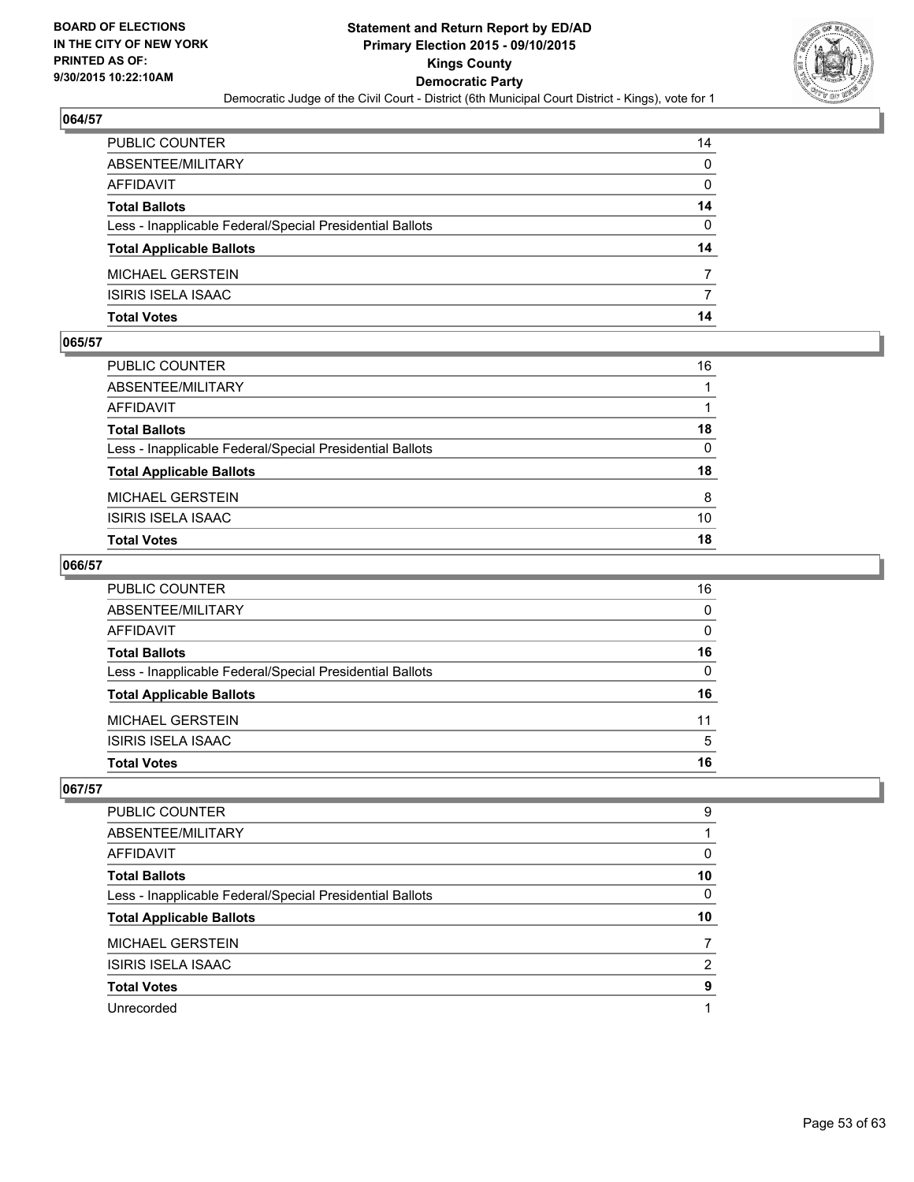BOARD OF ELECTIONS
IN THE CITY OF NEW YORK
PRINTED AS OF:
9/30/2015 10:22:10AM

# Statement and Return Report by ED/AD
## Primary Election 2015 - 09/10/2015
## Kings County
## Democratic Party
Democratic Judge of the Civil Court - District (6th Municipal Court District - Kings), vote for 1

### 064/57

| | |
|---|---|
| PUBLIC COUNTER | 14 |
| ABSENTEE/MILITARY | 0 |
| AFFIDAVIT | 0 |
| **Total Ballots** | **14** |
| Less - Inapplicable Federal/Special Presidential Ballots | 0 |
| **Total Applicable Ballots** | **14** |
| MICHAEL GERSTEIN | 7 |
| ISIRIS ISELA ISAAC | 7 |
| **Total Votes** | **14** |

### 065/57

| | |
|---|---|
| PUBLIC COUNTER | 16 |
| ABSENTEE/MILITARY | 1 |
| AFFIDAVIT | 1 |
| **Total Ballots** | **18** |
| Less - Inapplicable Federal/Special Presidential Ballots | 0 |
| **Total Applicable Ballots** | **18** |
| MICHAEL GERSTEIN | 8 |
| ISIRIS ISELA ISAAC | 10 |
| **Total Votes** | **18** |

### 066/57

| | |
|---|---|
| PUBLIC COUNTER | 16 |
| ABSENTEE/MILITARY | 0 |
| AFFIDAVIT | 0 |
| **Total Ballots** | **16** |
| Less - Inapplicable Federal/Special Presidential Ballots | 0 |
| **Total Applicable Ballots** | **16** |
| MICHAEL GERSTEIN | 11 |
| ISIRIS ISELA ISAAC | 5 |
| **Total Votes** | **16** |

### 067/57

| | |
|---|---|
| PUBLIC COUNTER | 9 |
| ABSENTEE/MILITARY | 1 |
| AFFIDAVIT | 0 |
| **Total Ballots** | **10** |
| Less - Inapplicable Federal/Special Presidential Ballots | 0 |
| **Total Applicable Ballots** | **10** |
| MICHAEL GERSTEIN | 7 |
| ISIRIS ISELA ISAAC | 2 |
| **Total Votes** | **9** |
| Unrecorded | 1 |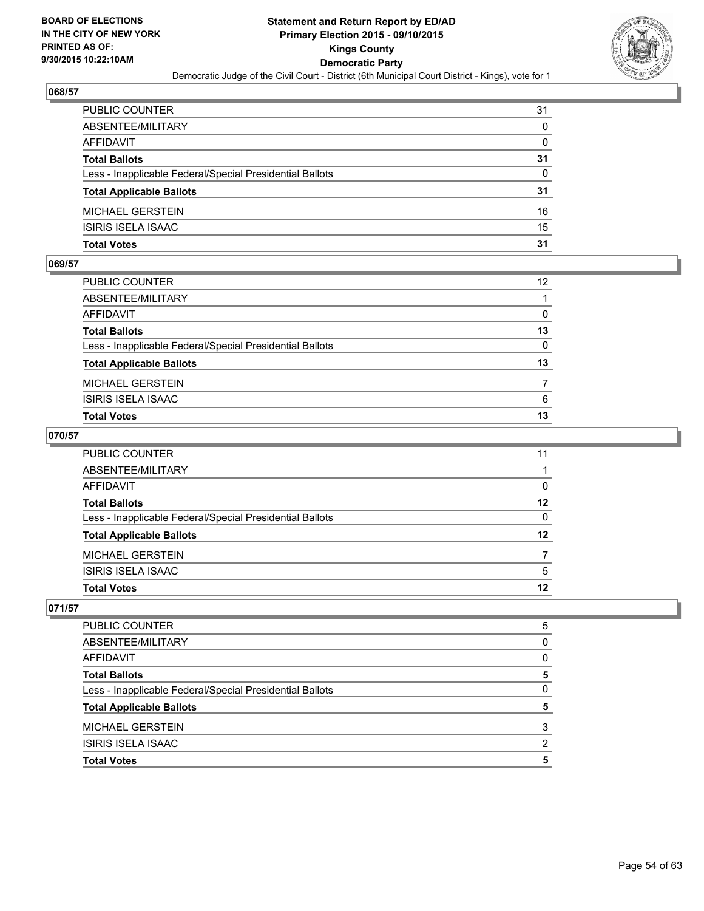**068/57**

| | |
|---|---|
| PUBLIC COUNTER | 31 |
| ABSENTEE/MILITARY | 0 |
| AFFIDAVIT | 0 |
| **Total Ballots** | **31** |
| Less - Inapplicable Federal/Special Presidential Ballots | 0 |
| **Total Applicable Ballots** | **31** |
| MICHAEL GERSTEIN | 16 |
| ISIRIS ISELA ISAAC | 15 |
| **Total Votes** | **31** |

**069/57**

| | |
|---|---|
| PUBLIC COUNTER | 12 |
| ABSENTEE/MILITARY | 1 |
| AFFIDAVIT | 0 |
| **Total Ballots** | **13** |
| Less - Inapplicable Federal/Special Presidential Ballots | 0 |
| **Total Applicable Ballots** | **13** |
| MICHAEL GERSTEIN | 7 |
| ISIRIS ISELA ISAAC | 6 |
| **Total Votes** | **13** |

**070/57**

| | |
|---|---|
| PUBLIC COUNTER | 11 |
| ABSENTEE/MILITARY | 1 |
| AFFIDAVIT | 0 |
| **Total Ballots** | **12** |
| Less - Inapplicable Federal/Special Presidential Ballots | 0 |
| **Total Applicable Ballots** | **12** |
| MICHAEL GERSTEIN | 7 |
| ISIRIS ISELA ISAAC | 5 |
| **Total Votes** | **12** |

**071/57**

| | |
|---|---|
| PUBLIC COUNTER | 5 |
| ABSENTEE/MILITARY | 0 |
| AFFIDAVIT | 0 |
| **Total Ballots** | **5** |
| Less - Inapplicable Federal/Special Presidential Ballots | 0 |
| **Total Applicable Ballots** | **5** |
| MICHAEL GERSTEIN | 3 |
| ISIRIS ISELA ISAAC | 2 |
| **Total Votes** | **5** |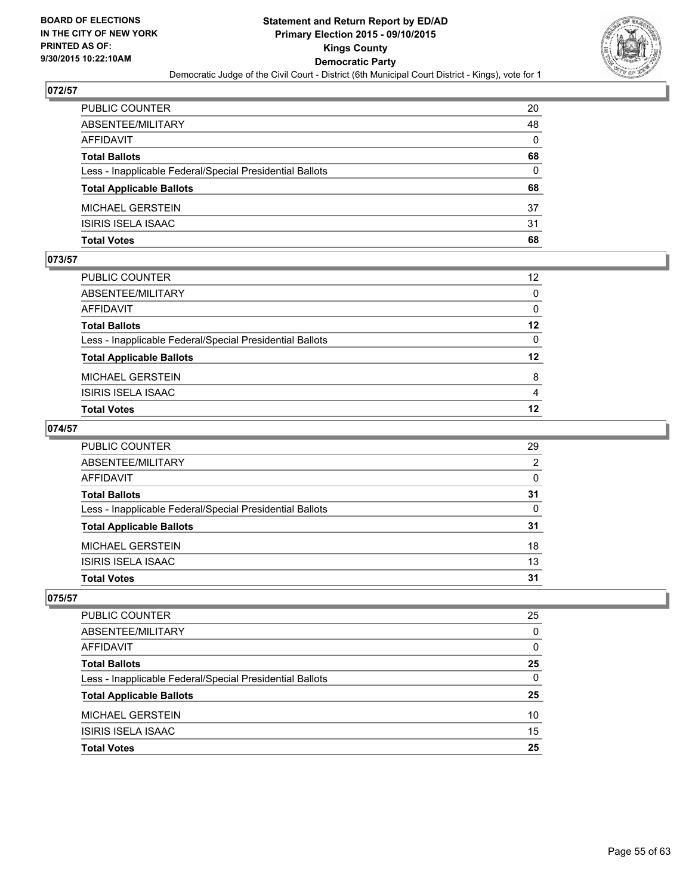## 072/57

| | |
|---|---|
| PUBLIC COUNTER | 20 |
| ABSENTEE/MILITARY | 48 |
| AFFIDAVIT | 0 |
| **Total Ballots** | **68** |
| Less - Inapplicable Federal/Special Presidential Ballots | 0 |
| **Total Applicable Ballots** | **68** |
| MICHAEL GERSTEIN | 37 |
| ISIRIS ISELA ISAAC | 31 |
| **Total Votes** | **68** |

## 073/57

| | |
|---|---|
| PUBLIC COUNTER | 12 |
| ABSENTEE/MILITARY | 0 |
| AFFIDAVIT | 0 |
| **Total Ballots** | **12** |
| Less - Inapplicable Federal/Special Presidential Ballots | 0 |
| **Total Applicable Ballots** | **12** |
| MICHAEL GERSTEIN | 8 |
| ISIRIS ISELA ISAAC | 4 |
| **Total Votes** | **12** |

## 074/57

| | |
|---|---|
| PUBLIC COUNTER | 29 |
| ABSENTEE/MILITARY | 2 |
| AFFIDAVIT | 0 |
| **Total Ballots** | **31** |
| Less - Inapplicable Federal/Special Presidential Ballots | 0 |
| **Total Applicable Ballots** | **31** |
| MICHAEL GERSTEIN | 18 |
| ISIRIS ISELA ISAAC | 13 |
| **Total Votes** | **31** |

## 075/57

| | |
|---|---|
| PUBLIC COUNTER | 25 |
| ABSENTEE/MILITARY | 0 |
| AFFIDAVIT | 0 |
| **Total Ballots** | **25** |
| Less - Inapplicable Federal/Special Presidential Ballots | 0 |
| **Total Applicable Ballots** | **25** |
| MICHAEL GERSTEIN | 10 |
| ISIRIS ISELA ISAAC | 15 |
| **Total Votes** | **25** |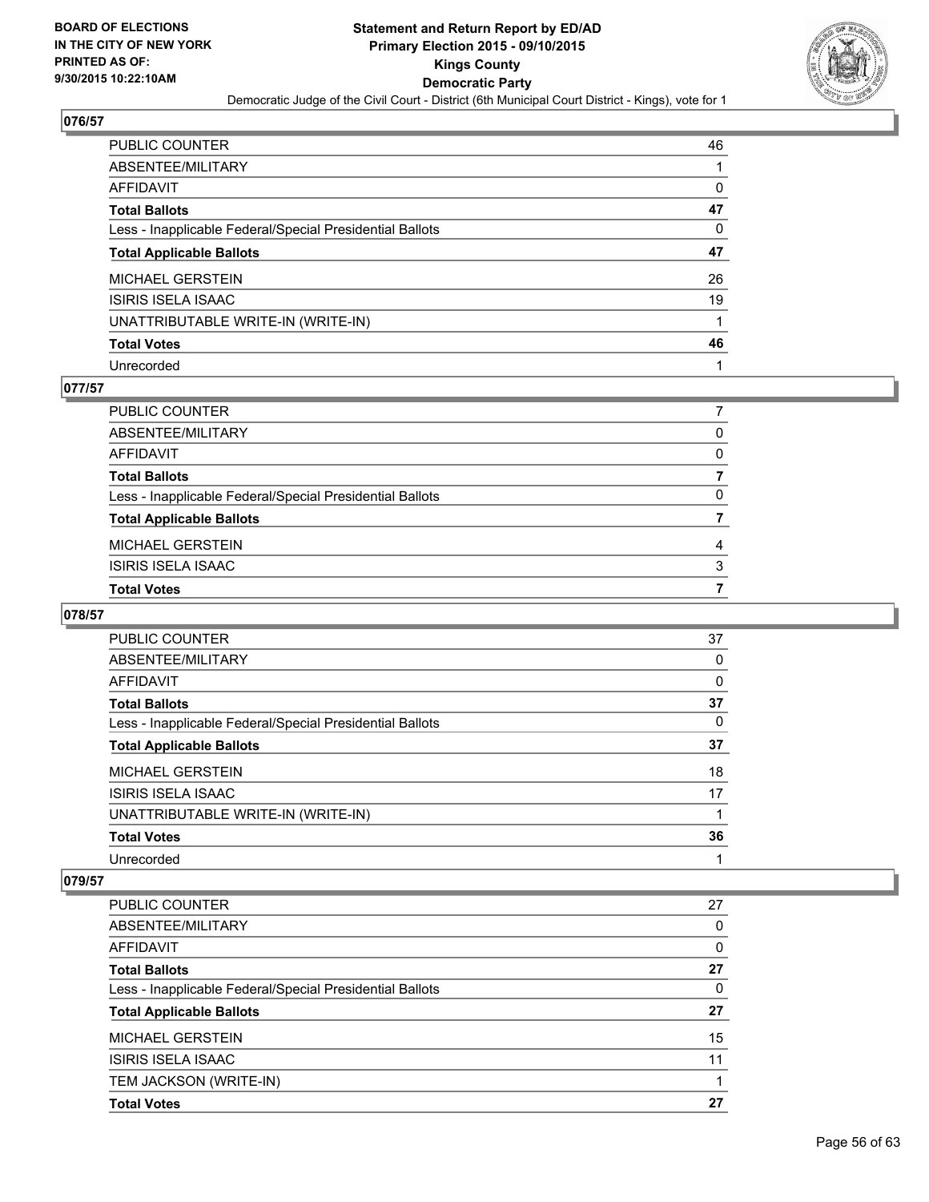BOARD OF ELECTIONS
IN THE CITY OF NEW YORK
PRINTED AS OF:
9/30/2015 10:22:10AM

# Statement and Return Report by ED/AD
## Primary Election 2015 - 09/10/2015
## Kings County
## Democratic Party

Democratic Judge of the Civil Court - District (6th Municipal Court District - Kings), vote for 1

### 076/57

| | |
|---|---|
| PUBLIC COUNTER | 46 |
| ABSENTEE/MILITARY | 1 |
| AFFIDAVIT | 0 |
| **Total Ballots** | **47** |
| Less - Inapplicable Federal/Special Presidential Ballots | 0 |
| **Total Applicable Ballots** | **47** |
| MICHAEL GERSTEIN | 26 |
| ISIRIS ISELA ISAAC | 19 |
| UNATTRIBUTABLE WRITE-IN (WRITE-IN) | 1 |
| **Total Votes** | **46** |
| Unrecorded | 1 |

### 077/57

| | |
|---|---|
| PUBLIC COUNTER | 7 |
| ABSENTEE/MILITARY | 0 |
| AFFIDAVIT | 0 |
| **Total Ballots** | **7** |
| Less - Inapplicable Federal/Special Presidential Ballots | 0 |
| **Total Applicable Ballots** | **7** |
| MICHAEL GERSTEIN | 4 |
| ISIRIS ISELA ISAAC | 3 |
| **Total Votes** | **7** |

### 078/57

| | |
|---|---|
| PUBLIC COUNTER | 37 |
| ABSENTEE/MILITARY | 0 |
| AFFIDAVIT | 0 |
| **Total Ballots** | **37** |
| Less - Inapplicable Federal/Special Presidential Ballots | 0 |
| **Total Applicable Ballots** | **37** |
| MICHAEL GERSTEIN | 18 |
| ISIRIS ISELA ISAAC | 17 |
| UNATTRIBUTABLE WRITE-IN (WRITE-IN) | 1 |
| **Total Votes** | **36** |
| Unrecorded | 1 |

### 079/57

| | |
|---|---|
| PUBLIC COUNTER | 27 |
| ABSENTEE/MILITARY | 0 |
| AFFIDAVIT | 0 |
| **Total Ballots** | **27** |
| Less - Inapplicable Federal/Special Presidential Ballots | 0 |
| **Total Applicable Ballots** | **27** |
| MICHAEL GERSTEIN | 15 |
| ISIRIS ISELA ISAAC | 11 |
| TEM JACKSON (WRITE-IN) | 1 |
| **Total Votes** | **27** |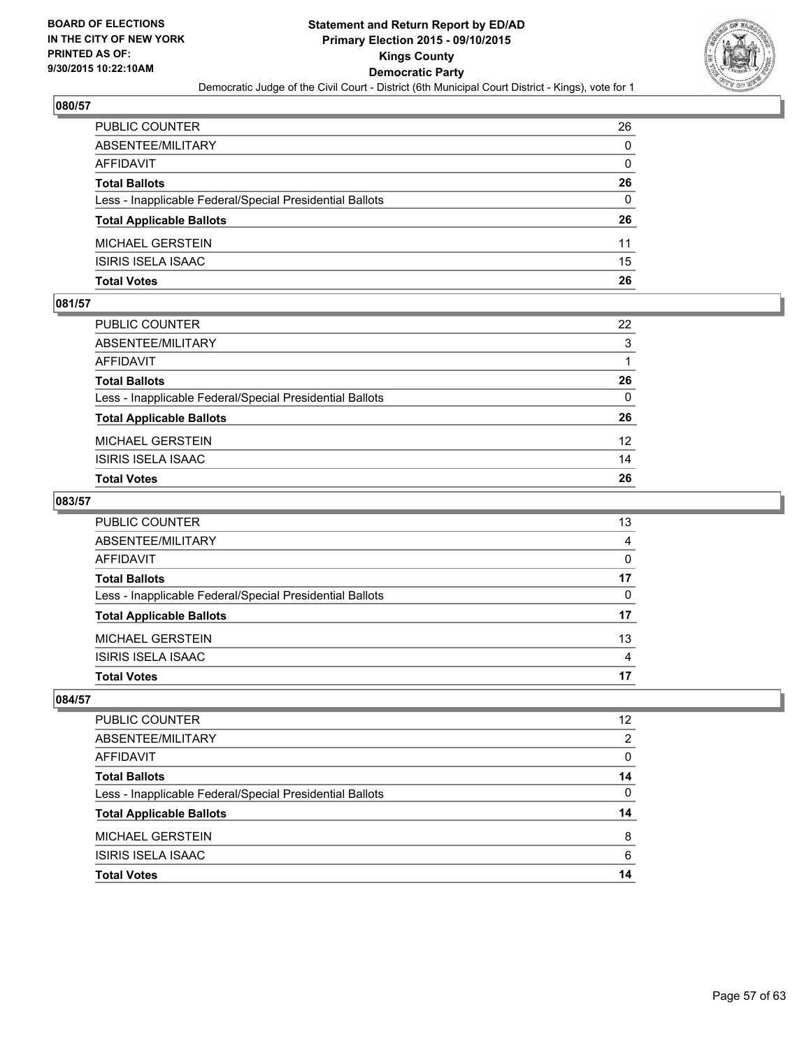**BOARD OF ELECTIONS IN THE CITY OF NEW YORK PRINTED AS OF: 9/30/2015 10:22:10AM**

# Statement and Return Report by ED/AD
## Primary Election 2015 - 09/10/2015
## Kings County
## Democratic Party
### Democratic Judge of the Civil Court - District (6th Municipal Court District - Kings), vote for 1

### 080/57

| | |
|---|---|
| PUBLIC COUNTER | 26 |
| ABSENTEE/MILITARY | 0 |
| AFFIDAVIT | 0 |
| **Total Ballots** | **26** |
| Less - Inapplicable Federal/Special Presidential Ballots | 0 |
| **Total Applicable Ballots** | **26** |
| MICHAEL GERSTEIN | 11 |
| ISIRIS ISELA ISAAC | 15 |
| **Total Votes** | **26** |

### 081/57

| | |
|---|---|
| PUBLIC COUNTER | 22 |
| ABSENTEE/MILITARY | 3 |
| AFFIDAVIT | 1 |
| **Total Ballots** | **26** |
| Less - Inapplicable Federal/Special Presidential Ballots | 0 |
| **Total Applicable Ballots** | **26** |
| MICHAEL GERSTEIN | 12 |
| ISIRIS ISELA ISAAC | 14 |
| **Total Votes** | **26** |

### 083/57

| | |
|---|---|
| PUBLIC COUNTER | 13 |
| ABSENTEE/MILITARY | 4 |
| AFFIDAVIT | 0 |
| **Total Ballots** | **17** |
| Less - Inapplicable Federal/Special Presidential Ballots | 0 |
| **Total Applicable Ballots** | **17** |
| MICHAEL GERSTEIN | 13 |
| ISIRIS ISELA ISAAC | 4 |
| **Total Votes** | **17** |

### 084/57

| | |
|---|---|
| PUBLIC COUNTER | 12 |
| ABSENTEE/MILITARY | 2 |
| AFFIDAVIT | 0 |
| **Total Ballots** | **14** |
| Less - Inapplicable Federal/Special Presidential Ballots | 0 |
| **Total Applicable Ballots** | **14** |
| MICHAEL GERSTEIN | 8 |
| ISIRIS ISELA ISAAC | 6 |
| **Total Votes** | **14** |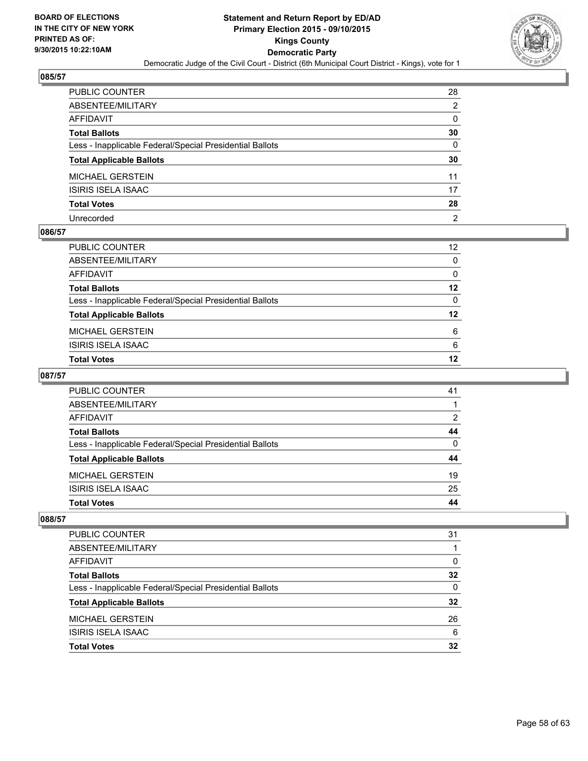**Statement and Return Report by ED/AD**
**Primary Election 2015 - 09/10/2015**
**Kings County**
**Democratic Party**
Democratic Judge of the Civil Court - District (6th Municipal Court District - Kings), vote for 1

BOARD OF ELECTIONS
IN THE CITY OF NEW YORK
PRINTED AS OF:
9/30/2015 10:22:10AM

### 085/57

| | |
|---|---|
| PUBLIC COUNTER | 28 |
| ABSENTEE/MILITARY | 2 |
| AFFIDAVIT | 0 |
| **Total Ballots** | **30** |
| Less - Inapplicable Federal/Special Presidential Ballots | 0 |
| **Total Applicable Ballots** | **30** |
| MICHAEL GERSTEIN | 11 |
| ISIRIS ISELA ISAAC | 17 |
| **Total Votes** | **28** |
| Unrecorded | 2 |

### 086/57

| | |
|---|---|
| PUBLIC COUNTER | 12 |
| ABSENTEE/MILITARY | 0 |
| AFFIDAVIT | 0 |
| **Total Ballots** | **12** |
| Less - Inapplicable Federal/Special Presidential Ballots | 0 |
| **Total Applicable Ballots** | **12** |
| MICHAEL GERSTEIN | 6 |
| ISIRIS ISELA ISAAC | 6 |
| **Total Votes** | **12** |

### 087/57

| | |
|---|---|
| PUBLIC COUNTER | 41 |
| ABSENTEE/MILITARY | 1 |
| AFFIDAVIT | 2 |
| **Total Ballots** | **44** |
| Less - Inapplicable Federal/Special Presidential Ballots | 0 |
| **Total Applicable Ballots** | **44** |
| MICHAEL GERSTEIN | 19 |
| ISIRIS ISELA ISAAC | 25 |
| **Total Votes** | **44** |

### 088/57

| | |
|---|---|
| PUBLIC COUNTER | 31 |
| ABSENTEE/MILITARY | 1 |
| AFFIDAVIT | 0 |
| **Total Ballots** | **32** |
| Less - Inapplicable Federal/Special Presidential Ballots | 0 |
| **Total Applicable Ballots** | **32** |
| MICHAEL GERSTEIN | 26 |
| ISIRIS ISELA ISAAC | 6 |
| **Total Votes** | **32** |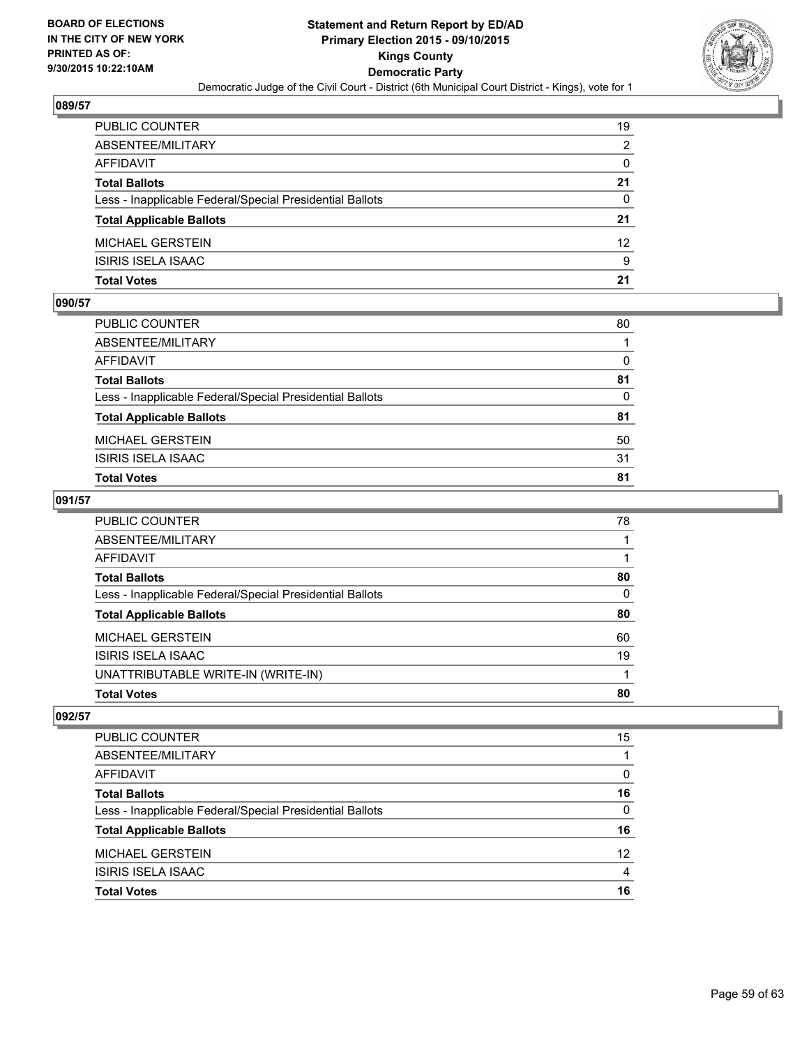BOARD OF ELECTIONS
IN THE CITY OF NEW YORK
PRINTED AS OF:
9/30/2015 10:22:10AM

**Statement and Return Report by ED/AD**
**Primary Election 2015 - 09/10/2015**
**Kings County**
**Democratic Party**
Democratic Judge of the Civil Court - District (6th Municipal Court District - Kings), vote for 1

### 089/57

| | |
|---|---|
| PUBLIC COUNTER | 19 |
| ABSENTEE/MILITARY | 2 |
| AFFIDAVIT | 0 |
| **Total Ballots** | **21** |
| Less - Inapplicable Federal/Special Presidential Ballots | 0 |
| **Total Applicable Ballots** | **21** |
| MICHAEL GERSTEIN | 12 |
| ISIRIS ISELA ISAAC | 9 |
| **Total Votes** | **21** |

### 090/57

| | |
|---|---|
| PUBLIC COUNTER | 80 |
| ABSENTEE/MILITARY | 1 |
| AFFIDAVIT | 0 |
| **Total Ballots** | **81** |
| Less - Inapplicable Federal/Special Presidential Ballots | 0 |
| **Total Applicable Ballots** | **81** |
| MICHAEL GERSTEIN | 50 |
| ISIRIS ISELA ISAAC | 31 |
| **Total Votes** | **81** |

### 091/57

| | |
|---|---|
| PUBLIC COUNTER | 78 |
| ABSENTEE/MILITARY | 1 |
| AFFIDAVIT | 1 |
| **Total Ballots** | **80** |
| Less - Inapplicable Federal/Special Presidential Ballots | 0 |
| **Total Applicable Ballots** | **80** |
| MICHAEL GERSTEIN | 60 |
| ISIRIS ISELA ISAAC | 19 |
| UNATTRIBUTABLE WRITE-IN (WRITE-IN) | 1 |
| **Total Votes** | **80** |

### 092/57

| | |
|---|---|
| PUBLIC COUNTER | 15 |
| ABSENTEE/MILITARY | 1 |
| AFFIDAVIT | 0 |
| **Total Ballots** | **16** |
| Less - Inapplicable Federal/Special Presidential Ballots | 0 |
| **Total Applicable Ballots** | **16** |
| MICHAEL GERSTEIN | 12 |
| ISIRIS ISELA ISAAC | 4 |
| **Total Votes** | **16** |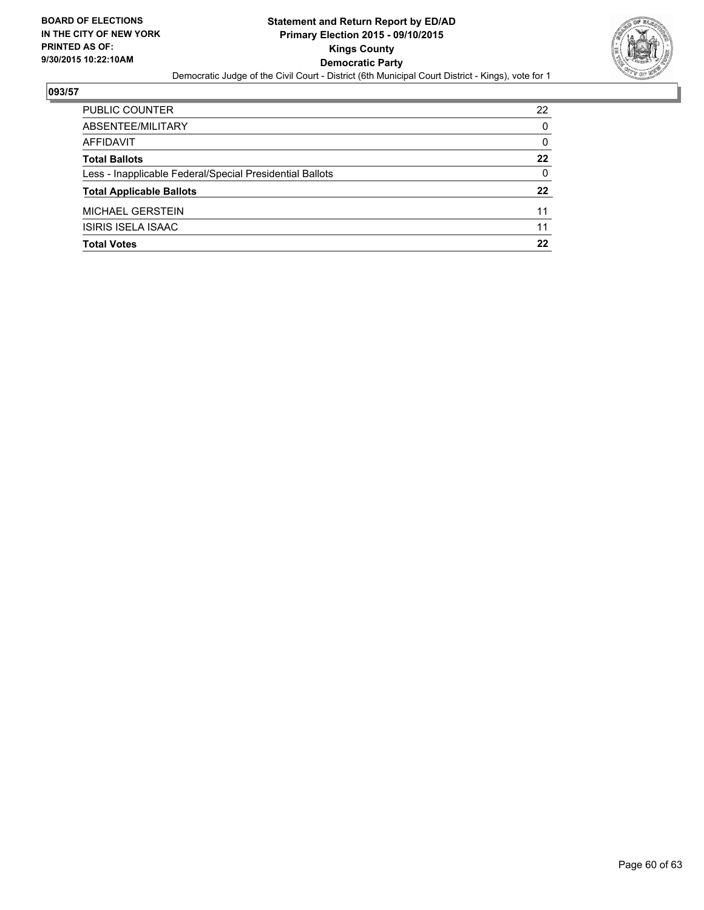**BOARD OF ELECTIONS IN THE CITY OF NEW YORK PRINTED AS OF: 9/30/2015 10:22:10AM**

**Statement and Return Report by ED/AD**
**Primary Election 2015 - 09/10/2015**
**Kings County**
**Democratic Party**
Democratic Judge of the Civil Court - District (6th Municipal Court District - Kings), vote for 1

## 093/57

| | |
|---|---|
| PUBLIC COUNTER | 22 |
| ABSENTEE/MILITARY | 0 |
| AFFIDAVIT | 0 |
| **Total Ballots** | **22** |
| Less - Inapplicable Federal/Special Presidential Ballots | 0 |
| **Total Applicable Ballots** | **22** |
| MICHAEL GERSTEIN | 11 |
| ISIRIS ISELA ISAAC | 11 |
| **Total Votes** | **22** |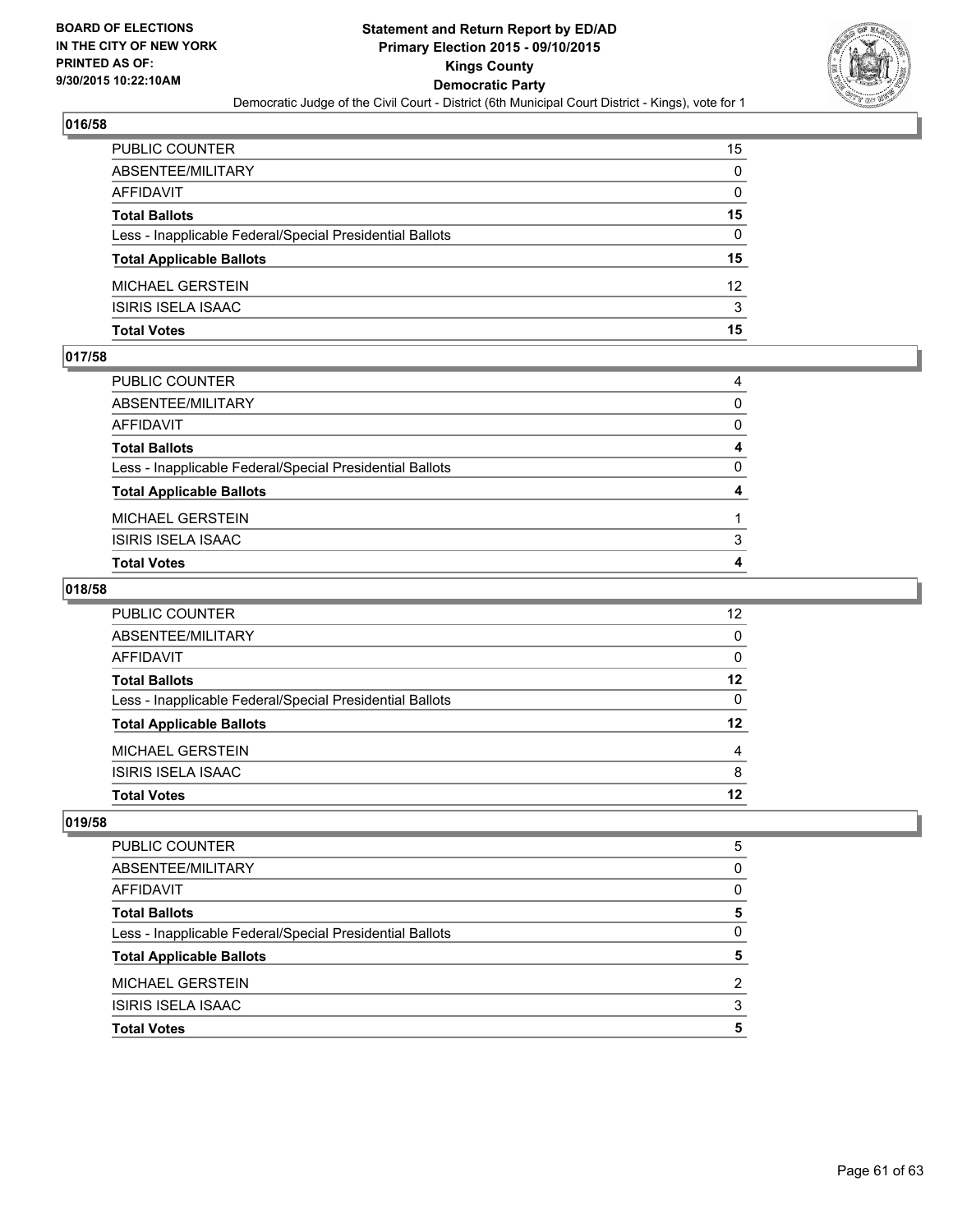**BOARD OF ELECTIONS IN THE CITY OF NEW YORK PRINTED AS OF: 9/30/2015 10:22:10AM**

**Statement and Return Report by ED/AD**
**Primary Election 2015 - 09/10/2015**
**Kings County**
**Democratic Party**
Democratic Judge of the Civil Court - District (6th Municipal Court District - Kings), vote for 1

### 016/58

| | |
|---|---|
| PUBLIC COUNTER | 15 |
| ABSENTEE/MILITARY | 0 |
| AFFIDAVIT | 0 |
| **Total Ballots** | **15** |
| Less - Inapplicable Federal/Special Presidential Ballots | 0 |
| **Total Applicable Ballots** | **15** |
| MICHAEL GERSTEIN | 12 |
| ISIRIS ISELA ISAAC | 3 |
| **Total Votes** | **15** |

### 017/58

| | |
|---|---|
| PUBLIC COUNTER | 4 |
| ABSENTEE/MILITARY | 0 |
| AFFIDAVIT | 0 |
| **Total Ballots** | **4** |
| Less - Inapplicable Federal/Special Presidential Ballots | 0 |
| **Total Applicable Ballots** | **4** |
| MICHAEL GERSTEIN | 1 |
| ISIRIS ISELA ISAAC | 3 |
| **Total Votes** | **4** |

### 018/58

| | |
|---|---|
| PUBLIC COUNTER | 12 |
| ABSENTEE/MILITARY | 0 |
| AFFIDAVIT | 0 |
| **Total Ballots** | **12** |
| Less - Inapplicable Federal/Special Presidential Ballots | 0 |
| **Total Applicable Ballots** | **12** |
| MICHAEL GERSTEIN | 4 |
| ISIRIS ISELA ISAAC | 8 |
| **Total Votes** | **12** |

### 019/58

| | |
|---|---|
| PUBLIC COUNTER | 5 |
| ABSENTEE/MILITARY | 0 |
| AFFIDAVIT | 0 |
| **Total Ballots** | **5** |
| Less - Inapplicable Federal/Special Presidential Ballots | 0 |
| **Total Applicable Ballots** | **5** |
| MICHAEL GERSTEIN | 2 |
| ISIRIS ISELA ISAAC | 3 |
| **Total Votes** | **5** |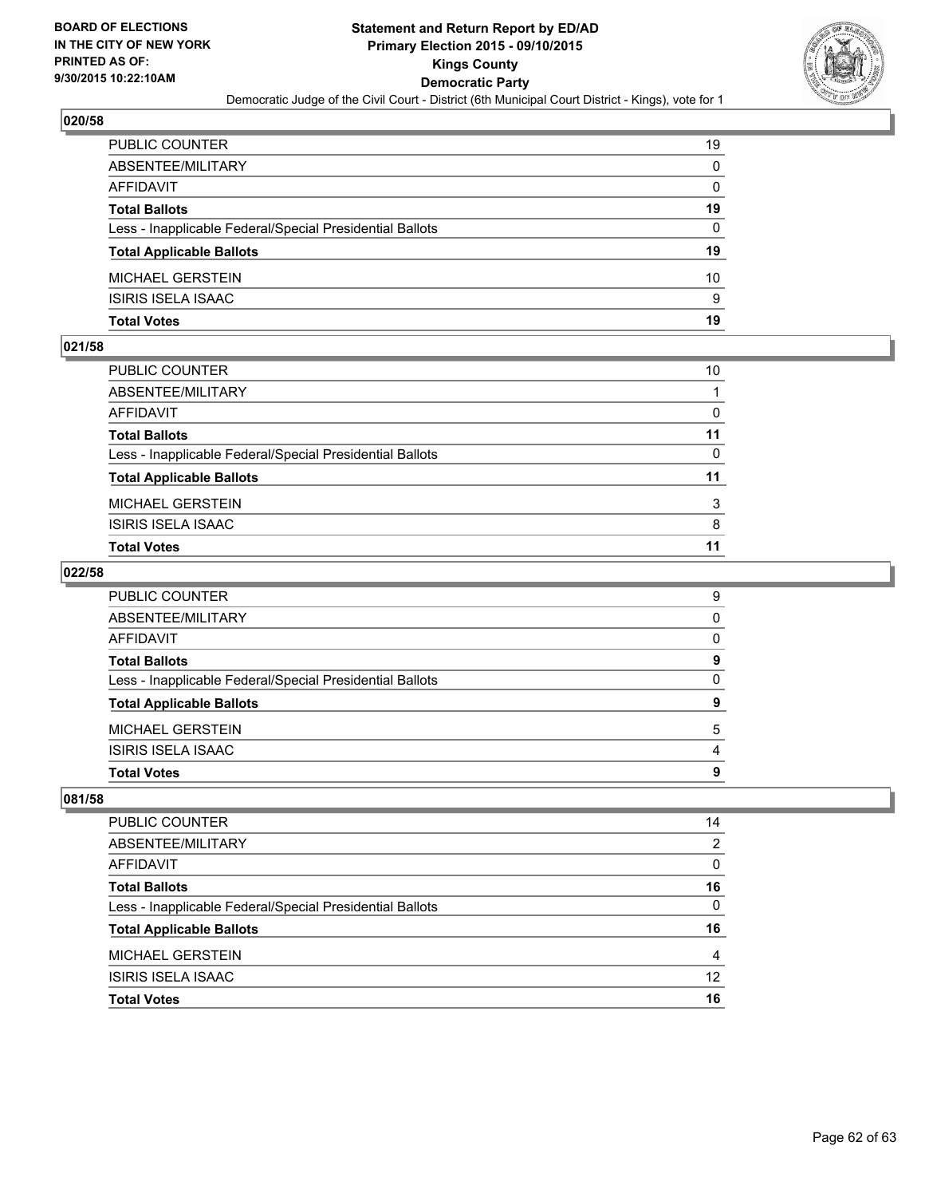# Statement and Return Report by ED/AD
## Primary Election 2015 - 09/10/2015
## Kings County
## Democratic Party
### Democratic Judge of the Civil Court - District (6th Municipal Court District - Kings), vote for 1

BOARD OF ELECTIONS IN THE CITY OF NEW YORK PRINTED AS OF: 9/30/2015 10:22:10AM

**020/58**

| | |
|---|---|
| PUBLIC COUNTER | 19 |
| ABSENTEE/MILITARY | 0 |
| AFFIDAVIT | 0 |
| **Total Ballots** | **19** |
| Less - Inapplicable Federal/Special Presidential Ballots | 0 |
| **Total Applicable Ballots** | **19** |
| MICHAEL GERSTEIN | 10 |
| ISIRIS ISELA ISAAC | 9 |
| **Total Votes** | **19** |

**021/58**

| | |
|---|---|
| PUBLIC COUNTER | 10 |
| ABSENTEE/MILITARY | 1 |
| AFFIDAVIT | 0 |
| **Total Ballots** | **11** |
| Less - Inapplicable Federal/Special Presidential Ballots | 0 |
| **Total Applicable Ballots** | **11** |
| MICHAEL GERSTEIN | 3 |
| ISIRIS ISELA ISAAC | 8 |
| **Total Votes** | **11** |

**022/58**

| | |
|---|---|
| PUBLIC COUNTER | 9 |
| ABSENTEE/MILITARY | 0 |
| AFFIDAVIT | 0 |
| **Total Ballots** | **9** |
| Less - Inapplicable Federal/Special Presidential Ballots | 0 |
| **Total Applicable Ballots** | **9** |
| MICHAEL GERSTEIN | 5 |
| ISIRIS ISELA ISAAC | 4 |
| **Total Votes** | **9** |

**081/58**

| | |
|---|---|
| PUBLIC COUNTER | 14 |
| ABSENTEE/MILITARY | 2 |
| AFFIDAVIT | 0 |
| **Total Ballots** | **16** |
| Less - Inapplicable Federal/Special Presidential Ballots | 0 |
| **Total Applicable Ballots** | **16** |
| MICHAEL GERSTEIN | 4 |
| ISIRIS ISELA ISAAC | 12 |
| **Total Votes** | **16** |